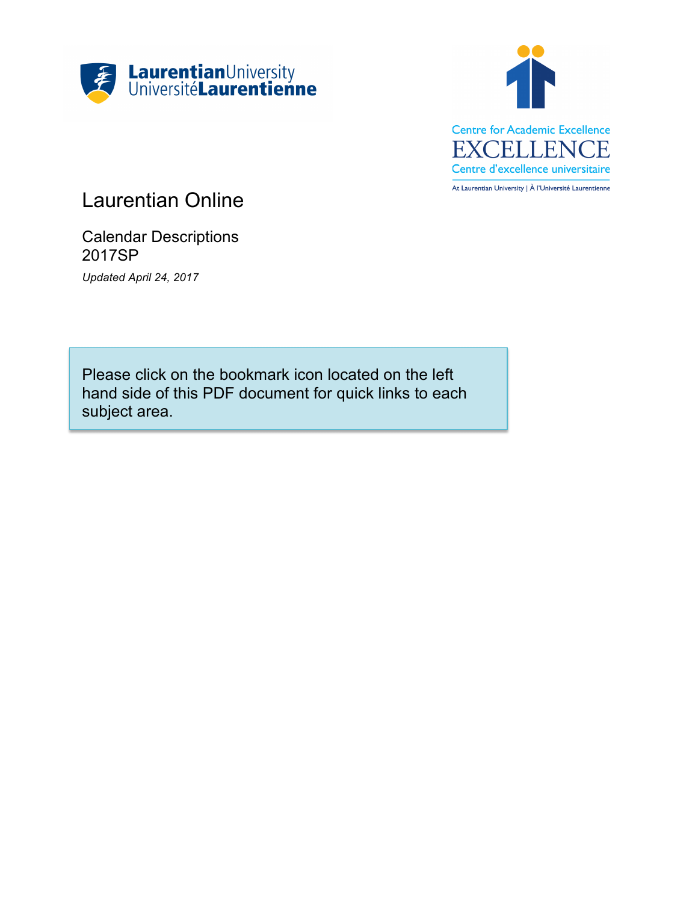LaurentianUniversity
UniversitéLaurentienne

Centre for Academic Excellence
EXCELLENCE
Centre d'excellence universitaire

At Laurentian University | À l'Université Laurentienne

# Laurentian Online

Calendar Descriptions
2017SP

*Updated April 24, 2017*

Please click on the bookmark icon located on the left hand side of this PDF document for quick links to each subject area.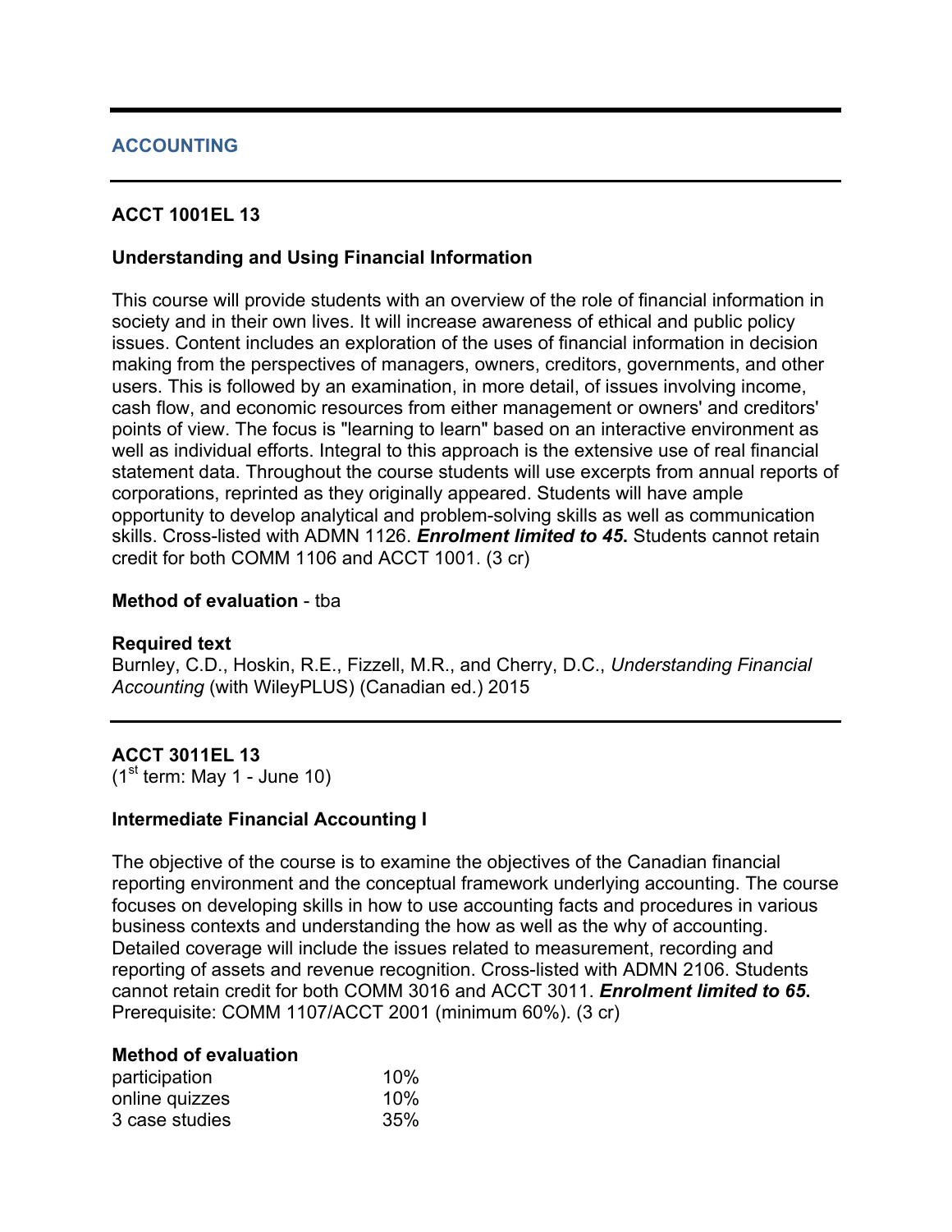## ACCOUNTING

### ACCT 1001EL 13

**Understanding and Using Financial Information**

This course will provide students with an overview of the role of financial information in society and in their own lives. It will increase awareness of ethical and public policy issues. Content includes an exploration of the uses of financial information in decision making from the perspectives of managers, owners, creditors, governments, and other users. This is followed by an examination, in more detail, of issues involving income, cash flow, and economic resources from either management or owners' and creditors' points of view. The focus is "learning to learn" based on an interactive environment as well as individual efforts. Integral to this approach is the extensive use of real financial statement data. Throughout the course students will use excerpts from annual reports of corporations, reprinted as they originally appeared. Students will have ample opportunity to develop analytical and problem-solving skills as well as communication skills. Cross-listed with ADMN 1126. ***Enrolment limited to 45***. Students cannot retain credit for both COMM 1106 and ACCT 1001. (3 cr)

**Method of evaluation** - tba

**Required text**
Burnley, C.D., Hoskin, R.E., Fizzell, M.R., and Cherry, D.C., *Understanding Financial Accounting* (with WileyPLUS) (Canadian ed.) 2015

### ACCT 3011EL 13
(1st term: May 1 - June 10)

**Intermediate Financial Accounting I**

The objective of the course is to examine the objectives of the Canadian financial reporting environment and the conceptual framework underlying accounting. The course focuses on developing skills in how to use accounting facts and procedures in various business contexts and understanding the how as well as the why of accounting. Detailed coverage will include the issues related to measurement, recording and reporting of assets and revenue recognition. Cross-listed with ADMN 2106. Students cannot retain credit for both COMM 3016 and ACCT 3011. ***Enrolment limited to 65***. Prerequisite: COMM 1107/ACCT 2001 (minimum 60%). (3 cr)

**Method of evaluation**

| | |
|---|---|
| participation | 10% |
| online quizzes | 10% |
| 3 case studies | 35% |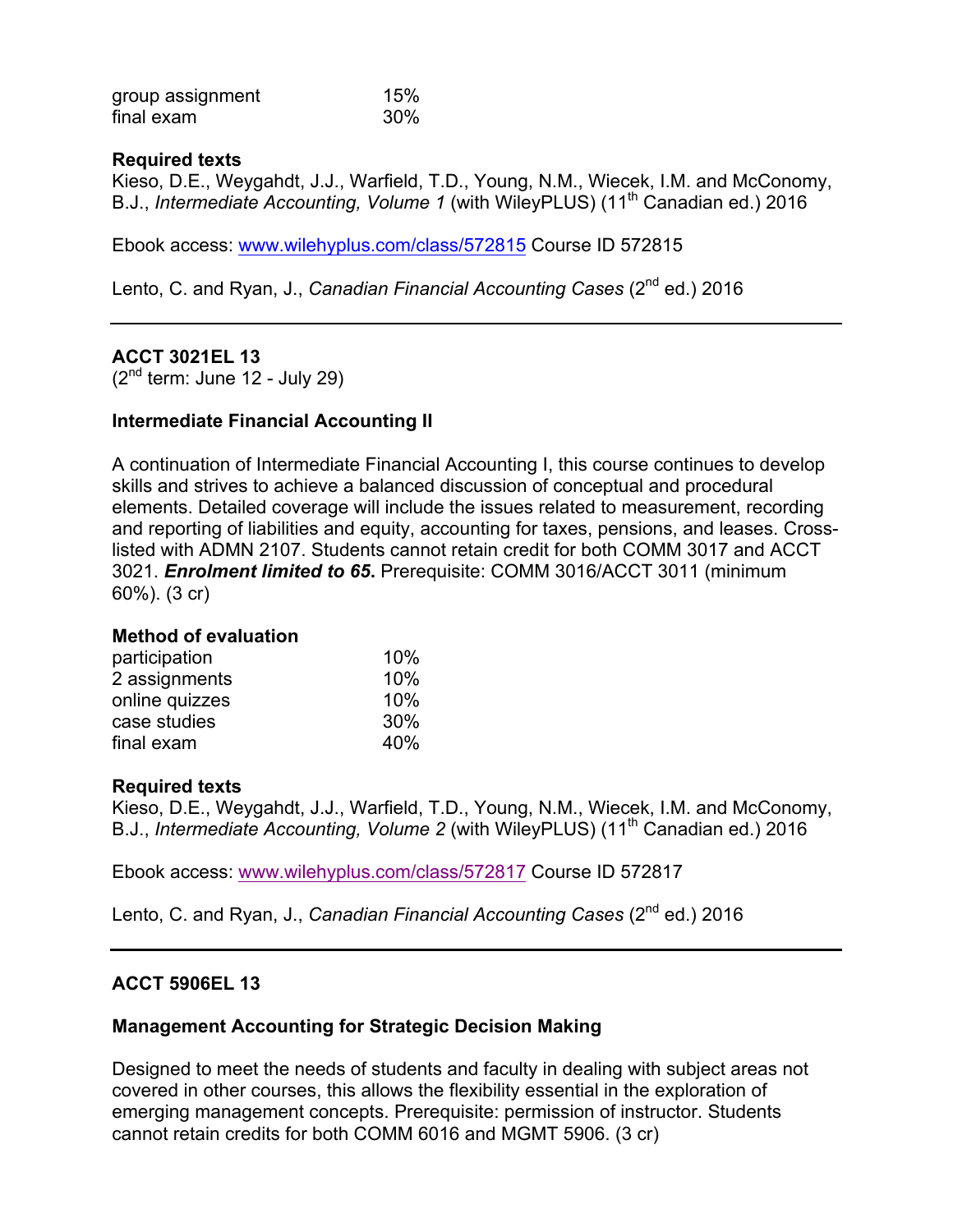| | |
|---|---|
| group assignment | 15% |
| final exam | 30% |

**Required texts**
Kieso, D.E., Weygahdt, J.J., Warfield, T.D., Young, N.M., Wiecek, I.M. and McConomy, B.J., *Intermediate Accounting, Volume 1* (with WileyPLUS) (11th Canadian ed.) 2016

Ebook access: [www.wilehyplus.com/class/572815](www.wilehyplus.com/class/572815) Course ID 572815

Lento, C. and Ryan, J., *Canadian Financial Accounting Cases* (2nd ed.) 2016

---

**ACCT 3021EL 13**
(2nd term: June 12 - July 29)

**Intermediate Financial Accounting II**

A continuation of Intermediate Financial Accounting I, this course continues to develop skills and strives to achieve a balanced discussion of conceptual and procedural elements. Detailed coverage will include the issues related to measurement, recording and reporting of liabilities and equity, accounting for taxes, pensions, and leases. Cross-listed with ADMN 2107. Students cannot retain credit for both COMM 3017 and ACCT 3021. ***Enrolment limited to 65*.** Prerequisite: COMM 3016/ACCT 3011 (minimum 60%). (3 cr)

**Method of evaluation**

| | |
|---|---|
| participation | 10% |
| 2 assignments | 10% |
| online quizzes | 10% |
| case studies | 30% |
| final exam | 40% |

**Required texts**
Kieso, D.E., Weygahdt, J.J., Warfield, T.D., Young, N.M., Wiecek, I.M. and McConomy, B.J., *Intermediate Accounting, Volume 2* (with WileyPLUS) (11th Canadian ed.) 2016

Ebook access: [www.wilehyplus.com/class/572817](www.wilehyplus.com/class/572817) Course ID 572817

Lento, C. and Ryan, J., *Canadian Financial Accounting Cases* (2nd ed.) 2016

---

**ACCT 5906EL 13**

**Management Accounting for Strategic Decision Making**

Designed to meet the needs of students and faculty in dealing with subject areas not covered in other courses, this allows the flexibility essential in the exploration of emerging management concepts. Prerequisite: permission of instructor. Students cannot retain credits for both COMM 6016 and MGMT 5906. (3 cr)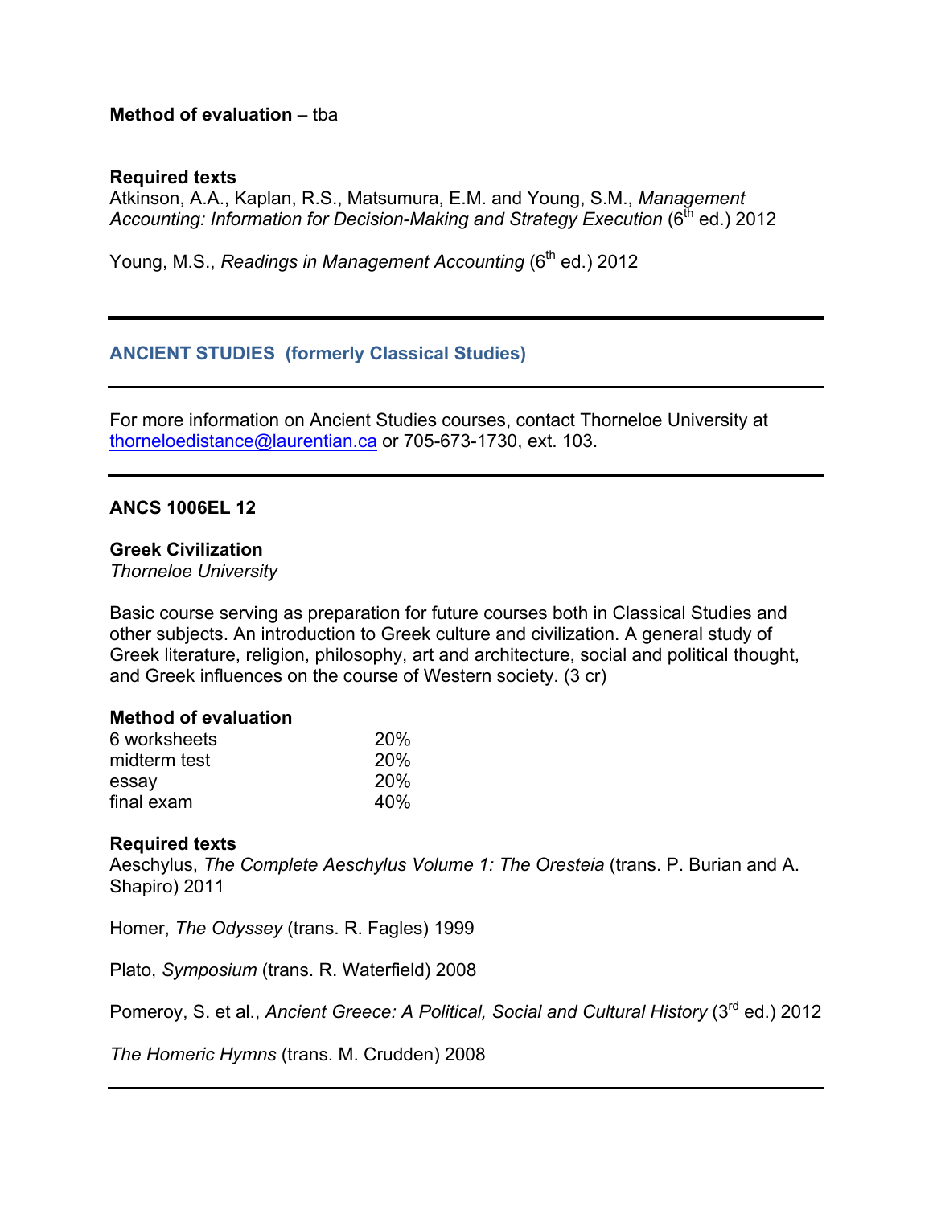**Method of evaluation** – tba

**Required texts**
Atkinson, A.A., Kaplan, R.S., Matsumura, E.M. and Young, S.M., *Management Accounting: Information for Decision-Making and Strategy Execution* (6th ed.) 2012

Young, M.S., *Readings in Management Accounting* (6th ed.) 2012

---

## ANCIENT STUDIES (formerly Classical Studies)

---

For more information on Ancient Studies courses, contact Thorneloe University at thorneloedistance@laurentian.ca or 705-673-1730, ext. 103.

---

### ANCS 1006EL 12

**Greek Civilization**
*Thorneloe University*

Basic course serving as preparation for future courses both in Classical Studies and other subjects. An introduction to Greek culture and civilization. A general study of Greek literature, religion, philosophy, art and architecture, social and political thought, and Greek influences on the course of Western society. (3 cr)

**Method of evaluation**

| | |
|---|---|
| 6 worksheets | 20% |
| midterm test | 20% |
| essay | 20% |
| final exam | 40% |

**Required texts**
Aeschylus, *The Complete Aeschylus Volume 1: The Oresteia* (trans. P. Burian and A. Shapiro) 2011

Homer, *The Odyssey* (trans. R. Fagles) 1999

Plato, *Symposium* (trans. R. Waterfield) 2008

Pomeroy, S. et al., *Ancient Greece: A Political, Social and Cultural History* (3rd ed.) 2012

*The Homeric Hymns* (trans. M. Crudden) 2008

---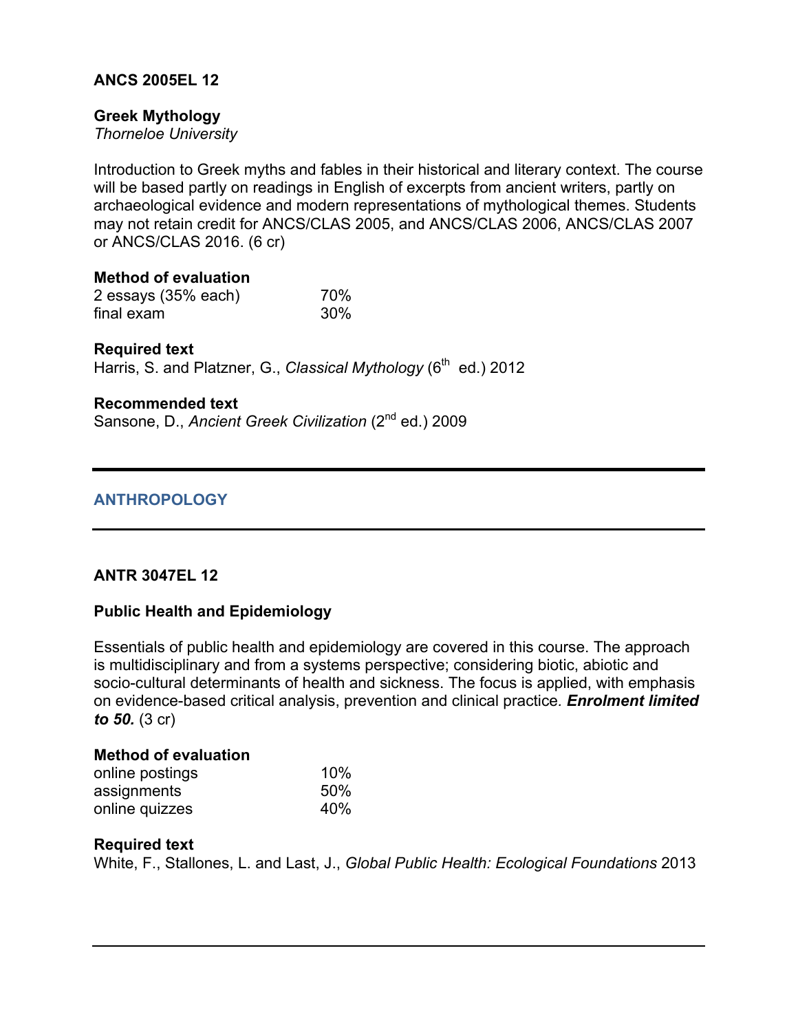### ANCS 2005EL 12

**Greek Mythology**
*Thorneloe University*

Introduction to Greek myths and fables in their historical and literary context. The course will be based partly on readings in English of excerpts from ancient writers, partly on archaeological evidence and modern representations of mythological themes. Students may not retain credit for ANCS/CLAS 2005, and ANCS/CLAS 2006, ANCS/CLAS 2007 or ANCS/CLAS 2016. (6 cr)

**Method of evaluation**

| | |
|---|---|
| 2 essays (35% each) | 70% |
| final exam | 30% |

**Required text**
Harris, S. and Platzner, G., *Classical Mythology* (6th ed.) 2012

**Recommended text**
Sansone, D., *Ancient Greek Civilization* (2nd ed.) 2009

---

## ANTHROPOLOGY

---

### ANTR 3047EL 12

**Public Health and Epidemiology**

Essentials of public health and epidemiology are covered in this course. The approach is multidisciplinary and from a systems perspective; considering biotic, abiotic and socio-cultural determinants of health and sickness. The focus is applied, with emphasis on evidence-based critical analysis, prevention and clinical practice. ***Enrolment limited to 50.*** (3 cr)

**Method of evaluation**

| | |
|---|---|
| online postings | 10% |
| assignments | 50% |
| online quizzes | 40% |

**Required text**
White, F., Stallones, L. and Last, J., *Global Public Health: Ecological Foundations* 2013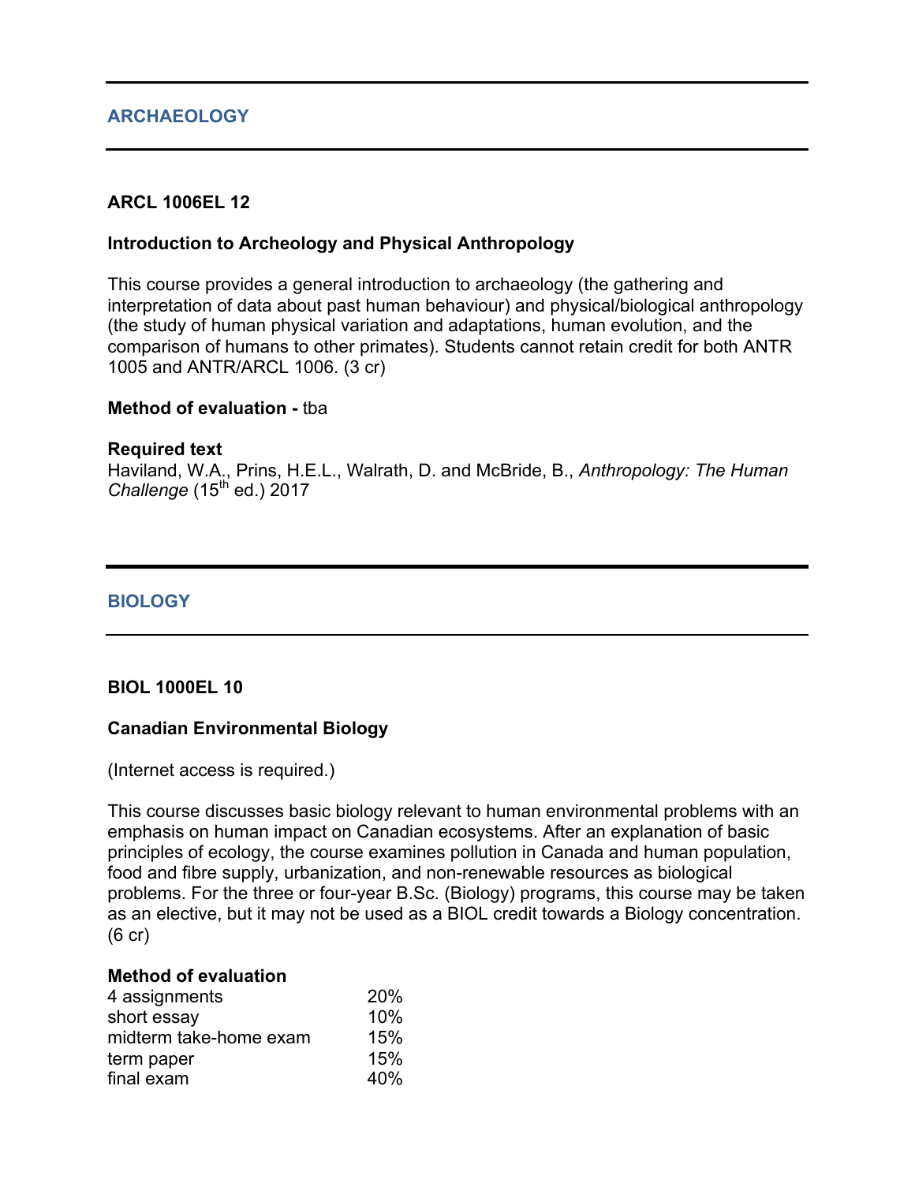## ARCHAEOLOGY

### ARCL 1006EL 12

**Introduction to Archeology and Physical Anthropology**

This course provides a general introduction to archaeology (the gathering and interpretation of data about past human behaviour) and physical/biological anthropology (the study of human physical variation and adaptations, human evolution, and the comparison of humans to other primates). Students cannot retain credit for both ANTR 1005 and ANTR/ARCL 1006. (3 cr)

**Method of evaluation -** tba

**Required text**
Haviland, W.A., Prins, H.E.L., Walrath, D. and McBride, B., *Anthropology: The Human Challenge* (15th ed.) 2017

## BIOLOGY

### BIOL 1000EL 10

**Canadian Environmental Biology**

(Internet access is required.)

This course discusses basic biology relevant to human environmental problems with an emphasis on human impact on Canadian ecosystems. After an explanation of basic principles of ecology, the course examines pollution in Canada and human population, food and fibre supply, urbanization, and non-renewable resources as biological problems. For the three or four-year B.Sc. (Biology) programs, this course may be taken as an elective, but it may not be used as a BIOL credit towards a Biology concentration. (6 cr)

**Method of evaluation**

| | |
|---|---|
| 4 assignments | 20% |
| short essay | 10% |
| midterm take-home exam | 15% |
| term paper | 15% |
| final exam | 40% |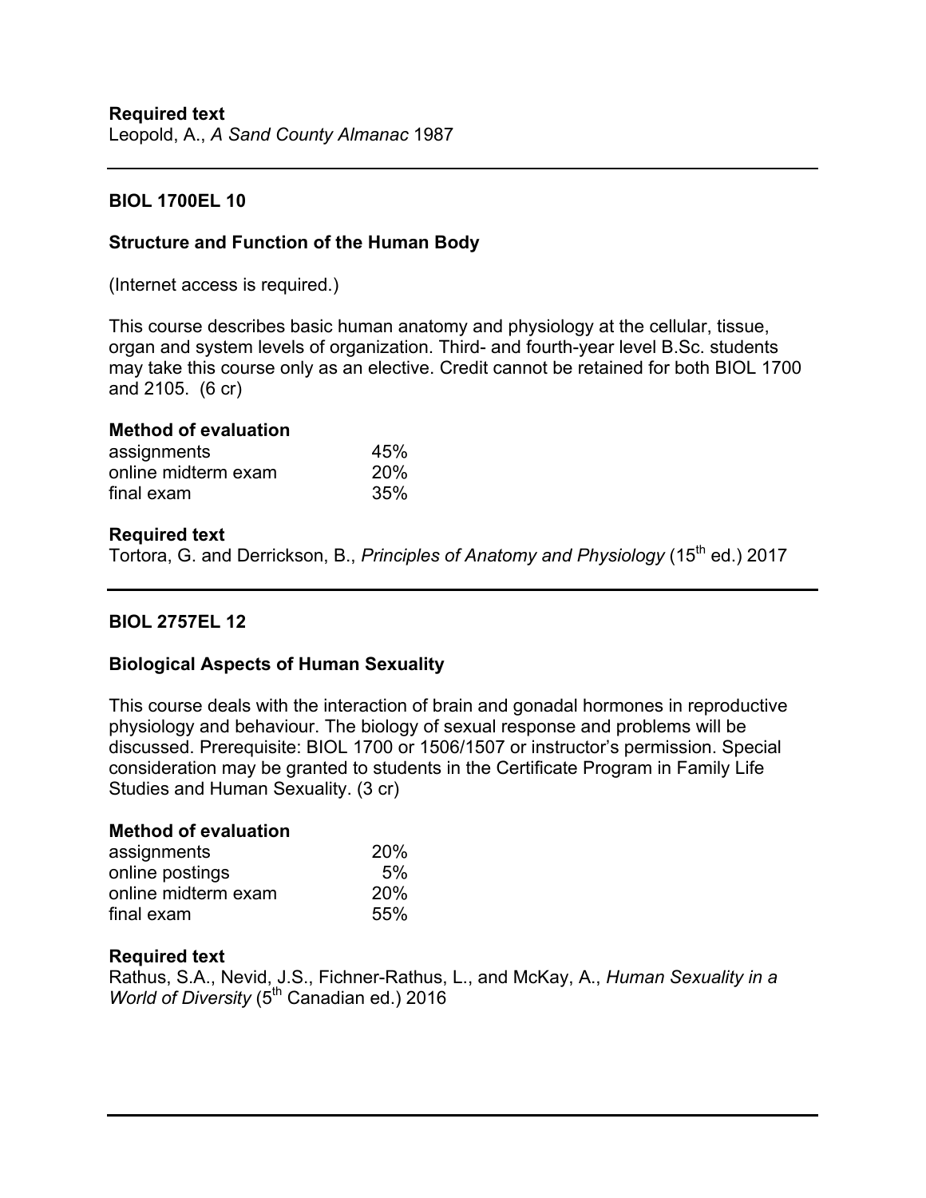**Required text**
Leopold, A., *A Sand County Almanac* 1987

---

## BIOL 1700EL 10

### Structure and Function of the Human Body

(Internet access is required.)

This course describes basic human anatomy and physiology at the cellular, tissue, organ and system levels of organization. Third- and fourth-year level B.Sc. students may take this course only as an elective. Credit cannot be retained for both BIOL 1700 and 2105. (6 cr)

**Method of evaluation**

| | |
|---|---|
| assignments | 45% |
| online midterm exam | 20% |
| final exam | 35% |

**Required text**
Tortora, G. and Derrickson, B., *Principles of Anatomy and Physiology* (15th ed.) 2017

---

## BIOL 2757EL 12

### Biological Aspects of Human Sexuality

This course deals with the interaction of brain and gonadal hormones in reproductive physiology and behaviour. The biology of sexual response and problems will be discussed. Prerequisite: BIOL 1700 or 1506/1507 or instructor's permission. Special consideration may be granted to students in the Certificate Program in Family Life Studies and Human Sexuality. (3 cr)

**Method of evaluation**

| | |
|---|---|
| assignments | 20% |
| online postings | 5% |
| online midterm exam | 20% |
| final exam | 55% |

**Required text**
Rathus, S.A., Nevid, J.S., Fichner-Rathus, L., and McKay, A., *Human Sexuality in a World of Diversity* (5th Canadian ed.) 2016

---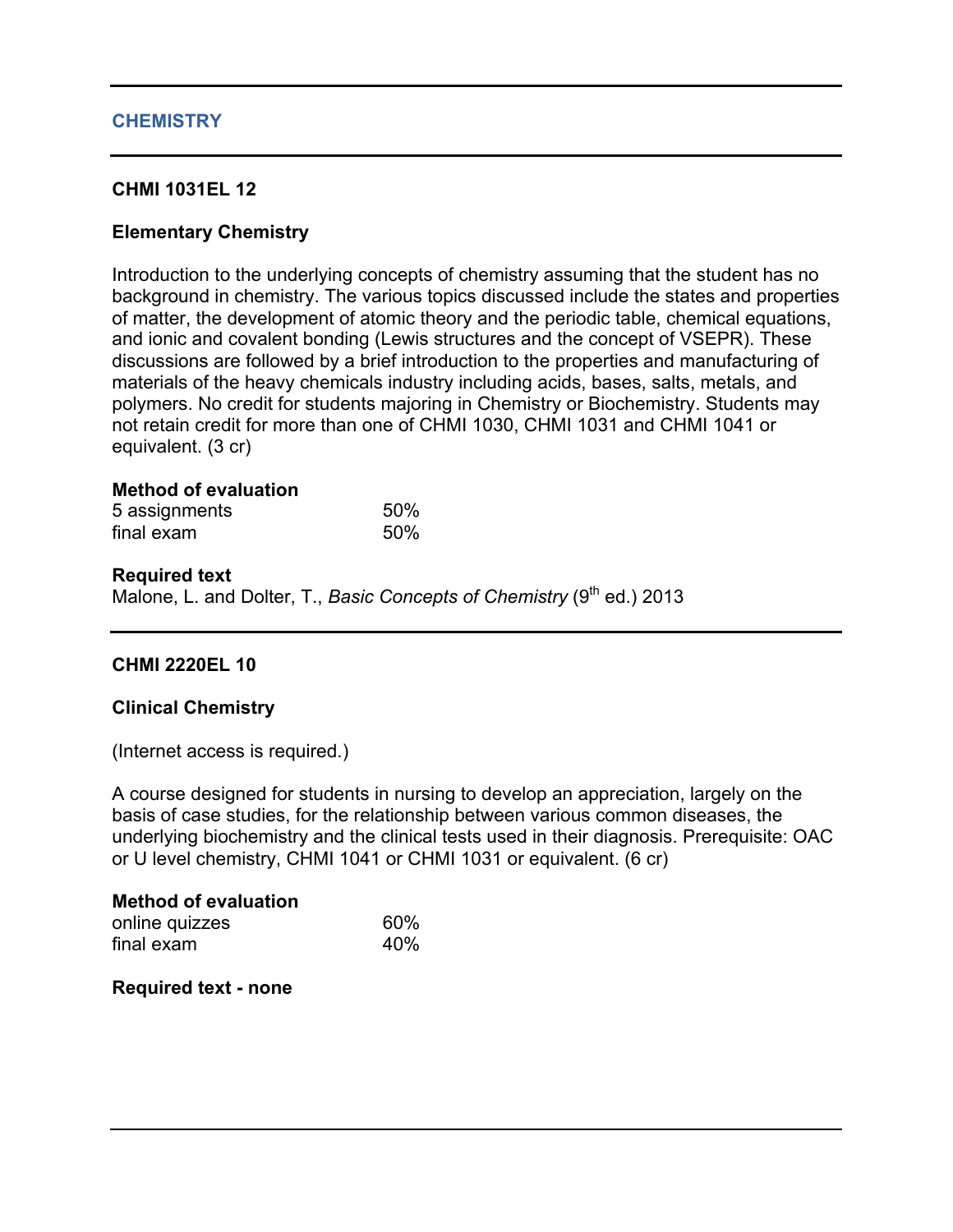## CHEMISTRY

### CHMI 1031EL 12

### Elementary Chemistry

Introduction to the underlying concepts of chemistry assuming that the student has no background in chemistry. The various topics discussed include the states and properties of matter, the development of atomic theory and the periodic table, chemical equations, and ionic and covalent bonding (Lewis structures and the concept of VSEPR). These discussions are followed by a brief introduction to the properties and manufacturing of materials of the heavy chemicals industry including acids, bases, salts, metals, and polymers. No credit for students majoring in Chemistry or Biochemistry. Students may not retain credit for more than one of CHMI 1030, CHMI 1031 and CHMI 1041 or equivalent. (3 cr)

**Method of evaluation**

| | |
|---|---|
| 5 assignments | 50% |
| final exam | 50% |

**Required text**

Malone, L. and Dolter, T., *Basic Concepts of Chemistry* (9th ed.) 2013

### CHMI 2220EL 10

### Clinical Chemistry

(Internet access is required.)

A course designed for students in nursing to develop an appreciation, largely on the basis of case studies, for the relationship between various common diseases, the underlying biochemistry and the clinical tests used in their diagnosis. Prerequisite: OAC or U level chemistry, CHMI 1041 or CHMI 1031 or equivalent. (6 cr)

**Method of evaluation**

| | |
|---|---|
| online quizzes | 60% |
| final exam | 40% |

**Required text - none**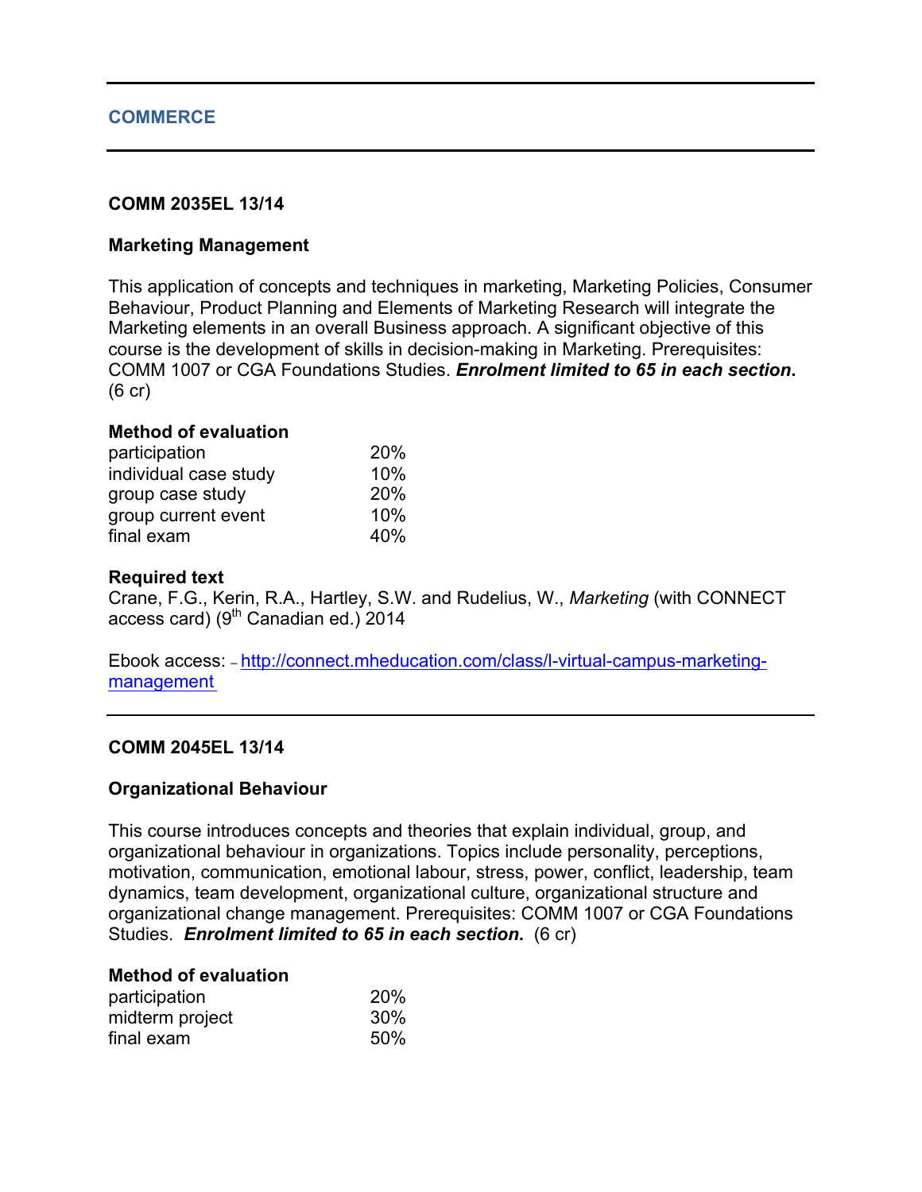## COMMERCE

### COMM 2035EL 13/14

### Marketing Management

This application of concepts and techniques in marketing, Marketing Policies, Consumer Behaviour, Product Planning and Elements of Marketing Research will integrate the Marketing elements in an overall Business approach. A significant objective of this course is the development of skills in decision-making in Marketing. Prerequisites: COMM 1007 or CGA Foundations Studies. ***Enrolment limited to 65 in each section.*** (6 cr)

**Method of evaluation**

| | |
|---|---|
| participation | 20% |
| individual case study | 10% |
| group case study | 20% |
| group current event | 10% |
| final exam | 40% |

**Required text**

Crane, F.G., Kerin, R.A., Hartley, S.W. and Rudelius, W., *Marketing* (with CONNECT access card) (9th Canadian ed.) 2014

Ebook access: – [http://connect.mheducation.com/class/l-virtual-campus-marketing-management](http://connect.mheducation.com/class/l-virtual-campus-marketing-management)

---

### COMM 2045EL 13/14

### Organizational Behaviour

This course introduces concepts and theories that explain individual, group, and organizational behaviour in organizations. Topics include personality, perceptions, motivation, communication, emotional labour, stress, power, conflict, leadership, team dynamics, team development, organizational culture, organizational structure and organizational change management. Prerequisites: COMM 1007 or CGA Foundations Studies. ***Enrolment limited to 65 in each section.*** (6 cr)

**Method of evaluation**

| | |
|---|---|
| participation | 20% |
| midterm project | 30% |
| final exam | 50% |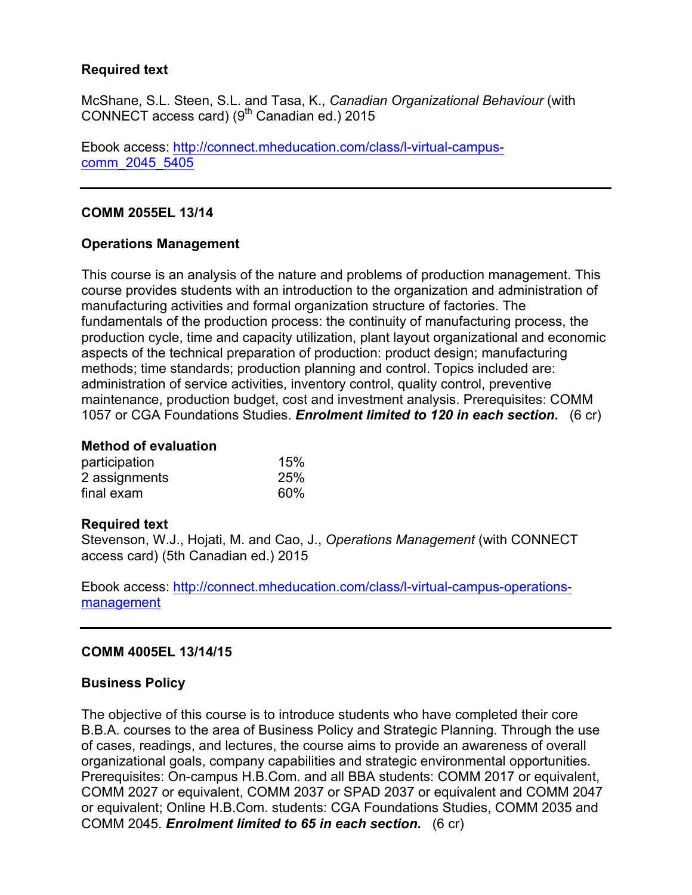**Required text**

McShane, S.L. Steen, S.L. and Tasa, K., *Canadian Organizational Behaviour* (with CONNECT access card) (9th Canadian ed.) 2015

Ebook access: [http://connect.mheducation.com/class/l-virtual-campus-comm_2045_5405](http://connect.mheducation.com/class/l-virtual-campus-comm_2045_5405)

---

## COMM 2055EL 13/14

### Operations Management

This course is an analysis of the nature and problems of production management. This course provides students with an introduction to the organization and administration of manufacturing activities and formal organization structure of factories. The fundamentals of the production process: the continuity of manufacturing process, the production cycle, time and capacity utilization, plant layout organizational and economic aspects of the technical preparation of production: product design; manufacturing methods; time standards; production planning and control. Topics included are: administration of service activities, inventory control, quality control, preventive maintenance, production budget, cost and investment analysis. Prerequisites: COMM 1057 or CGA Foundations Studies. ***Enrolment limited to 120 in each section*.** (6 cr)

**Method of evaluation**

| | |
|---|---|
| participation | 15% |
| 2 assignments | 25% |
| final exam | 60% |

**Required text**
Stevenson, W.J., Hojati, M. and Cao, J., *Operations Management* (with CONNECT access card) (5th Canadian ed.) 2015

Ebook access: [http://connect.mheducation.com/class/l-virtual-campus-operations-management](http://connect.mheducation.com/class/l-virtual-campus-operations-management)

---

## COMM 4005EL 13/14/15

### Business Policy

The objective of this course is to introduce students who have completed their core B.B.A. courses to the area of Business Policy and Strategic Planning. Through the use of cases, readings, and lectures, the course aims to provide an awareness of overall organizational goals, company capabilities and strategic environmental opportunities. Prerequisites: On-campus H.B.Com. and all BBA students: COMM 2017 or equivalent, COMM 2027 or equivalent, COMM 2037 or SPAD 2037 or equivalent and COMM 2047 or equivalent; Online H.B.Com. students: CGA Foundations Studies, COMM 2035 and COMM 2045. ***Enrolment limited to 65 in each section*.** (6 cr)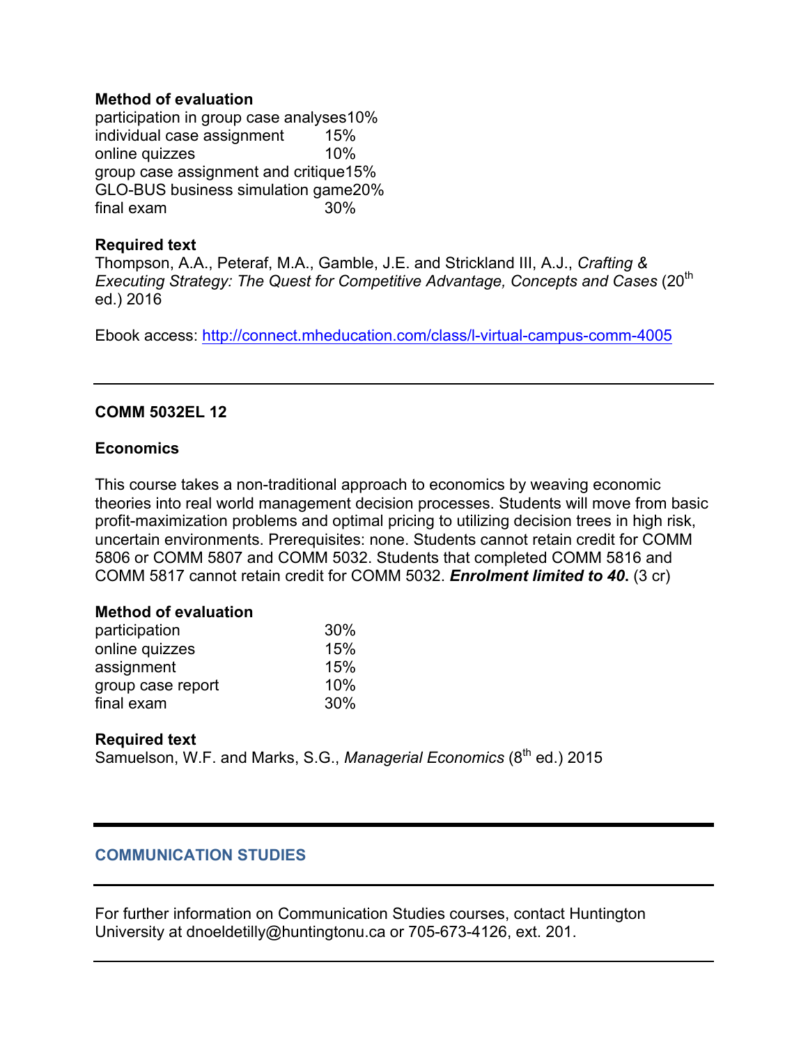**Method of evaluation**

| | |
|---|---|
| participation in group case analyses | 10% |
| individual case assignment | 15% |
| online quizzes | 10% |
| group case assignment and critique | 15% |
| GLO-BUS business simulation game | 20% |
| final exam | 30% |

**Required text**

Thompson, A.A., Peteraf, M.A., Gamble, J.E. and Strickland III, A.J., *Crafting & Executing Strategy: The Quest for Competitive Advantage, Concepts and Cases* (20th ed.) 2016

Ebook access: http://connect.mheducation.com/class/l-virtual-campus-comm-4005

---

**COMM 5032EL 12**

**Economics**

This course takes a non-traditional approach to economics by weaving economic theories into real world management decision processes. Students will move from basic profit-maximization problems and optimal pricing to utilizing decision trees in high risk, uncertain environments. Prerequisites: none. Students cannot retain credit for COMM 5806 or COMM 5807 and COMM 5032. Students that completed COMM 5816 and COMM 5817 cannot retain credit for COMM 5032. ***Enrolment limited to 40.*** (3 cr)

**Method of evaluation**

| | |
|---|---|
| participation | 30% |
| online quizzes | 15% |
| assignment | 15% |
| group case report | 10% |
| final exam | 30% |

**Required text**

Samuelson, W.F. and Marks, S.G., *Managerial Economics* (8th ed.) 2015

---

## COMMUNICATION STUDIES

---

For further information on Communication Studies courses, contact Huntington University at dnoeldetilly@huntingtonu.ca or 705-673-4126, ext. 201.

---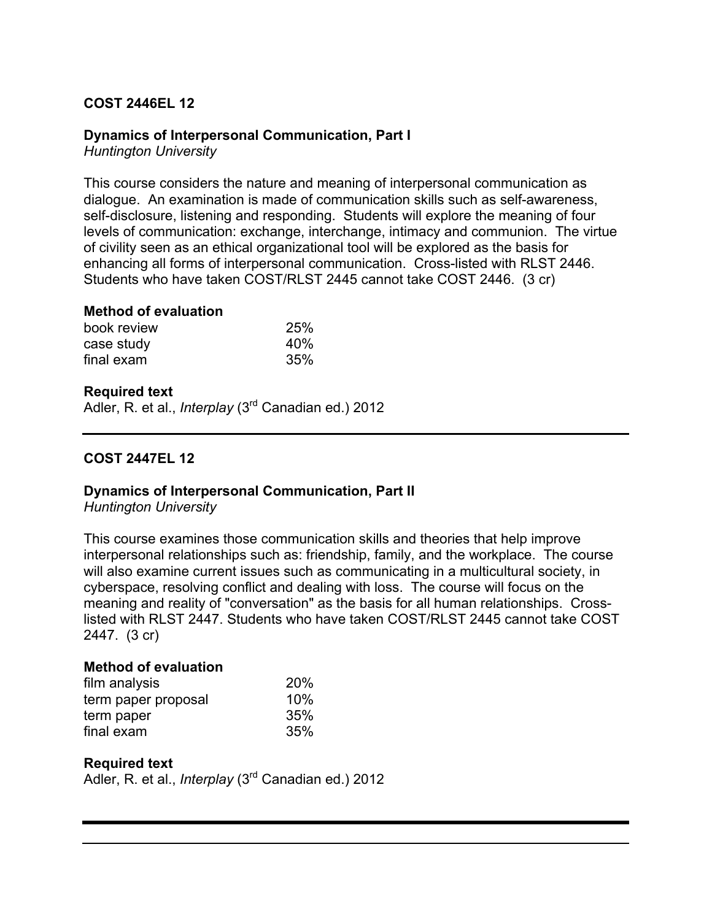**COST 2446EL 12**

**Dynamics of Interpersonal Communication, Part I**
*Huntington University*

This course considers the nature and meaning of interpersonal communication as dialogue. An examination is made of communication skills such as self-awareness, self-disclosure, listening and responding. Students will explore the meaning of four levels of communication: exchange, interchange, intimacy and communion. The virtue of civility seen as an ethical organizational tool will be explored as the basis for enhancing all forms of interpersonal communication. Cross-listed with RLST 2446. Students who have taken COST/RLST 2445 cannot take COST 2446. (3 cr)

**Method of evaluation**

| | |
|---|---|
| book review | 25% |
| case study | 40% |
| final exam | 35% |

**Required text**
Adler, R. et al., *Interplay* (3rd Canadian ed.) 2012

---

**COST 2447EL 12**

**Dynamics of Interpersonal Communication, Part II**
*Huntington University*

This course examines those communication skills and theories that help improve interpersonal relationships such as: friendship, family, and the workplace. The course will also examine current issues such as communicating in a multicultural society, in cyberspace, resolving conflict and dealing with loss. The course will focus on the meaning and reality of "conversation" as the basis for all human relationships. Cross-listed with RLST 2447. Students who have taken COST/RLST 2445 cannot take COST 2447. (3 cr)

**Method of evaluation**

| | |
|---|---|
| film analysis | 20% |
| term paper proposal | 10% |
| term paper | 35% |
| final exam | 35% |

**Required text**
Adler, R. et al., *Interplay* (3rd Canadian ed.) 2012

---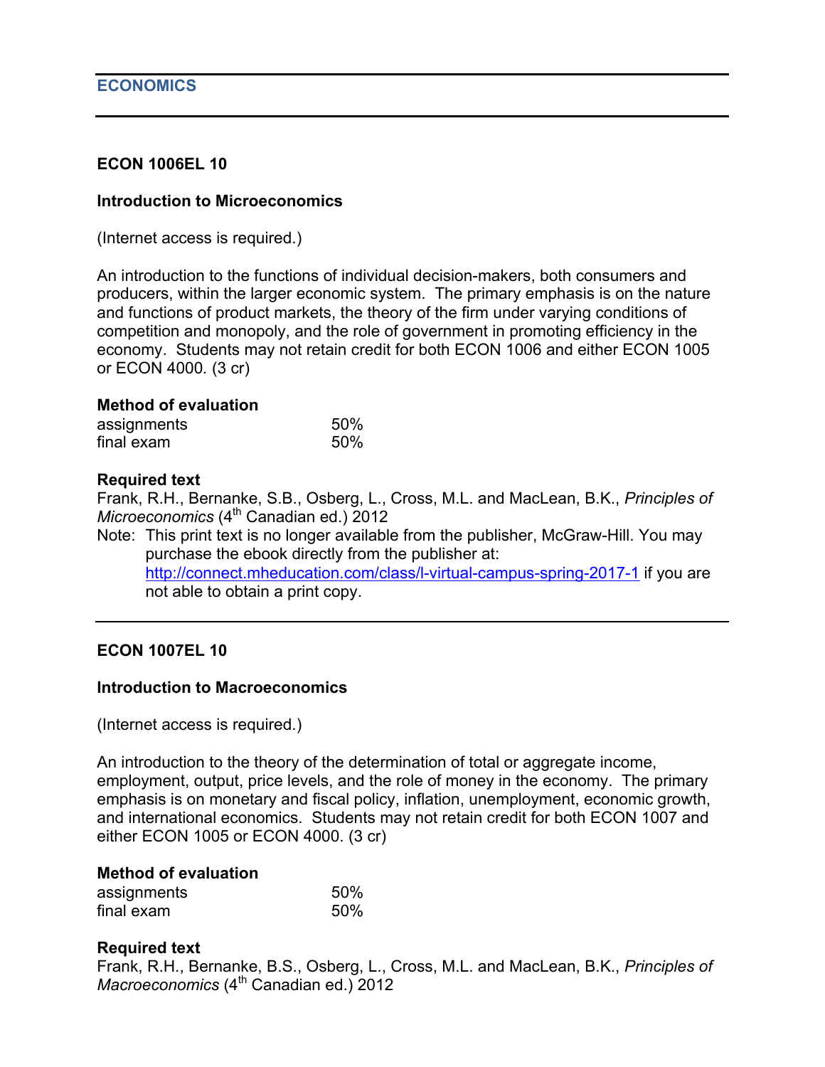## ECONOMICS

### ECON 1006EL 10

**Introduction to Microeconomics**

(Internet access is required.)

An introduction to the functions of individual decision-makers, both consumers and producers, within the larger economic system. The primary emphasis is on the nature and functions of product markets, the theory of the firm under varying conditions of competition and monopoly, and the role of government in promoting efficiency in the economy. Students may not retain credit for both ECON 1006 and either ECON 1005 or ECON 4000. (3 cr)

**Method of evaluation**

| | |
|---|---|
| assignments | 50% |
| final exam | 50% |

**Required text**

Frank, R.H., Bernanke, S.B., Osberg, L., Cross, M.L. and MacLean, B.K., *Principles of Microeconomics* (4th Canadian ed.) 2012

Note: This print text is no longer available from the publisher, McGraw-Hill. You may purchase the ebook directly from the publisher at: http://connect.mheducation.com/class/l-virtual-campus-spring-2017-1 if you are not able to obtain a print copy.

---

### ECON 1007EL 10

**Introduction to Macroeconomics**

(Internet access is required.)

An introduction to the theory of the determination of total or aggregate income, employment, output, price levels, and the role of money in the economy. The primary emphasis is on monetary and fiscal policy, inflation, unemployment, economic growth, and international economics. Students may not retain credit for both ECON 1007 and either ECON 1005 or ECON 4000. (3 cr)

**Method of evaluation**

| | |
|---|---|
| assignments | 50% |
| final exam | 50% |

**Required text**

Frank, R.H., Bernanke, B.S., Osberg, L., Cross, M.L. and MacLean, B.K., *Principles of Macroeconomics* (4th Canadian ed.) 2012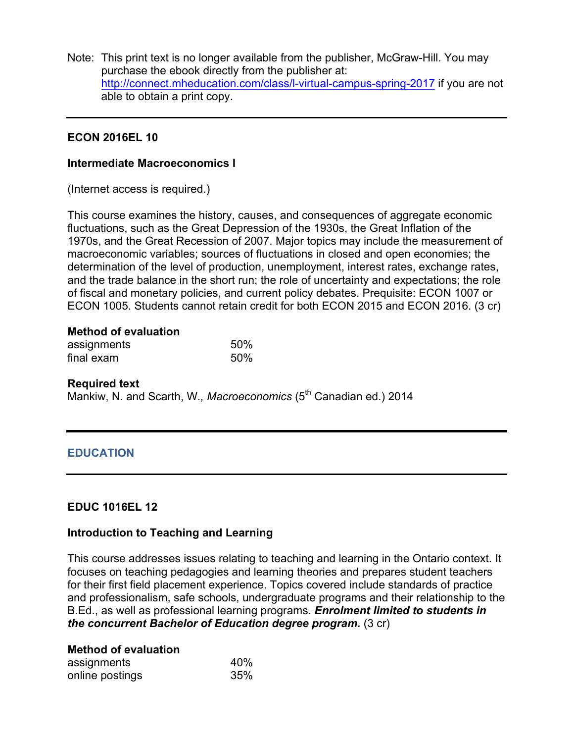Note: This print text is no longer available from the publisher, McGraw-Hill. You may purchase the ebook directly from the publisher at: http://connect.mheducation.com/class/l-virtual-campus-spring-2017 if you are not able to obtain a print copy.

---

### ECON 2016EL 10

### Intermediate Macroeconomics I

(Internet access is required.)

This course examines the history, causes, and consequences of aggregate economic fluctuations, such as the Great Depression of the 1930s, the Great Inflation of the 1970s, and the Great Recession of 2007. Major topics may include the measurement of macroeconomic variables; sources of fluctuations in closed and open economies; the determination of the level of production, unemployment, interest rates, exchange rates, and the trade balance in the short run; the role of uncertainty and expectations; the role of fiscal and monetary policies, and current policy debates. Prequisite: ECON 1007 or ECON 1005. Students cannot retain credit for both ECON 2015 and ECON 2016. (3 cr)

**Method of evaluation**

| | |
|---|---|
| assignments | 50% |
| final exam | 50% |

**Required text**

Mankiw, N. and Scarth, W., *Macroeconomics* (5th Canadian ed.) 2014

---

## EDUCATION

---

### EDUC 1016EL 12

### Introduction to Teaching and Learning

This course addresses issues relating to teaching and learning in the Ontario context. It focuses on teaching pedagogies and learning theories and prepares student teachers for their first field placement experience. Topics covered include standards of practice and professionalism, safe schools, undergraduate programs and their relationship to the B.Ed., as well as professional learning programs. ***Enrolment limited to students in the concurrent Bachelor of Education degree program.*** (3 cr)

**Method of evaluation**

| | |
|---|---|
| assignments | 40% |
| online postings | 35% |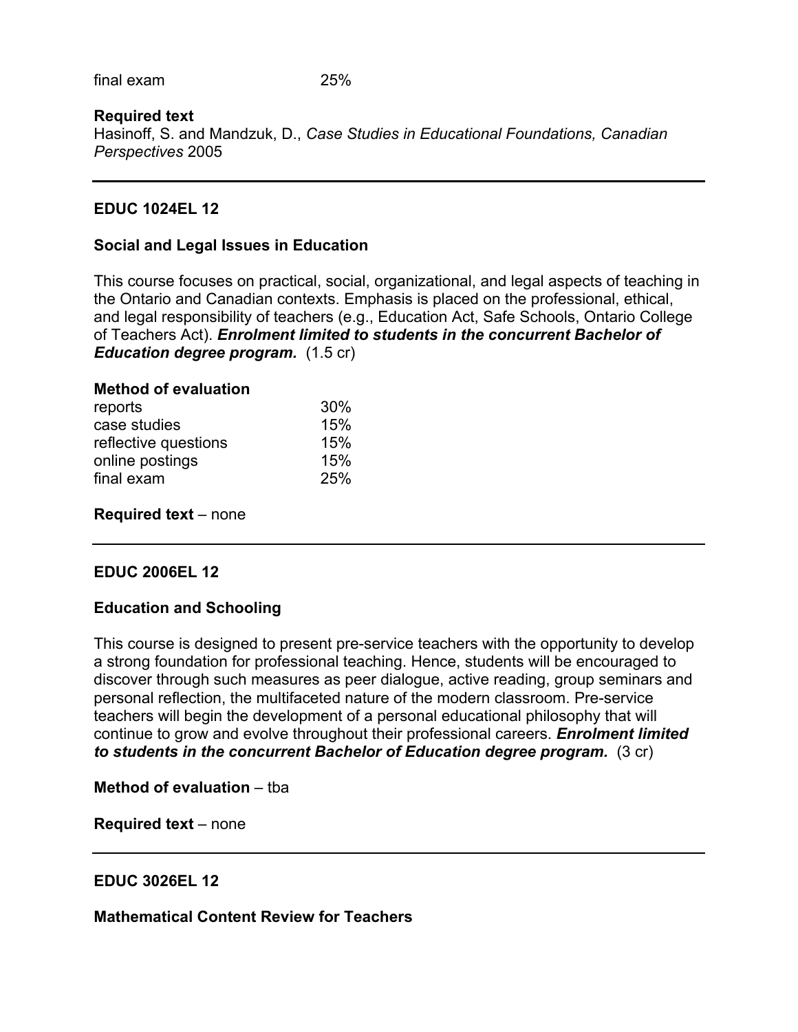| | |
|---|---|
| final exam | 25% |

**Required text**
Hasinoff, S. and Mandzuk, D., *Case Studies in Educational Foundations, Canadian Perspectives* 2005

---

**EDUC 1024EL 12**

**Social and Legal Issues in Education**

This course focuses on practical, social, organizational, and legal aspects of teaching in the Ontario and Canadian contexts. Emphasis is placed on the professional, ethical, and legal responsibility of teachers (e.g., Education Act, Safe Schools, Ontario College of Teachers Act). ***Enrolment limited to students in the concurrent Bachelor of Education degree program.*** (1.5 cr)

**Method of evaluation**

| | |
|---|---|
| reports | 30% |
| case studies | 15% |
| reflective questions | 15% |
| online postings | 15% |
| final exam | 25% |

**Required text** – none

---

**EDUC 2006EL 12**

**Education and Schooling**

This course is designed to present pre-service teachers with the opportunity to develop a strong foundation for professional teaching. Hence, students will be encouraged to discover through such measures as peer dialogue, active reading, group seminars and personal reflection, the multifaceted nature of the modern classroom. Pre-service teachers will begin the development of a personal educational philosophy that will continue to grow and evolve throughout their professional careers. ***Enrolment limited to students in the concurrent Bachelor of Education degree program.*** (3 cr)

**Method of evaluation** – tba

**Required text** – none

---

**EDUC 3026EL 12**

**Mathematical Content Review for Teachers**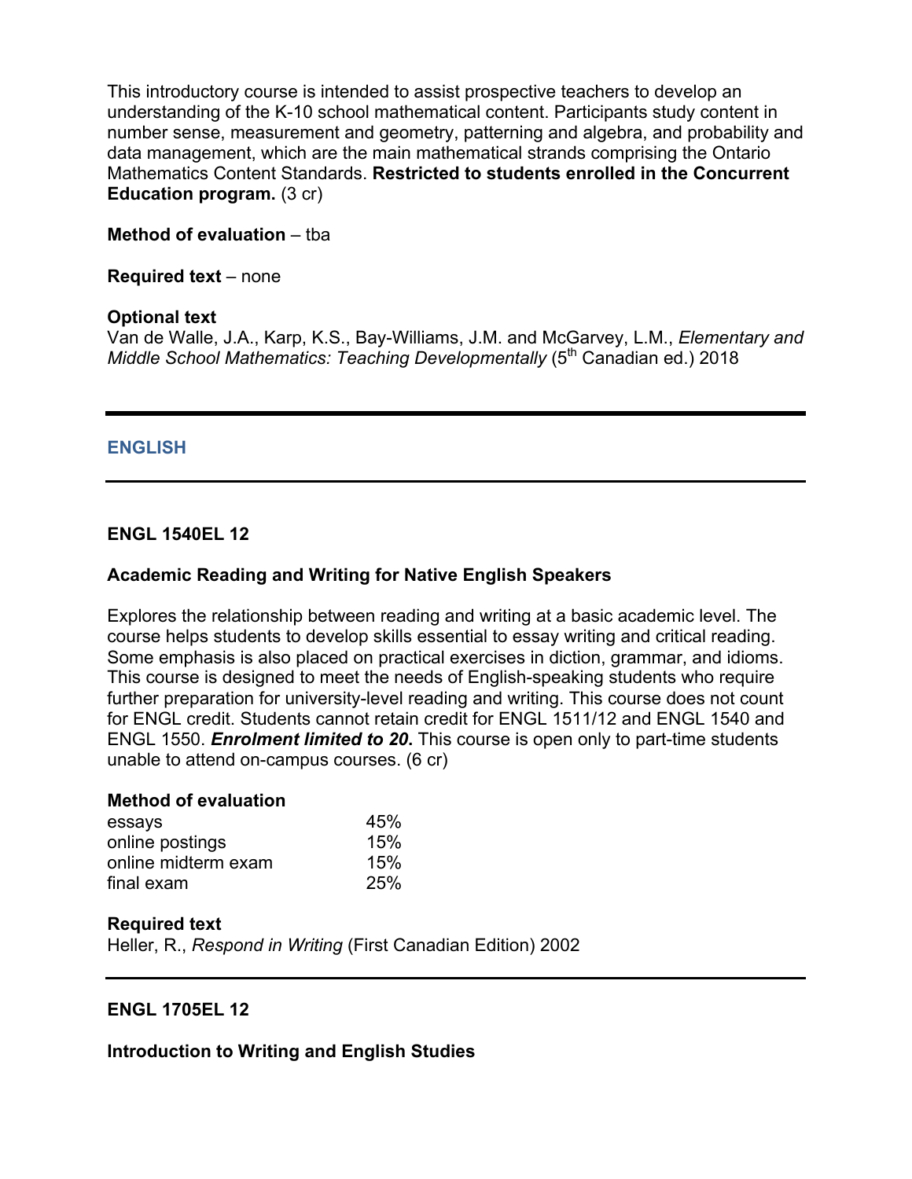This introductory course is intended to assist prospective teachers to develop an understanding of the K-10 school mathematical content. Participants study content in number sense, measurement and geometry, patterning and algebra, and probability and data management, which are the main mathematical strands comprising the Ontario Mathematics Content Standards. **Restricted to students enrolled in the Concurrent Education program.** (3 cr)

**Method of evaluation** – tba

**Required text** – none

**Optional text**
Van de Walle, J.A., Karp, K.S., Bay-Williams, J.M. and McGarvey, L.M., *Elementary and Middle School Mathematics: Teaching Developmentally* (5th Canadian ed.) 2018

---

## ENGLISH

---

### ENGL 1540EL 12

### Academic Reading and Writing for Native English Speakers

Explores the relationship between reading and writing at a basic academic level. The course helps students to develop skills essential to essay writing and critical reading. Some emphasis is also placed on practical exercises in diction, grammar, and idioms. This course is designed to meet the needs of English-speaking students who require further preparation for university-level reading and writing. This course does not count for ENGL credit. Students cannot retain credit for ENGL 1511/12 and ENGL 1540 and ENGL 1550. ***Enrolment limited to 20***. This course is open only to part-time students unable to attend on-campus courses. (6 cr)

**Method of evaluation**

| | |
|---|---|
| essays | 45% |
| online postings | 15% |
| online midterm exam | 15% |
| final exam | 25% |

**Required text**
Heller, R., *Respond in Writing* (First Canadian Edition) 2002

---

### ENGL 1705EL 12

### Introduction to Writing and English Studies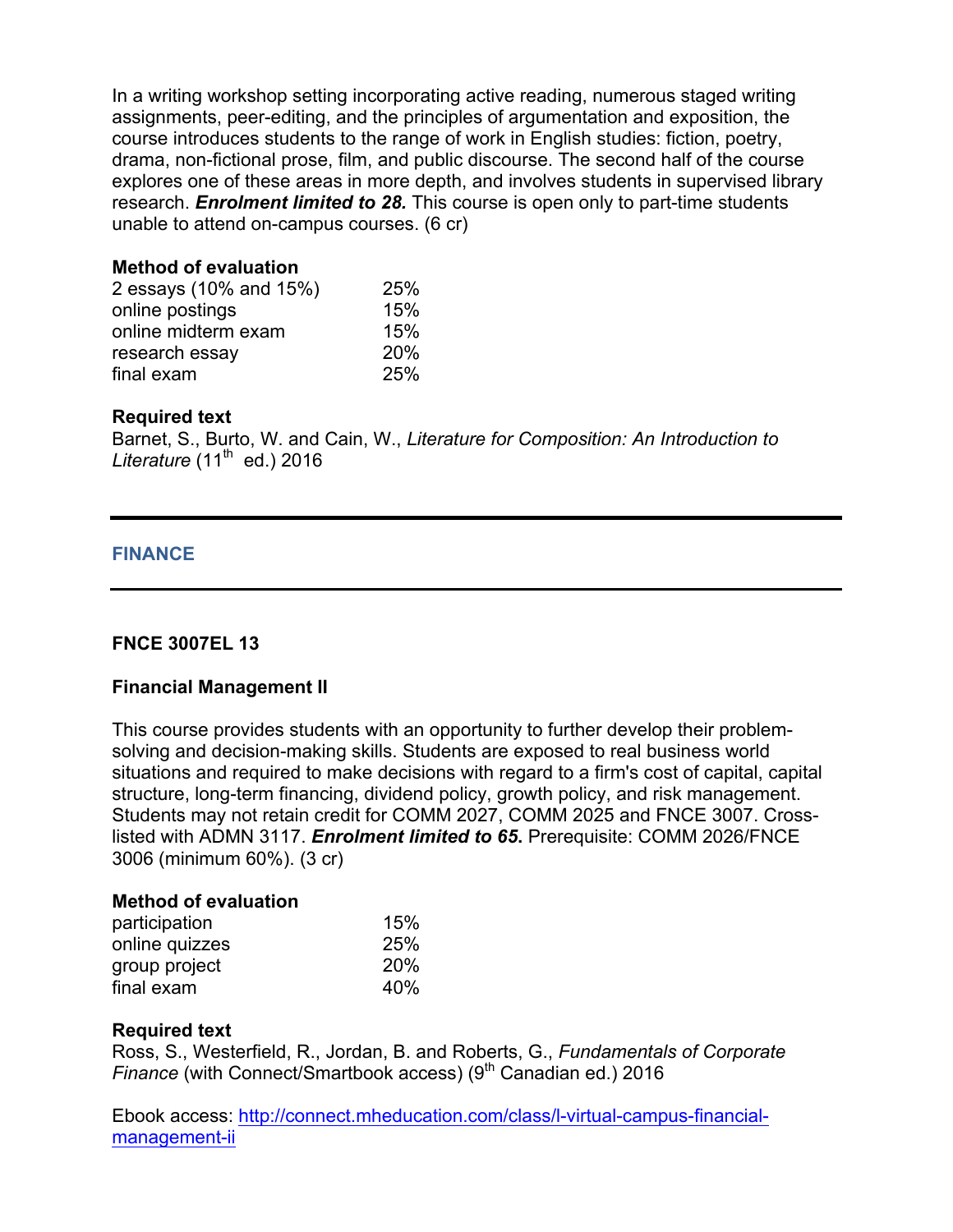In a writing workshop setting incorporating active reading, numerous staged writing assignments, peer-editing, and the principles of argumentation and exposition, the course introduces students to the range of work in English studies: fiction, poetry, drama, non-fictional prose, film, and public discourse. The second half of the course explores one of these areas in more depth, and involves students in supervised library research. ***Enrolment limited to 28.*** This course is open only to part-time students unable to attend on-campus courses. (6 cr)

**Method of evaluation**

| | |
|---|---|
| 2 essays (10% and 15%) | 25% |
| online postings | 15% |
| online midterm exam | 15% |
| research essay | 20% |
| final exam | 25% |

**Required text**

Barnet, S., Burto, W. and Cain, W., *Literature for Composition: An Introduction to Literature* (11th ed.) 2016

---

## FINANCE

---

### FNCE 3007EL 13

**Financial Management II**

This course provides students with an opportunity to further develop their problem-solving and decision-making skills. Students are exposed to real business world situations and required to make decisions with regard to a firm's cost of capital, capital structure, long-term financing, dividend policy, growth policy, and risk management. Students may not retain credit for COMM 2027, COMM 2025 and FNCE 3007. Cross-listed with ADMN 3117. ***Enrolment limited to 65.*** Prerequisite: COMM 2026/FNCE 3006 (minimum 60%). (3 cr)

**Method of evaluation**

| | |
|---|---|
| participation | 15% |
| online quizzes | 25% |
| group project | 20% |
| final exam | 40% |

**Required text**

Ross, S., Westerfield, R., Jordan, B. and Roberts, G., *Fundamentals of Corporate Finance* (with Connect/Smartbook access) (9th Canadian ed.) 2016

Ebook access: [http://connect.mheducation.com/class/l-virtual-campus-financial-management-ii](http://connect.mheducation.com/class/l-virtual-campus-financial-management-ii)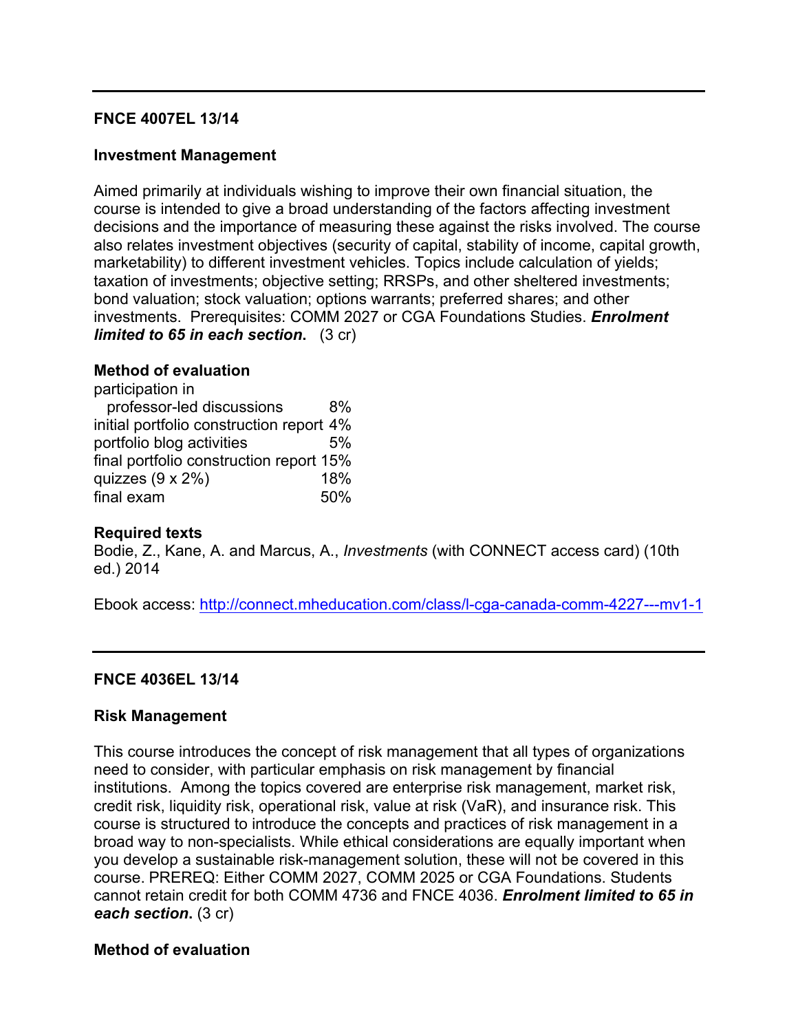---

**FNCE 4007EL 13/14**

**Investment Management**

Aimed primarily at individuals wishing to improve their own financial situation, the course is intended to give a broad understanding of the factors affecting investment decisions and the importance of measuring these against the risks involved. The course also relates investment objectives (security of capital, stability of income, capital growth, marketability) to different investment vehicles. Topics include calculation of yields; taxation of investments; objective setting; RRSPs, and other sheltered investments; bond valuation; stock valuation; options warrants; preferred shares; and other investments. Prerequisites: COMM 2027 or CGA Foundations Studies. ***Enrolment limited to 65 in each section.*** (3 cr)

**Method of evaluation**

| | |
|---|---|
| participation in professor-led discussions | 8% |
| initial portfolio construction report | 4% |
| portfolio blog activities | 5% |
| final portfolio construction report | 15% |
| quizzes (9 x 2%) | 18% |
| final exam | 50% |

**Required texts**

Bodie, Z., Kane, A. and Marcus, A., *Investments* (with CONNECT access card) (10th ed.) 2014

Ebook access: [http://connect.mheducation.com/class/l-cga-canada-comm-4227---mv1-1](http://connect.mheducation.com/class/l-cga-canada-comm-4227---mv1-1)

---

**FNCE 4036EL 13/14**

**Risk Management**

This course introduces the concept of risk management that all types of organizations need to consider, with particular emphasis on risk management by financial institutions. Among the topics covered are enterprise risk management, market risk, credit risk, liquidity risk, operational risk, value at risk (VaR), and insurance risk. This course is structured to introduce the concepts and practices of risk management in a broad way to non-specialists. While ethical considerations are equally important when you develop a sustainable risk-management solution, these will not be covered in this course. PREREQ: Either COMM 2027, COMM 2025 or CGA Foundations. Students cannot retain credit for both COMM 4736 and FNCE 4036. ***Enrolment limited to 65 in each section.*** (3 cr)

**Method of evaluation**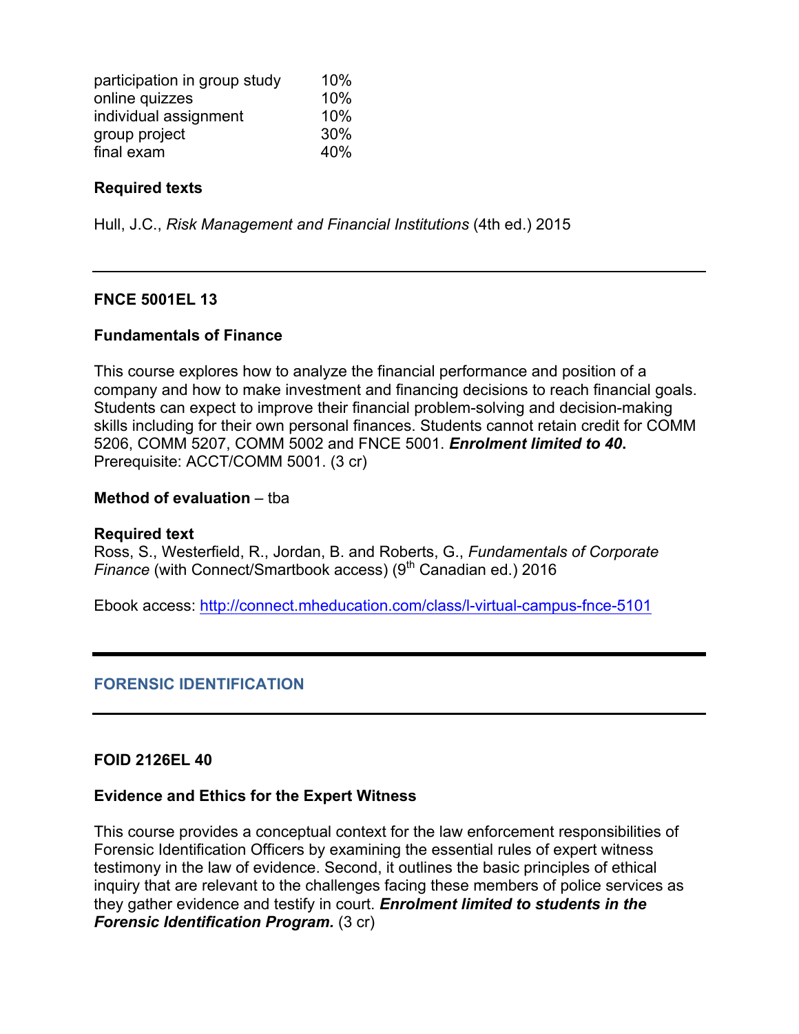| | |
|---|---|
| participation in group study | 10% |
| online quizzes | 10% |
| individual assignment | 10% |
| group project | 30% |
| final exam | 40% |

**Required texts**

Hull, J.C., *Risk Management and Financial Institutions* (4th ed.) 2015

---

**FNCE 5001EL 13**

**Fundamentals of Finance**

This course explores how to analyze the financial performance and position of a company and how to make investment and financing decisions to reach financial goals. Students can expect to improve their financial problem-solving and decision-making skills including for their own personal finances. Students cannot retain credit for COMM 5206, COMM 5207, COMM 5002 and FNCE 5001. ***Enrolment limited to 40*.** Prerequisite: ACCT/COMM 5001. (3 cr)

**Method of evaluation** – tba

**Required text**
Ross, S., Westerfield, R., Jordan, B. and Roberts, G., *Fundamentals of Corporate Finance* (with Connect/Smartbook access) (9th Canadian ed.) 2016

Ebook access: http://connect.mheducation.com/class/l-virtual-campus-fnce-5101

---

## FORENSIC IDENTIFICATION

---

**FOID 2126EL 40**

**Evidence and Ethics for the Expert Witness**

This course provides a conceptual context for the law enforcement responsibilities of Forensic Identification Officers by examining the essential rules of expert witness testimony in the law of evidence. Second, it outlines the basic principles of ethical inquiry that are relevant to the challenges facing these members of police services as they gather evidence and testify in court. ***Enrolment limited to students in the Forensic Identification Program.*** (3 cr)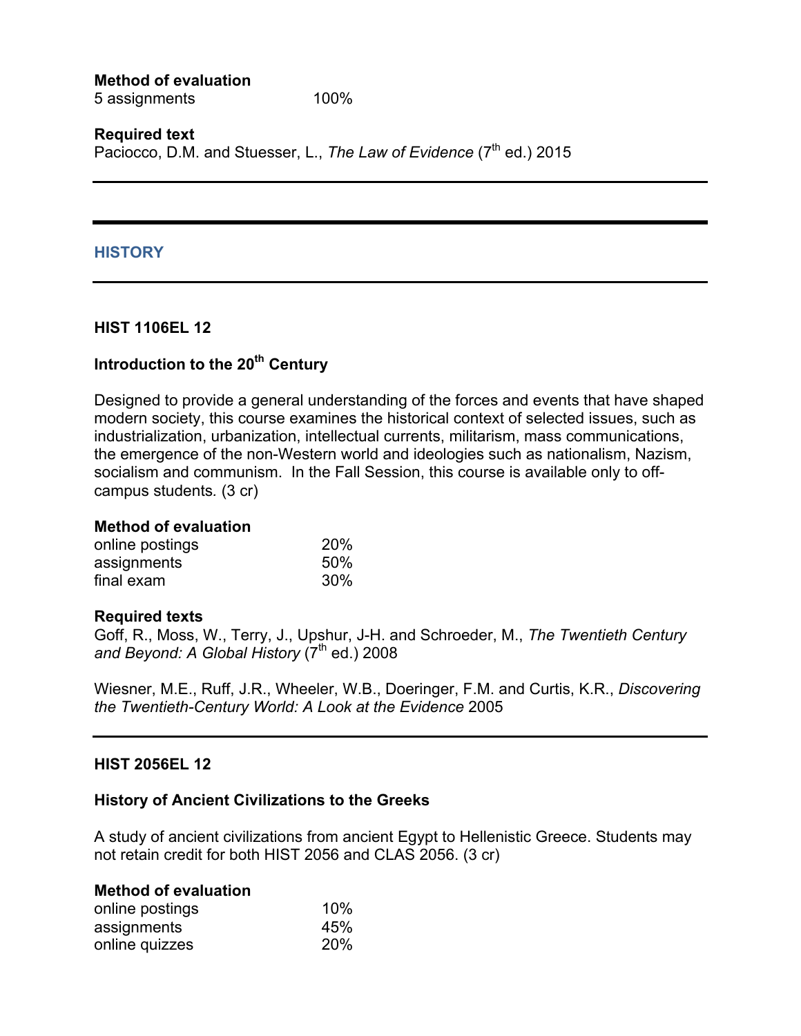**Method of evaluation**

| | |
|---|---|
| 5 assignments | 100% |

**Required text**

Paciocco, D.M. and Stuesser, L., *The Law of Evidence* (7th ed.) 2015

---

## HISTORY

---

### HIST 1106EL 12

### Introduction to the 20th Century

Designed to provide a general understanding of the forces and events that have shaped modern society, this course examines the historical context of selected issues, such as industrialization, urbanization, intellectual currents, militarism, mass communications, the emergence of the non-Western world and ideologies such as nationalism, Nazism, socialism and communism. In the Fall Session, this course is available only to off-campus students. (3 cr)

**Method of evaluation**

| | |
|---|---|
| online postings | 20% |
| assignments | 50% |
| final exam | 30% |

**Required texts**

Goff, R., Moss, W., Terry, J., Upshur, J-H. and Schroeder, M., *The Twentieth Century and Beyond: A Global History* (7th ed.) 2008

Wiesner, M.E., Ruff, J.R., Wheeler, W.B., Doeringer, F.M. and Curtis, K.R., *Discovering the Twentieth-Century World: A Look at the Evidence* 2005

---

### HIST 2056EL 12

### History of Ancient Civilizations to the Greeks

A study of ancient civilizations from ancient Egypt to Hellenistic Greece. Students may not retain credit for both HIST 2056 and CLAS 2056. (3 cr)

**Method of evaluation**

| | |
|---|---|
| online postings | 10% |
| assignments | 45% |
| online quizzes | 20% |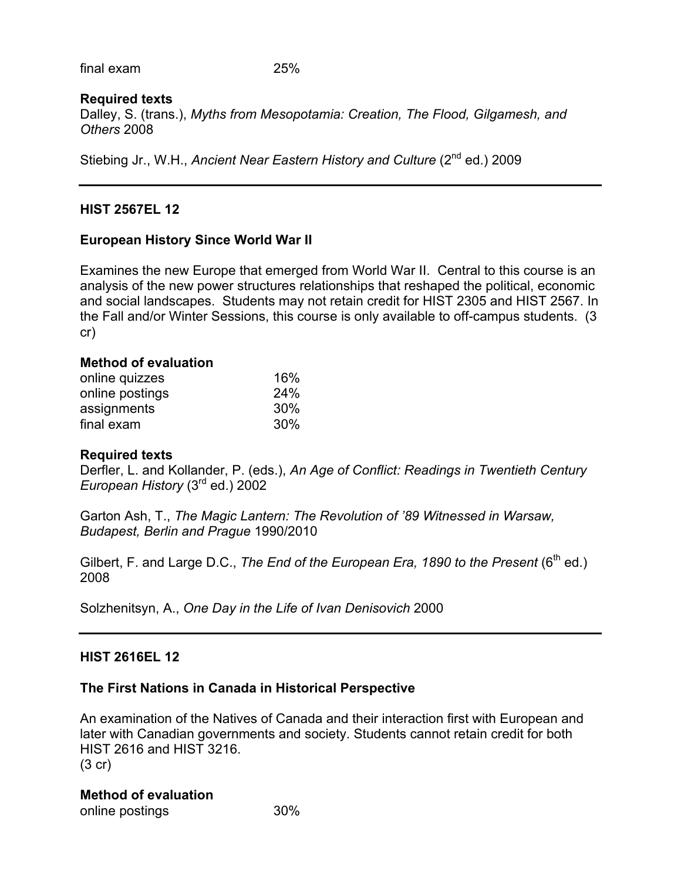| | |
|---|---|
| final exam | 25% |

**Required texts**

Dalley, S. (trans.), *Myths from Mesopotamia: Creation, The Flood, Gilgamesh, and Others* 2008

Stiebing Jr., W.H., *Ancient Near Eastern History and Culture* (2nd ed.) 2009

---

**HIST 2567EL 12**

**European History Since World War II**

Examines the new Europe that emerged from World War II. Central to this course is an analysis of the new power structures relationships that reshaped the political, economic and social landscapes. Students may not retain credit for HIST 2305 and HIST 2567. In the Fall and/or Winter Sessions, this course is only available to off-campus students. (3 cr)

**Method of evaluation**

| | |
|---|---|
| online quizzes | 16% |
| online postings | 24% |
| assignments | 30% |
| final exam | 30% |

**Required texts**

Derfler, L. and Kollander, P. (eds.), *An Age of Conflict: Readings in Twentieth Century European History* (3rd ed.) 2002

Garton Ash, T., *The Magic Lantern: The Revolution of '89 Witnessed in Warsaw, Budapest, Berlin and Prague* 1990/2010

Gilbert, F. and Large D.C., *The End of the European Era, 1890 to the Present* (6th ed.) 2008

Solzhenitsyn, A., *One Day in the Life of Ivan Denisovich* 2000

---

**HIST 2616EL 12**

**The First Nations in Canada in Historical Perspective**

An examination of the Natives of Canada and their interaction first with European and later with Canadian governments and society. Students cannot retain credit for both HIST 2616 and HIST 3216.
(3 cr)

**Method of evaluation**

| | |
|---|---|
| online postings | 30% |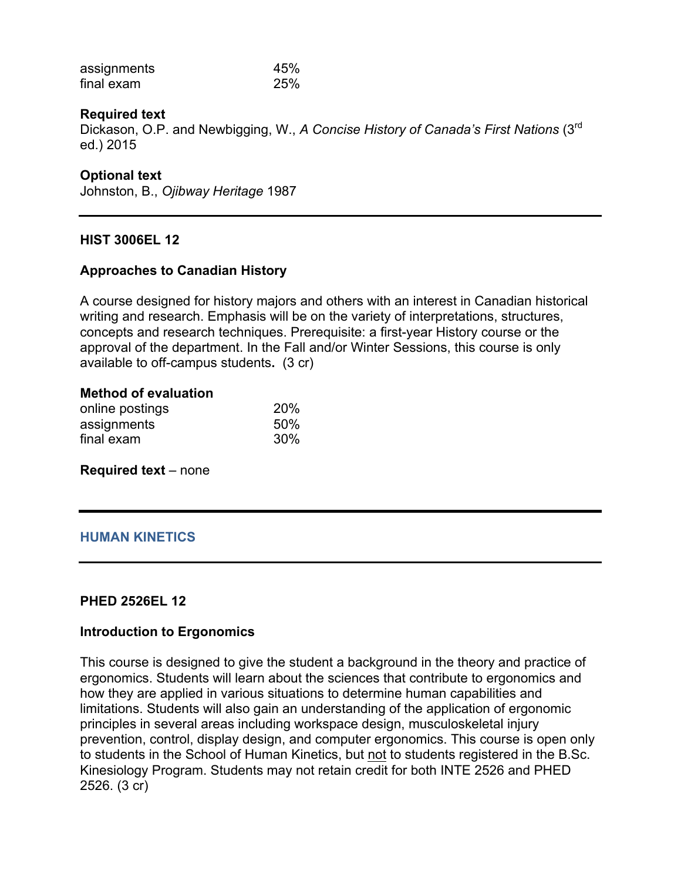| | |
|---|---|
| assignments | 45% |
| final exam | 25% |

**Required text**
Dickason, O.P. and Newbigging, W., *A Concise History of Canada's First Nations* (3rd ed.) 2015

**Optional text**
Johnston, B., *Ojibway Heritage* 1987

---

### HIST 3006EL 12

### Approaches to Canadian History

A course designed for history majors and others with an interest in Canadian historical writing and research. Emphasis will be on the variety of interpretations, structures, concepts and research techniques. Prerequisite: a first-year History course or the approval of the department. In the Fall and/or Winter Sessions, this course is only available to off-campus students**.** (3 cr)

**Method of evaluation**

| | |
|---|---|
| online postings | 20% |
| assignments | 50% |
| final exam | 30% |

**Required text** – none

---

## HUMAN KINETICS

---

### PHED 2526EL 12

### Introduction to Ergonomics

This course is designed to give the student a background in the theory and practice of ergonomics. Students will learn about the sciences that contribute to ergonomics and how they are applied in various situations to determine human capabilities and limitations. Students will also gain an understanding of the application of ergonomic principles in several areas including workspace design, musculoskeletal injury prevention, control, display design, and computer ergonomics. This course is open only to students in the School of Human Kinetics, but not to students registered in the B.Sc. Kinesiology Program. Students may not retain credit for both INTE 2526 and PHED 2526. (3 cr)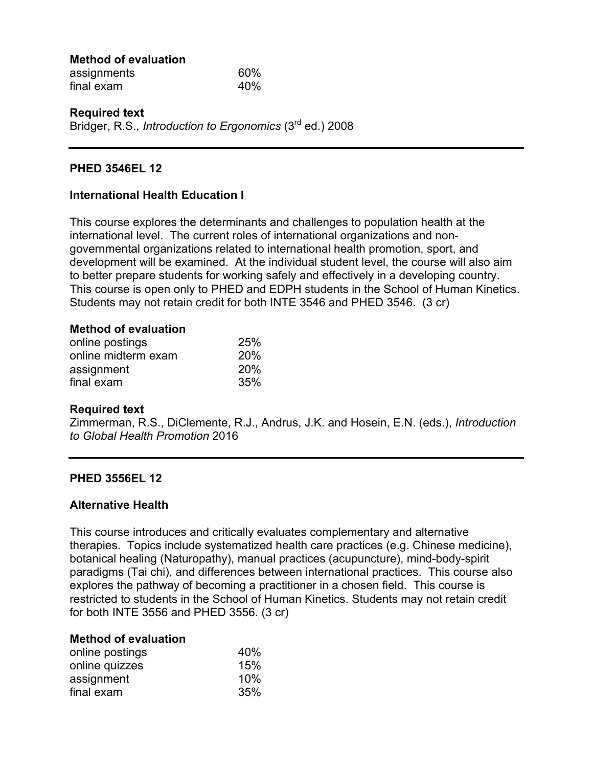**Method of evaluation**

| | |
|---|---|
| assignments | 60% |
| final exam | 40% |

**Required text**

Bridger, R.S., *Introduction to Ergonomics* ($3^{rd}$ ed.) 2008

---

**PHED 3546EL 12**

**International Health Education I**

This course explores the determinants and challenges to population health at the international level. The current roles of international organizations and non-governmental organizations related to international health promotion, sport, and development will be examined. At the individual student level, the course will also aim to better prepare students for working safely and effectively in a developing country. This course is open only to PHED and EDPH students in the School of Human Kinetics. Students may not retain credit for both INTE 3546 and PHED 3546. (3 cr)

**Method of evaluation**

| | |
|---|---|
| online postings | 25% |
| online midterm exam | 20% |
| assignment | 20% |
| final exam | 35% |

**Required text**

Zimmerman, R.S., DiClemente, R.J., Andrus, J.K. and Hosein, E.N. (eds.), *Introduction to Global Health Promotion* 2016

---

**PHED 3556EL 12**

**Alternative Health**

This course introduces and critically evaluates complementary and alternative therapies. Topics include systematized health care practices (e.g. Chinese medicine), botanical healing (Naturopathy), manual practices (acupuncture), mind-body-spirit paradigms (Tai chi), and differences between international practices. This course also explores the pathway of becoming a practitioner in a chosen field. This course is restricted to students in the School of Human Kinetics. Students may not retain credit for both INTE 3556 and PHED 3556. (3 cr)

**Method of evaluation**

| | |
|---|---|
| online postings | 40% |
| online quizzes | 15% |
| assignment | 10% |
| final exam | 35% |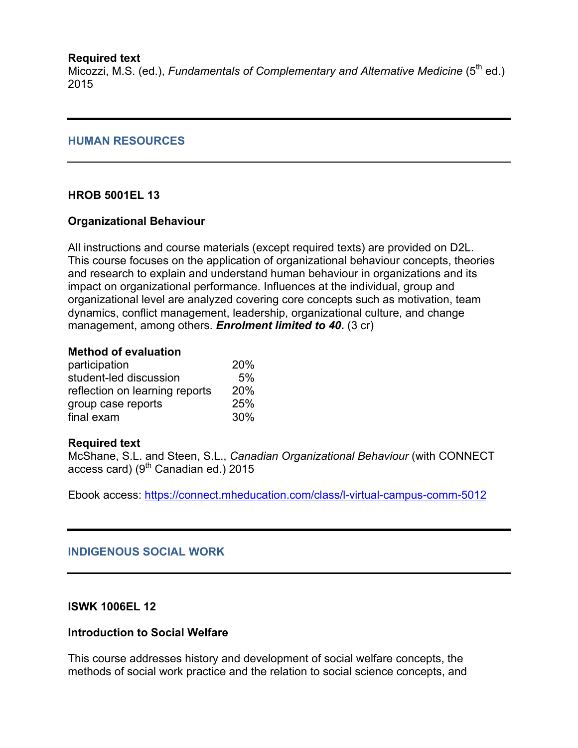**Required text**
Micozzi, M.S. (ed.), *Fundamentals of Complementary and Alternative Medicine* (5th ed.) 2015

---

## HUMAN RESOURCES

---

**HROB 5001EL 13**

**Organizational Behaviour**

All instructions and course materials (except required texts) are provided on D2L. This course focuses on the application of organizational behaviour concepts, theories and research to explain and understand human behaviour in organizations and its impact on organizational performance. Influences at the individual, group and organizational level are analyzed covering core concepts such as motivation, team dynamics, conflict management, leadership, organizational culture, and change management, among others. ***Enrolment limited to 40*.** (3 cr)

**Method of evaluation**

| | |
|---|---|
| participation | 20% |
| student-led discussion | 5% |
| reflection on learning reports | 20% |
| group case reports | 25% |
| final exam | 30% |

**Required text**
McShane, S.L. and Steen, S.L., *Canadian Organizational Behaviour* (with CONNECT access card) (9th Canadian ed.) 2015

Ebook access: https://connect.mheducation.com/class/l-virtual-campus-comm-5012

---

## INDIGENOUS SOCIAL WORK

---

**ISWK 1006EL 12**

**Introduction to Social Welfare**

This course addresses history and development of social welfare concepts, the methods of social work practice and the relation to social science concepts, and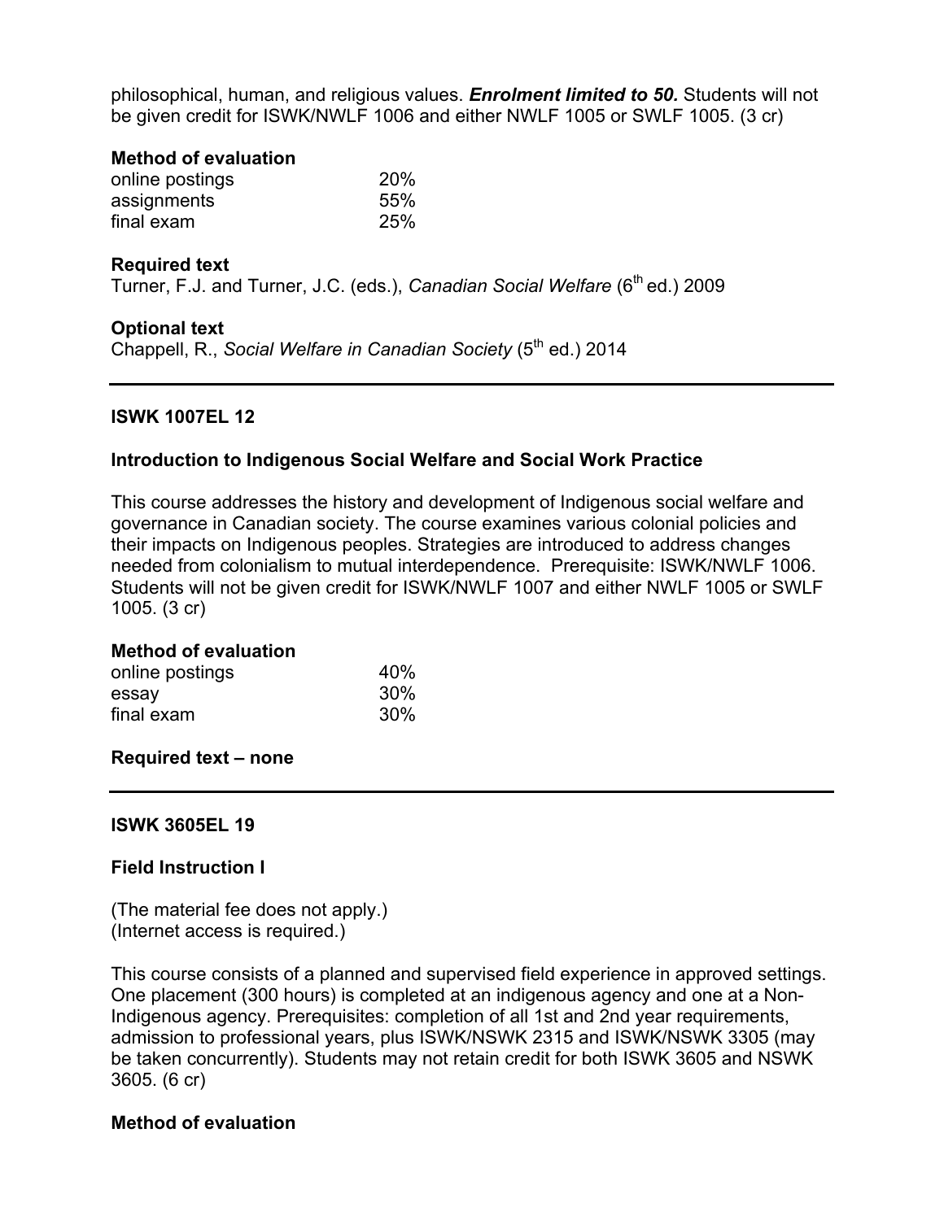philosophical, human, and religious values. ***Enrolment limited to 50.*** Students will not be given credit for ISWK/NWLF 1006 and either NWLF 1005 or SWLF 1005. (3 cr)

**Method of evaluation**

| | |
|---|---|
| online postings | 20% |
| assignments | 55% |
| final exam | 25% |

**Required text**

Turner, F.J. and Turner, J.C. (eds.), *Canadian Social Welfare* (6th ed.) 2009

**Optional text**

Chappell, R., *Social Welfare in Canadian Society* (5th ed.) 2014

---

**ISWK 1007EL 12**

**Introduction to Indigenous Social Welfare and Social Work Practice**

This course addresses the history and development of Indigenous social welfare and governance in Canadian society. The course examines various colonial policies and their impacts on Indigenous peoples. Strategies are introduced to address changes needed from colonialism to mutual interdependence. Prerequisite: ISWK/NWLF 1006. Students will not be given credit for ISWK/NWLF 1007 and either NWLF 1005 or SWLF 1005. (3 cr)

**Method of evaluation**

| | |
|---|---|
| online postings | 40% |
| essay | 30% |
| final exam | 30% |

**Required text – none**

---

**ISWK 3605EL 19**

**Field Instruction I**

(The material fee does not apply.)
(Internet access is required.)

This course consists of a planned and supervised field experience in approved settings. One placement (300 hours) is completed at an indigenous agency and one at a Non-Indigenous agency. Prerequisites: completion of all 1st and 2nd year requirements, admission to professional years, plus ISWK/NSWK 2315 and ISWK/NSWK 3305 (may be taken concurrently). Students may not retain credit for both ISWK 3605 and NSWK 3605. (6 cr)

**Method of evaluation**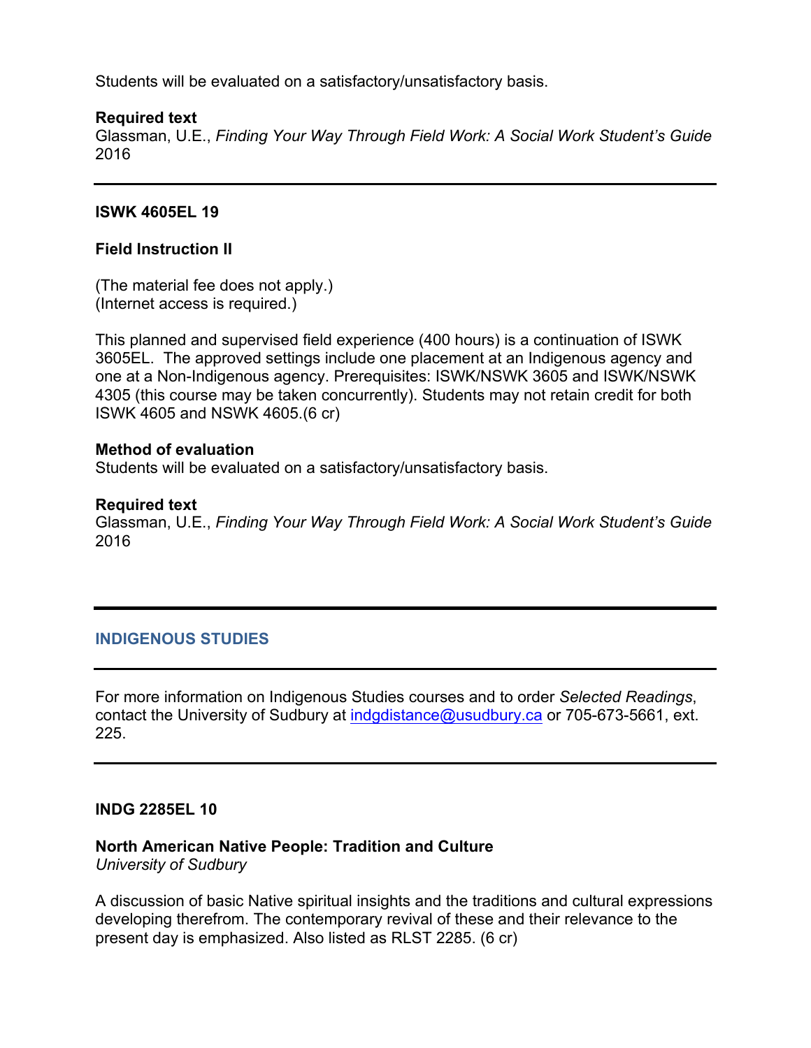Students will be evaluated on a satisfactory/unsatisfactory basis.

**Required text**
Glassman, U.E., *Finding Your Way Through Field Work: A Social Work Student's Guide* 2016

---

**ISWK 4605EL 19**

**Field Instruction II**

(The material fee does not apply.)
(Internet access is required.)

This planned and supervised field experience (400 hours) is a continuation of ISWK 3605EL. The approved settings include one placement at an Indigenous agency and one at a Non-Indigenous agency. Prerequisites: ISWK/NSWK 3605 and ISWK/NSWK 4305 (this course may be taken concurrently). Students may not retain credit for both ISWK 4605 and NSWK 4605.(6 cr)

**Method of evaluation**
Students will be evaluated on a satisfactory/unsatisfactory basis.

**Required text**
Glassman, U.E., *Finding Your Way Through Field Work: A Social Work Student's Guide* 2016

---

## INDIGENOUS STUDIES

---

For more information on Indigenous Studies courses and to order *Selected Readings*, contact the University of Sudbury at indgdistance@usudbury.ca or 705-673-5661, ext. 225.

---

**INDG 2285EL 10**

**North American Native People: Tradition and Culture**
*University of Sudbury*

A discussion of basic Native spiritual insights and the traditions and cultural expressions developing therefrom. The contemporary revival of these and their relevance to the present day is emphasized. Also listed as RLST 2285. (6 cr)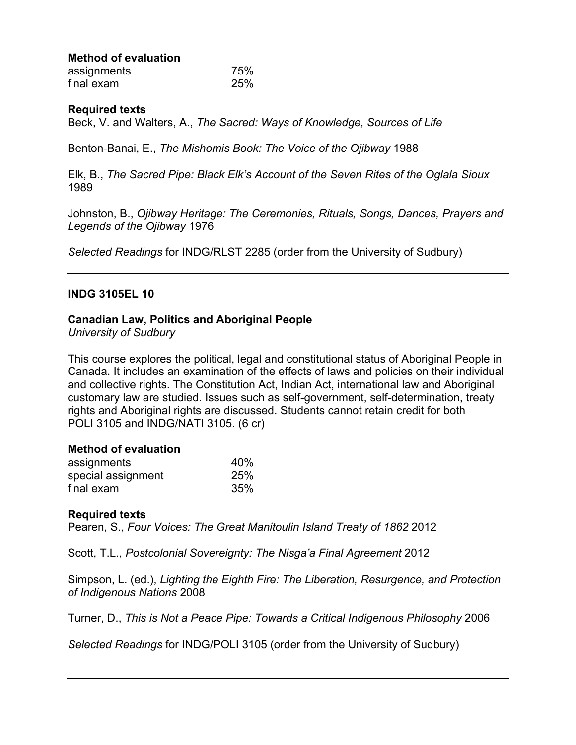**Method of evaluation**

| | |
|---|---|
| assignments | 75% |
| final exam | 25% |

**Required texts**

Beck, V. and Walters, A., *The Sacred: Ways of Knowledge, Sources of Life*

Benton-Banai, E., *The Mishomis Book: The Voice of the Ojibway* 1988

Elk, B., *The Sacred Pipe: Black Elk's Account of the Seven Rites of the Oglala Sioux* 1989

Johnston, B., *Ojibway Heritage: The Ceremonies, Rituals, Songs, Dances, Prayers and Legends of the Ojibway* 1976

*Selected Readings* for INDG/RLST 2285 (order from the University of Sudbury)

---

**INDG 3105EL 10**

**Canadian Law, Politics and Aboriginal People**
*University of Sudbury*

This course explores the political, legal and constitutional status of Aboriginal People in Canada. It includes an examination of the effects of laws and policies on their individual and collective rights. The Constitution Act, Indian Act, international law and Aboriginal customary law are studied. Issues such as self-government, self-determination, treaty rights and Aboriginal rights are discussed. Students cannot retain credit for both POLI 3105 and INDG/NATI 3105. (6 cr)

**Method of evaluation**

| | |
|---|---|
| assignments | 40% |
| special assignment | 25% |
| final exam | 35% |

**Required texts**

Pearen, S., *Four Voices: The Great Manitoulin Island Treaty of 1862* 2012

Scott, T.L., *Postcolonial Sovereignty: The Nisga'a Final Agreement* 2012

Simpson, L. (ed.), *Lighting the Eighth Fire: The Liberation, Resurgence, and Protection of Indigenous Nations* 2008

Turner, D., *This is Not a Peace Pipe: Towards a Critical Indigenous Philosophy* 2006

*Selected Readings* for INDG/POLI 3105 (order from the University of Sudbury)

---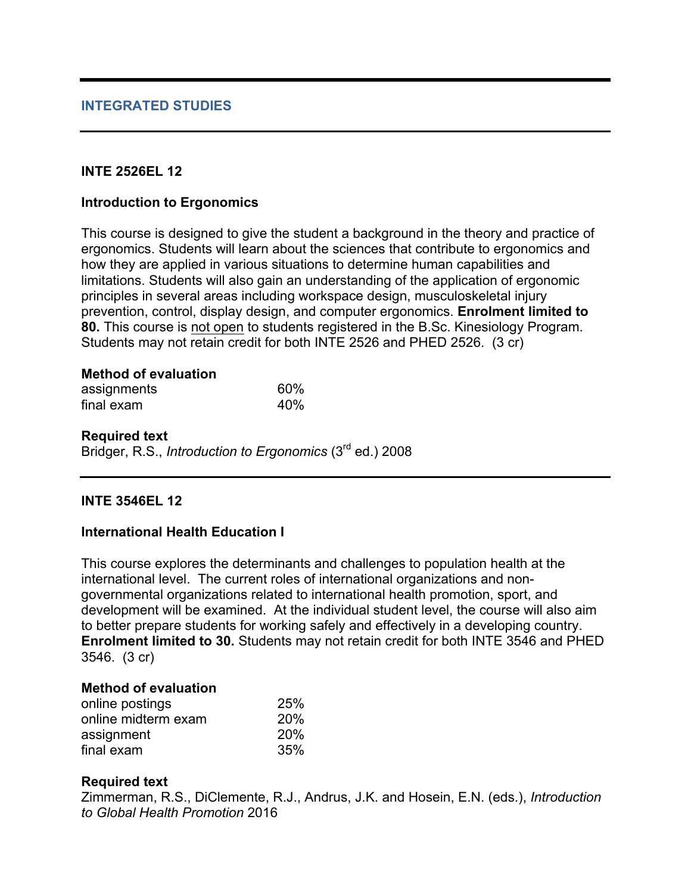## INTEGRATED STUDIES

---

### INTE 2526EL 12

### Introduction to Ergonomics

This course is designed to give the student a background in the theory and practice of ergonomics. Students will learn about the sciences that contribute to ergonomics and how they are applied in various situations to determine human capabilities and limitations. Students will also gain an understanding of the application of ergonomic principles in several areas including workspace design, musculoskeletal injury prevention, control, display design, and computer ergonomics. **Enrolment limited to 80.** This course is not open to students registered in the B.Sc. Kinesiology Program. Students may not retain credit for both INTE 2526 and PHED 2526. (3 cr)

**Method of evaluation**

| | |
|---|---|
| assignments | 60% |
| final exam | 40% |

**Required text**

Bridger, R.S., *Introduction to Ergonomics* (3rd ed.) 2008

---

### INTE 3546EL 12

### International Health Education I

This course explores the determinants and challenges to population health at the international level. The current roles of international organizations and non-governmental organizations related to international health promotion, sport, and development will be examined. At the individual student level, the course will also aim to better prepare students for working safely and effectively in a developing country. **Enrolment limited to 30.** Students may not retain credit for both INTE 3546 and PHED 3546. (3 cr)

**Method of evaluation**

| | |
|---|---|
| online postings | 25% |
| online midterm exam | 20% |
| assignment | 20% |
| final exam | 35% |

**Required text**

Zimmerman, R.S., DiClemente, R.J., Andrus, J.K. and Hosein, E.N. (eds.), *Introduction to Global Health Promotion* 2016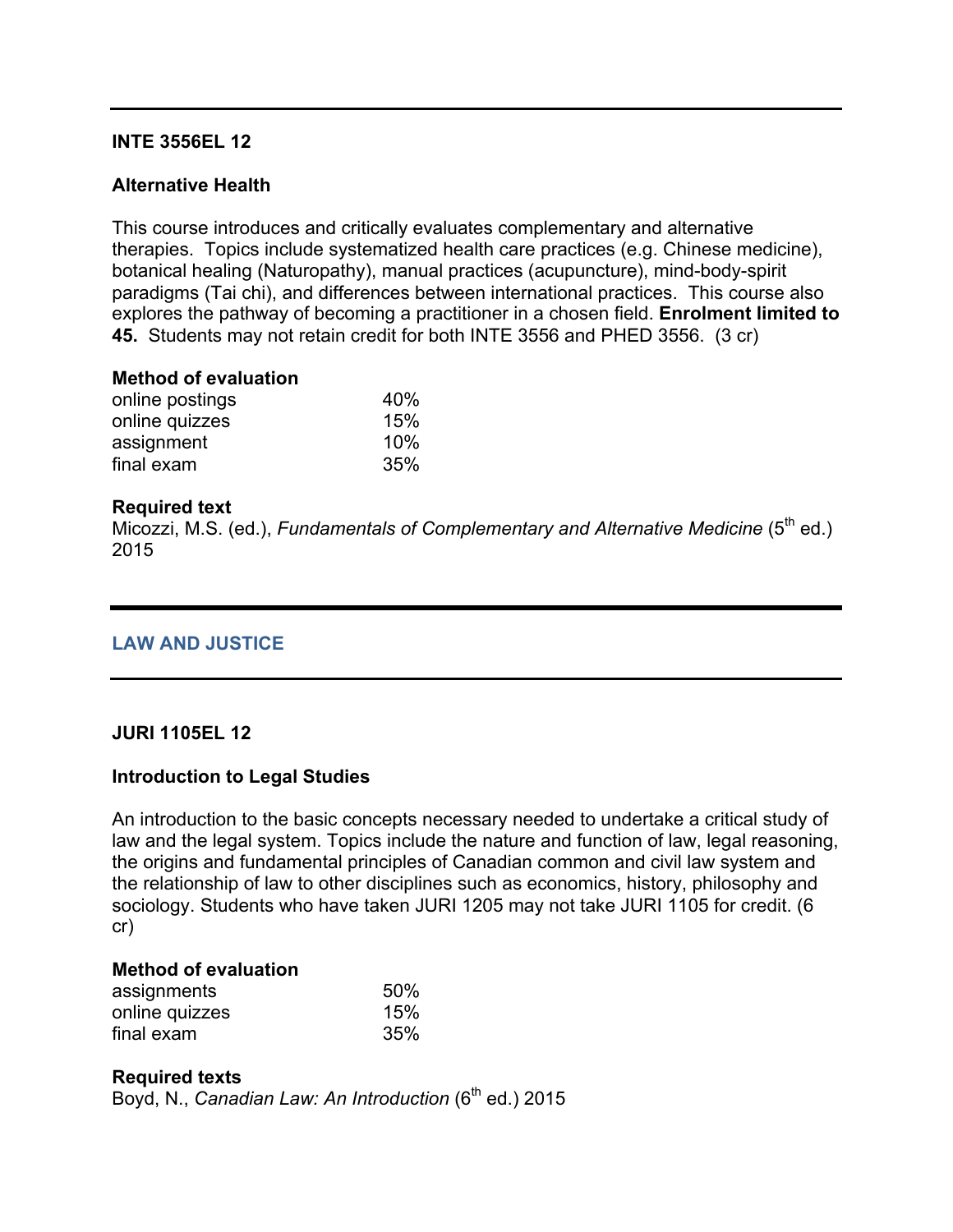---

**INTE 3556EL 12**

**Alternative Health**

This course introduces and critically evaluates complementary and alternative therapies. Topics include systematized health care practices (e.g. Chinese medicine), botanical healing (Naturopathy), manual practices (acupuncture), mind-body-spirit paradigms (Tai chi), and differences between international practices. This course also explores the pathway of becoming a practitioner in a chosen field. **Enrolment limited to 45.** Students may not retain credit for both INTE 3556 and PHED 3556. (3 cr)

**Method of evaluation**

| | |
|---|---|
| online postings | 40% |
| online quizzes | 15% |
| assignment | 10% |
| final exam | 35% |

**Required text**

Micozzi, M.S. (ed.), *Fundamentals of Complementary and Alternative Medicine* (5th ed.) 2015

---

## LAW AND JUSTICE

---

**JURI 1105EL 12**

**Introduction to Legal Studies**

An introduction to the basic concepts necessary needed to undertake a critical study of law and the legal system. Topics include the nature and function of law, legal reasoning, the origins and fundamental principles of Canadian common and civil law system and the relationship of law to other disciplines such as economics, history, philosophy and sociology. Students who have taken JURI 1205 may not take JURI 1105 for credit. (6 cr)

**Method of evaluation**

| | |
|---|---|
| assignments | 50% |
| online quizzes | 15% |
| final exam | 35% |

**Required texts**

Boyd, N., *Canadian Law: An Introduction* (6th ed.) 2015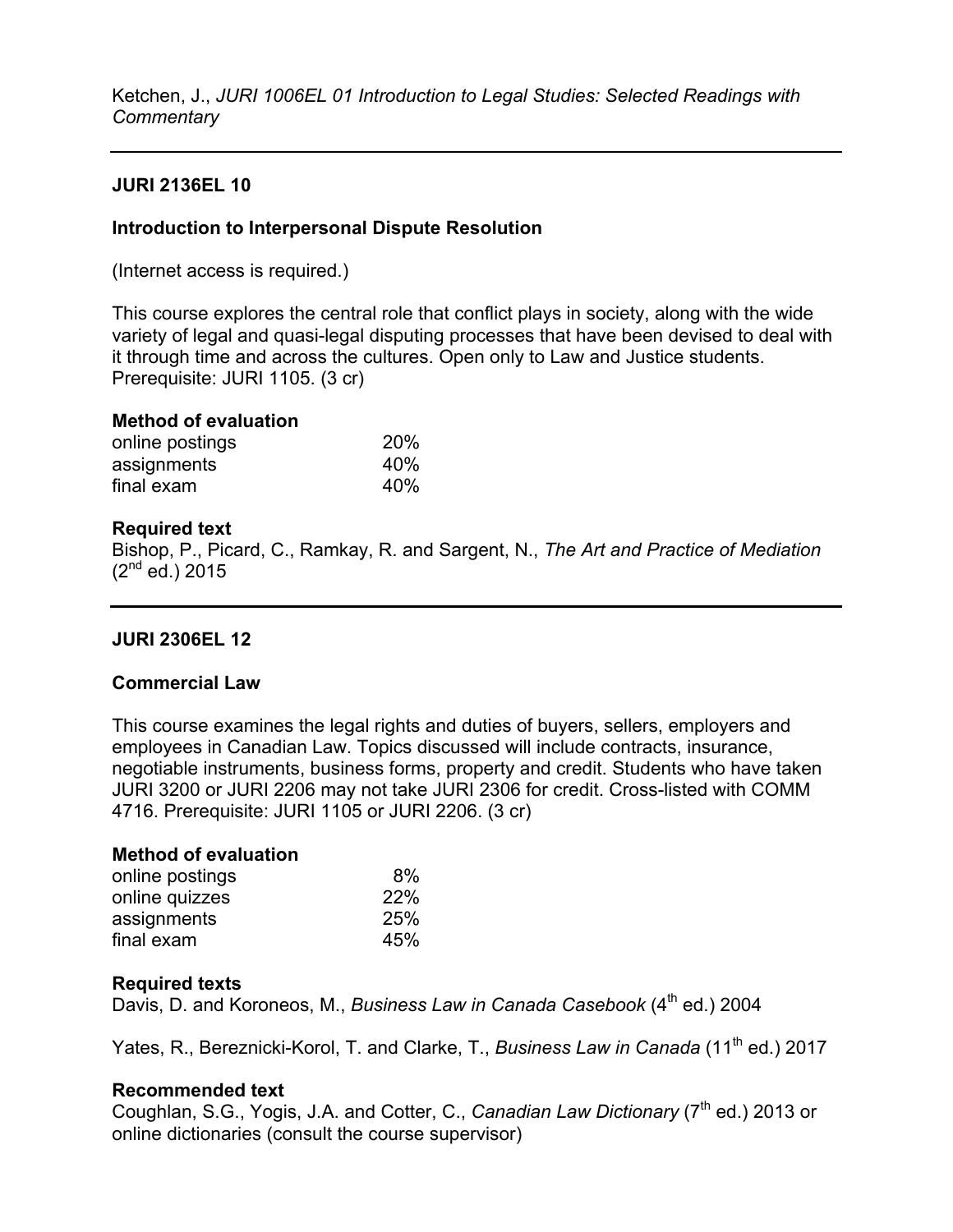Ketchen, J., *JURI 1006EL 01 Introduction to Legal Studies: Selected Readings with Commentary*

---

**JURI 2136EL 10**

**Introduction to Interpersonal Dispute Resolution**

(Internet access is required.)

This course explores the central role that conflict plays in society, along with the wide variety of legal and quasi-legal disputing processes that have been devised to deal with it through time and across the cultures. Open only to Law and Justice students. Prerequisite: JURI 1105. (3 cr)

**Method of evaluation**

| | |
|---|---|
| online postings | 20% |
| assignments | 40% |
| final exam | 40% |

**Required text**

Bishop, P., Picard, C., Ramkay, R. and Sargent, N., *The Art and Practice of Mediation* (2nd ed.) 2015

---

**JURI 2306EL 12**

**Commercial Law**

This course examines the legal rights and duties of buyers, sellers, employers and employees in Canadian Law. Topics discussed will include contracts, insurance, negotiable instruments, business forms, property and credit. Students who have taken JURI 3200 or JURI 2206 may not take JURI 2306 for credit. Cross-listed with COMM 4716. Prerequisite: JURI 1105 or JURI 2206. (3 cr)

**Method of evaluation**

| | |
|---|---|
| online postings | 8% |
| online quizzes | 22% |
| assignments | 25% |
| final exam | 45% |

**Required texts**

Davis, D. and Koroneos, M., *Business Law in Canada Casebook* (4th ed.) 2004

Yates, R., Bereznicki-Korol, T. and Clarke, T., *Business Law in Canada* (11th ed.) 2017

**Recommended text**

Coughlan, S.G., Yogis, J.A. and Cotter, C., *Canadian Law Dictionary* (7th ed.) 2013 or online dictionaries (consult the course supervisor)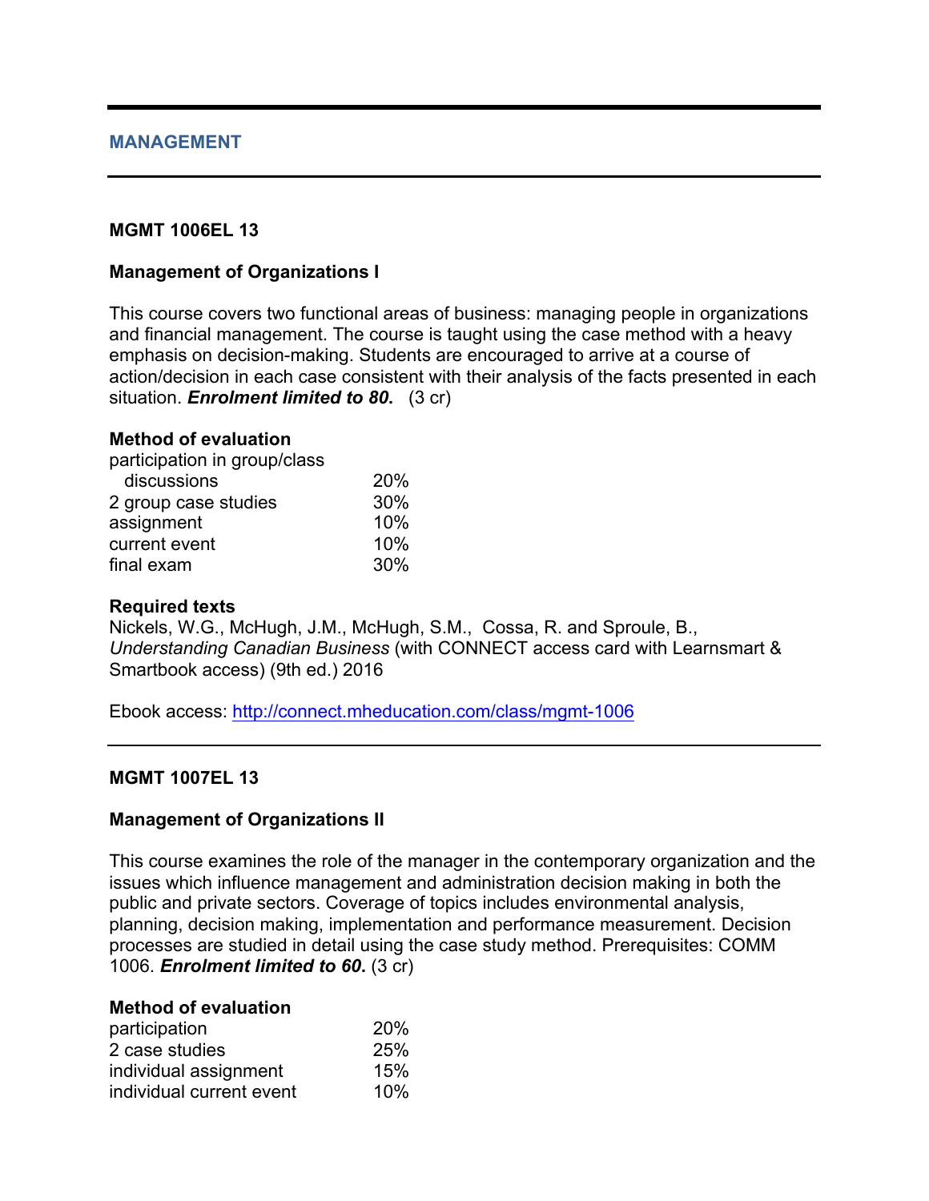## MANAGEMENT

### MGMT 1006EL 13

**Management of Organizations I**

This course covers two functional areas of business: managing people in organizations and financial management. The course is taught using the case method with a heavy emphasis on decision-making. Students are encouraged to arrive at a course of action/decision in each case consistent with their analysis of the facts presented in each situation. ***Enrolment limited to 80.*** (3 cr)

**Method of evaluation**

| | |
|---|---|
| participation in group/class discussions | 20% |
| 2 group case studies | 30% |
| assignment | 10% |
| current event | 10% |
| final exam | 30% |

**Required texts**

Nickels, W.G., McHugh, J.M., McHugh, S.M., Cossa, R. and Sproule, B., *Understanding Canadian Business* (with CONNECT access card with Learnsmart & Smartbook access) (9th ed.) 2016

Ebook access: http://connect.mheducation.com/class/mgmt-1006

---

### MGMT 1007EL 13

**Management of Organizations II**

This course examines the role of the manager in the contemporary organization and the issues which influence management and administration decision making in both the public and private sectors. Coverage of topics includes environmental analysis, planning, decision making, implementation and performance measurement. Decision processes are studied in detail using the case study method. Prerequisites: COMM 1006. ***Enrolment limited to 60.*** (3 cr)

**Method of evaluation**

| | |
|---|---|
| participation | 20% |
| 2 case studies | 25% |
| individual assignment | 15% |
| individual current event | 10% |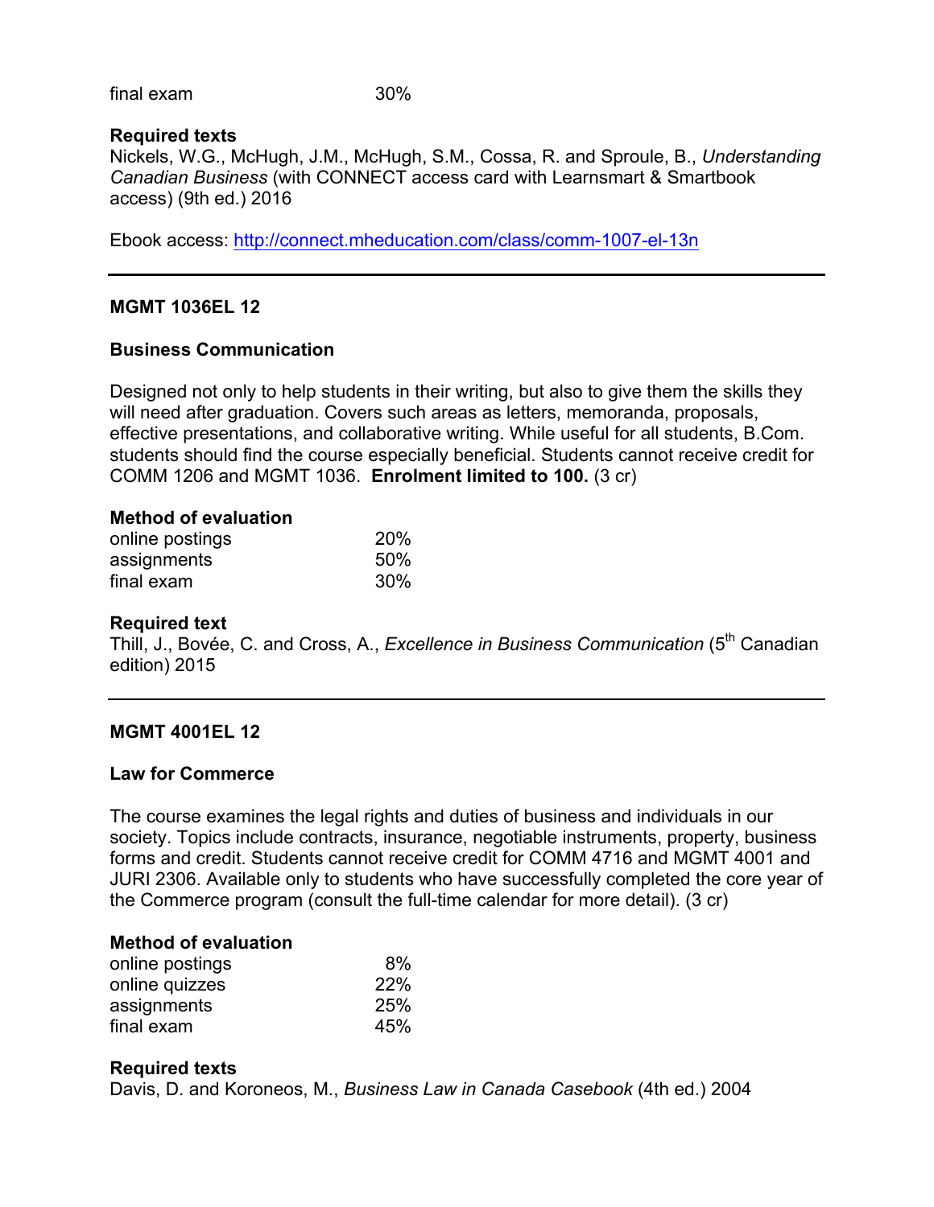| | |
|---|---|
| final exam | 30% |

**Required texts**
Nickels, W.G., McHugh, J.M., McHugh, S.M., Cossa, R. and Sproule, B., *Understanding Canadian Business* (with CONNECT access card with Learnsmart & Smartbook access) (9th ed.) 2016

Ebook access: [http://connect.mheducation.com/class/comm-1007-el-13n](http://connect.mheducation.com/class/comm-1007-el-13n)

---

**MGMT 1036EL 12**

**Business Communication**

Designed not only to help students in their writing, but also to give them the skills they will need after graduation. Covers such areas as letters, memoranda, proposals, effective presentations, and collaborative writing. While useful for all students, B.Com. students should find the course especially beneficial. Students cannot receive credit for COMM 1206 and MGMT 1036. **Enrolment limited to 100.** (3 cr)

**Method of evaluation**

| | |
|---|---|
| online postings | 20% |
| assignments | 50% |
| final exam | 30% |

**Required text**
Thill, J., Bovée, C. and Cross, A., *Excellence in Business Communication* (5th Canadian edition) 2015

---

**MGMT 4001EL 12**

**Law for Commerce**

The course examines the legal rights and duties of business and individuals in our society. Topics include contracts, insurance, negotiable instruments, property, business forms and credit. Students cannot receive credit for COMM 4716 and MGMT 4001 and JURI 2306. Available only to students who have successfully completed the core year of the Commerce program (consult the full-time calendar for more detail). (3 cr)

**Method of evaluation**

| | |
|---|---|
| online postings | 8% |
| online quizzes | 22% |
| assignments | 25% |
| final exam | 45% |

**Required texts**
Davis, D. and Koroneos, M., *Business Law in Canada Casebook* (4th ed.) 2004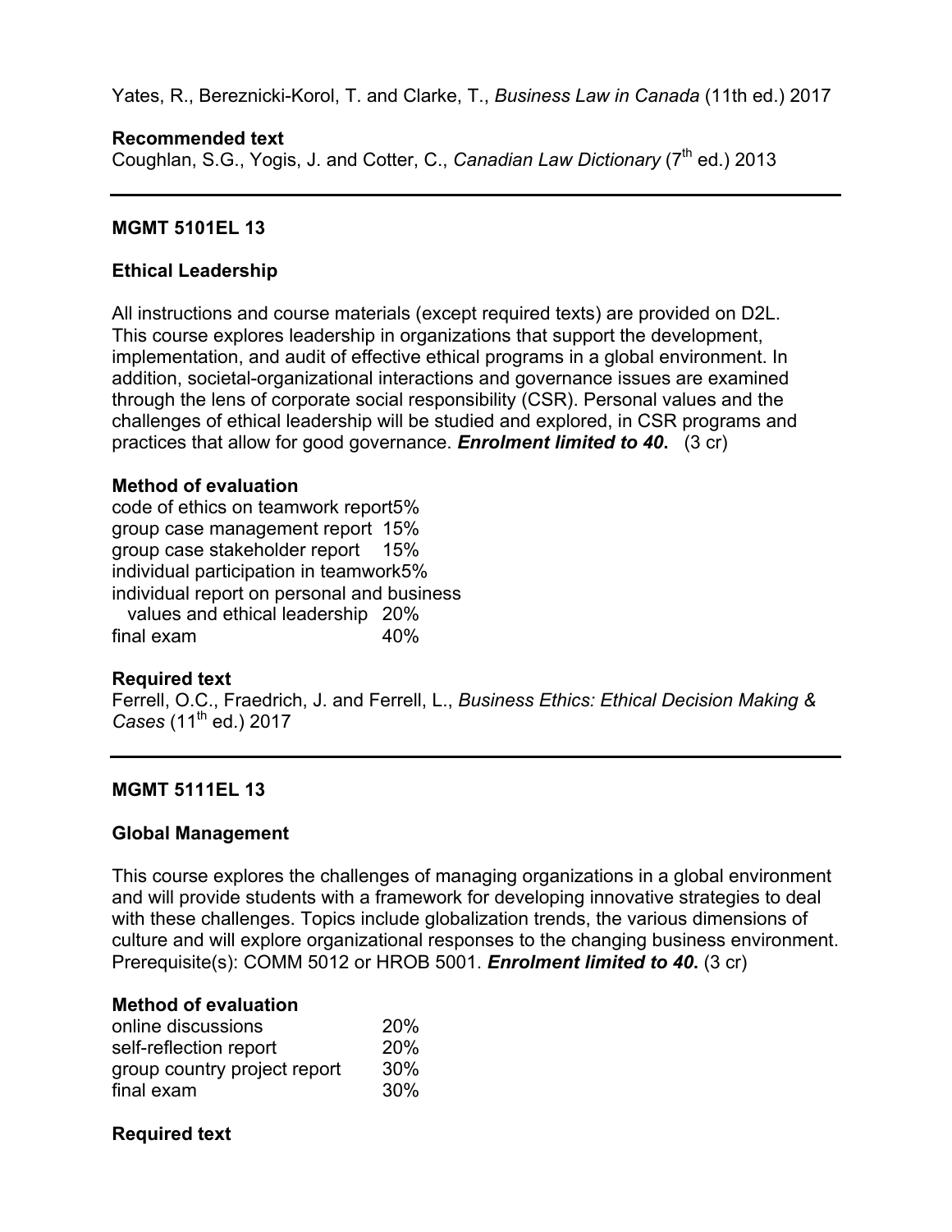Yates, R., Bereznicki-Korol, T. and Clarke, T., *Business Law in Canada* (11th ed.) 2017

**Recommended text**
Coughlan, S.G., Yogis, J. and Cotter, C., *Canadian Law Dictionary* (7th ed.) 2013

---

**MGMT 5101EL 13**

**Ethical Leadership**

All instructions and course materials (except required texts) are provided on D2L. This course explores leadership in organizations that support the development, implementation, and audit of effective ethical programs in a global environment. In addition, societal-organizational interactions and governance issues are examined through the lens of corporate social responsibility (CSR). Personal values and the challenges of ethical leadership will be studied and explored, in CSR programs and practices that allow for good governance. ***Enrolment limited to 40.*** (3 cr)

**Method of evaluation**

| | |
|---|---|
| code of ethics on teamwork report | 5% |
| group case management report | 15% |
| group case stakeholder report | 15% |
| individual participation in teamwork | 5% |
| individual report on personal and business values and ethical leadership | 20% |
| final exam | 40% |

**Required text**
Ferrell, O.C., Fraedrich, J. and Ferrell, L., *Business Ethics: Ethical Decision Making & Cases* (11th ed.) 2017

---

**MGMT 5111EL 13**

**Global Management**

This course explores the challenges of managing organizations in a global environment and will provide students with a framework for developing innovative strategies to deal with these challenges. Topics include globalization trends, the various dimensions of culture and will explore organizational responses to the changing business environment. Prerequisite(s): COMM 5012 or HROB 5001. ***Enrolment limited to 40.*** (3 cr)

**Method of evaluation**

| | |
|---|---|
| online discussions | 20% |
| self-reflection report | 20% |
| group country project report | 30% |
| final exam | 30% |

**Required text**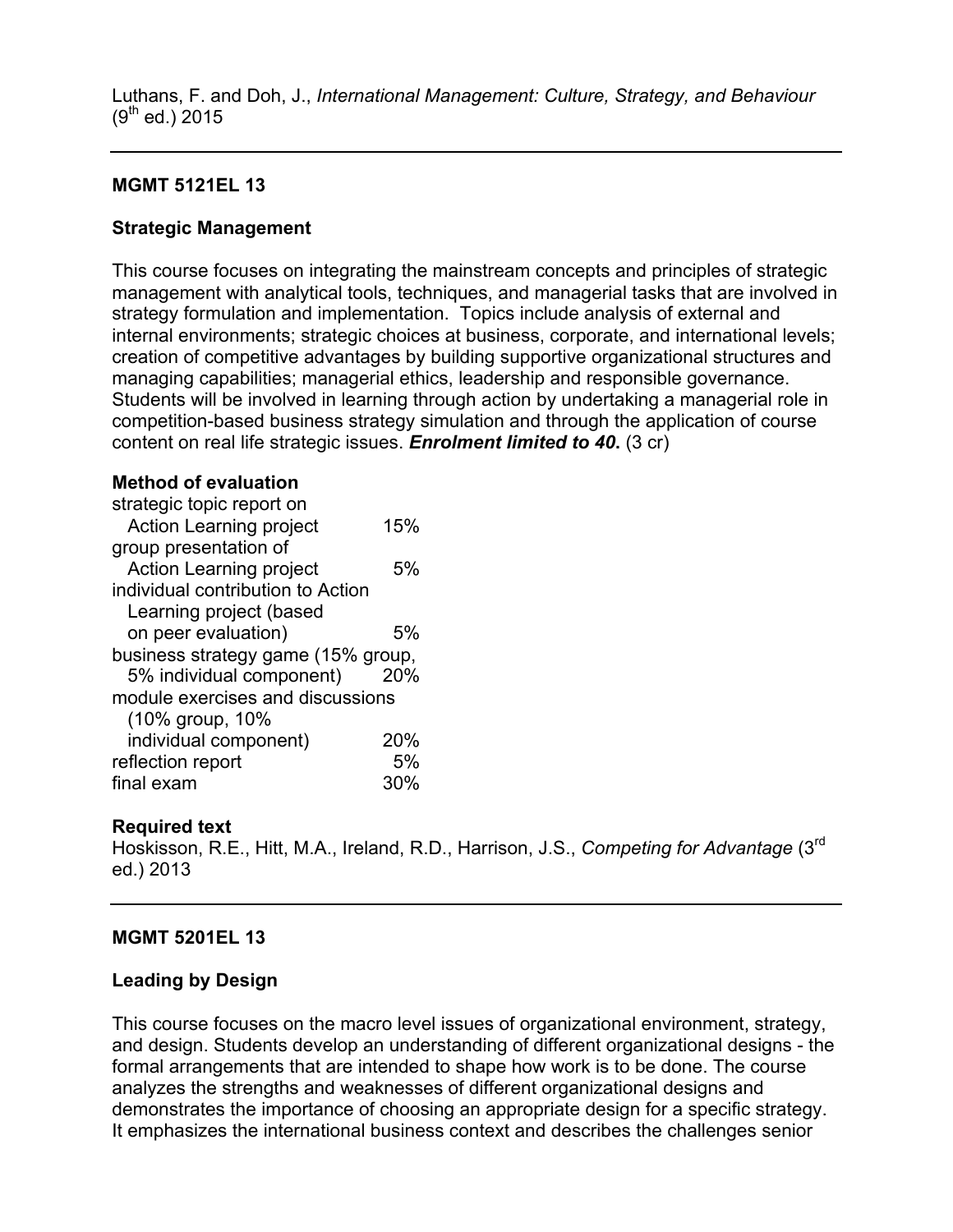Luthans, F. and Doh, J., *International Management: Culture, Strategy, and Behaviour* (9th ed.) 2015

---

**MGMT 5121EL 13**

**Strategic Management**

This course focuses on integrating the mainstream concepts and principles of strategic management with analytical tools, techniques, and managerial tasks that are involved in strategy formulation and implementation. Topics include analysis of external and internal environments; strategic choices at business, corporate, and international levels; creation of competitive advantages by building supportive organizational structures and managing capabilities; managerial ethics, leadership and responsible governance. Students will be involved in learning through action by undertaking a managerial role in competition-based business strategy simulation and through the application of course content on real life strategic issues. ***Enrolment limited to 40.*** (3 cr)

**Method of evaluation**

| | |
|---|---|
| strategic topic report on Action Learning project | 15% |
| group presentation of Action Learning project | 5% |
| individual contribution to Action Learning project (based on peer evaluation) | 5% |
| business strategy game (15% group, 5% individual component) | 20% |
| module exercises and discussions (10% group, 10% individual component) | 20% |
| reflection report | 5% |
| final exam | 30% |

**Required text**

Hoskisson, R.E., Hitt, M.A., Ireland, R.D., Harrison, J.S., *Competing for Advantage* (3rd ed.) 2013

---

**MGMT 5201EL 13**

**Leading by Design**

This course focuses on the macro level issues of organizational environment, strategy, and design. Students develop an understanding of different organizational designs - the formal arrangements that are intended to shape how work is to be done. The course analyzes the strengths and weaknesses of different organizational designs and demonstrates the importance of choosing an appropriate design for a specific strategy. It emphasizes the international business context and describes the challenges senior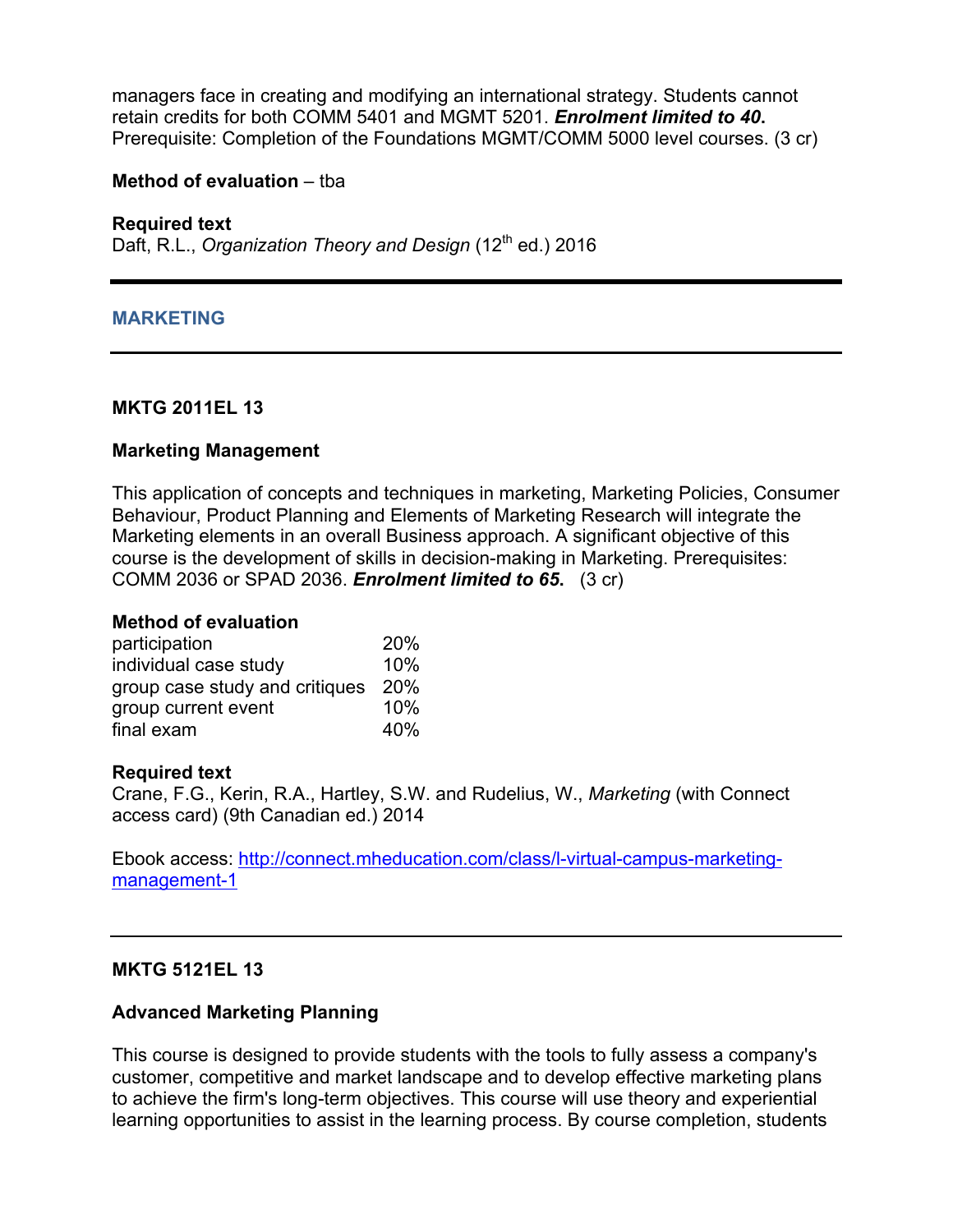managers face in creating and modifying an international strategy. Students cannot retain credits for both COMM 5401 and MGMT 5201. ***Enrolment limited to 40***. Prerequisite: Completion of the Foundations MGMT/COMM 5000 level courses. (3 cr)

**Method of evaluation** – tba

**Required text**
Daft, R.L., *Organization Theory and Design* (12th ed.) 2016

---

## MARKETING

---

### MKTG 2011EL 13

### Marketing Management

This application of concepts and techniques in marketing, Marketing Policies, Consumer Behaviour, Product Planning and Elements of Marketing Research will integrate the Marketing elements in an overall Business approach. A significant objective of this course is the development of skills in decision-making in Marketing. Prerequisites: COMM 2036 or SPAD 2036. ***Enrolment limited to 65***. (3 cr)

**Method of evaluation**

| | |
|---|---|
| participation | 20% |
| individual case study | 10% |
| group case study and critiques | 20% |
| group current event | 10% |
| final exam | 40% |

**Required text**
Crane, F.G., Kerin, R.A., Hartley, S.W. and Rudelius, W., *Marketing* (with Connect access card) (9th Canadian ed.) 2014

Ebook access: [http://connect.mheducation.com/class/l-virtual-campus-marketing-management-1](http://connect.mheducation.com/class/l-virtual-campus-marketing-management-1)

---

### MKTG 5121EL 13

### Advanced Marketing Planning

This course is designed to provide students with the tools to fully assess a company's customer, competitive and market landscape and to develop effective marketing plans to achieve the firm's long-term objectives. This course will use theory and experiential learning opportunities to assist in the learning process. By course completion, students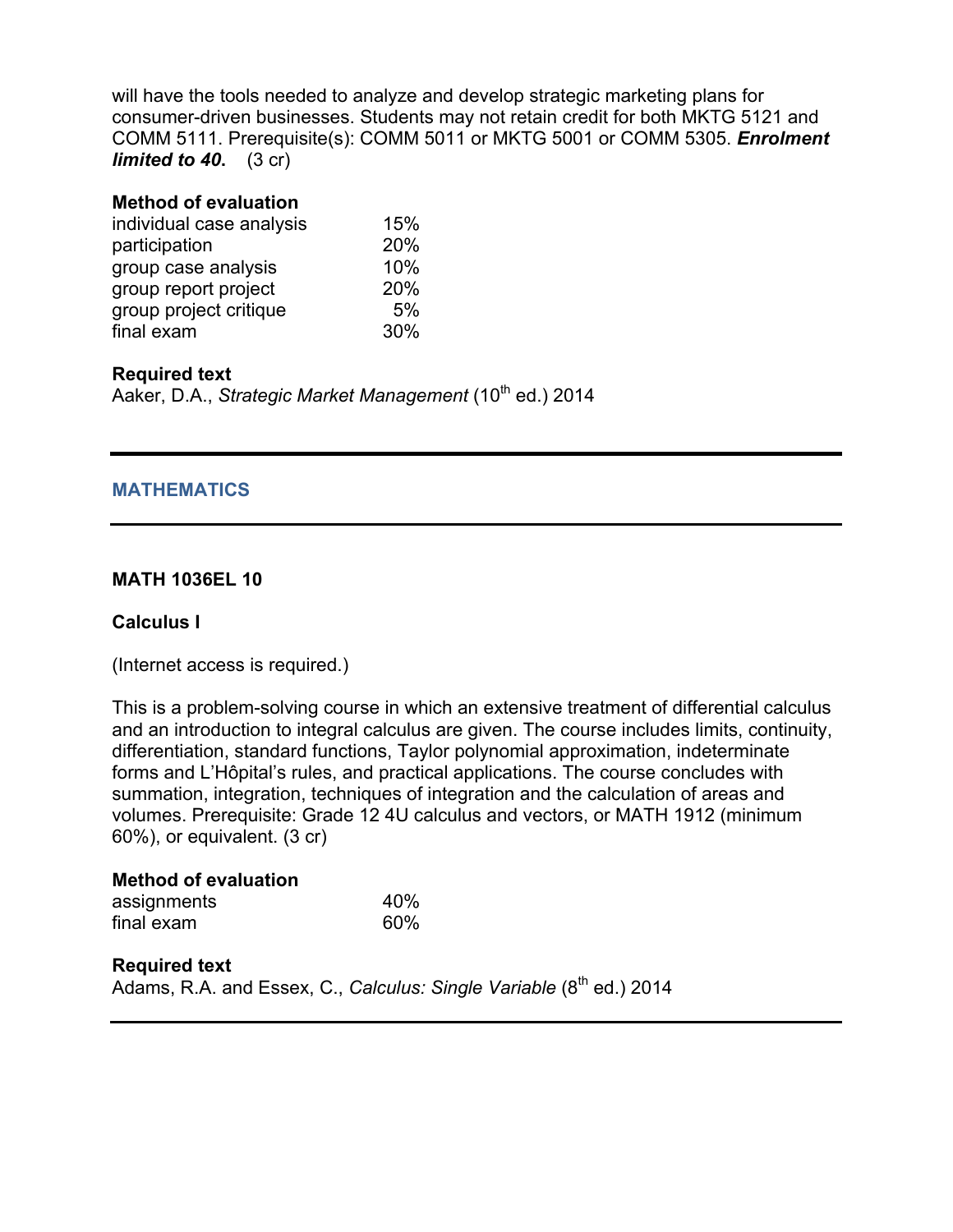will have the tools needed to analyze and develop strategic marketing plans for consumer-driven businesses. Students may not retain credit for both MKTG 5121 and COMM 5111. Prerequisite(s): COMM 5011 or MKTG 5001 or COMM 5305. ***Enrolment limited to 40*.** (3 cr)

**Method of evaluation**

| | |
|---|---|
| individual case analysis | 15% |
| participation | 20% |
| group case analysis | 10% |
| group report project | 20% |
| group project critique | 5% |
| final exam | 30% |

**Required text**

Aaker, D.A., *Strategic Market Management* (10th ed.) 2014

---

## MATHEMATICS

---

**MATH 1036EL 10**

**Calculus I**

(Internet access is required.)

This is a problem-solving course in which an extensive treatment of differential calculus and an introduction to integral calculus are given. The course includes limits, continuity, differentiation, standard functions, Taylor polynomial approximation, indeterminate forms and L'Hôpital's rules, and practical applications. The course concludes with summation, integration, techniques of integration and the calculation of areas and volumes. Prerequisite: Grade 12 4U calculus and vectors, or MATH 1912 (minimum 60%), or equivalent. (3 cr)

**Method of evaluation**

| | |
|---|---|
| assignments | 40% |
| final exam | 60% |

**Required text**

Adams, R.A. and Essex, C., *Calculus: Single Variable* (8th ed.) 2014

---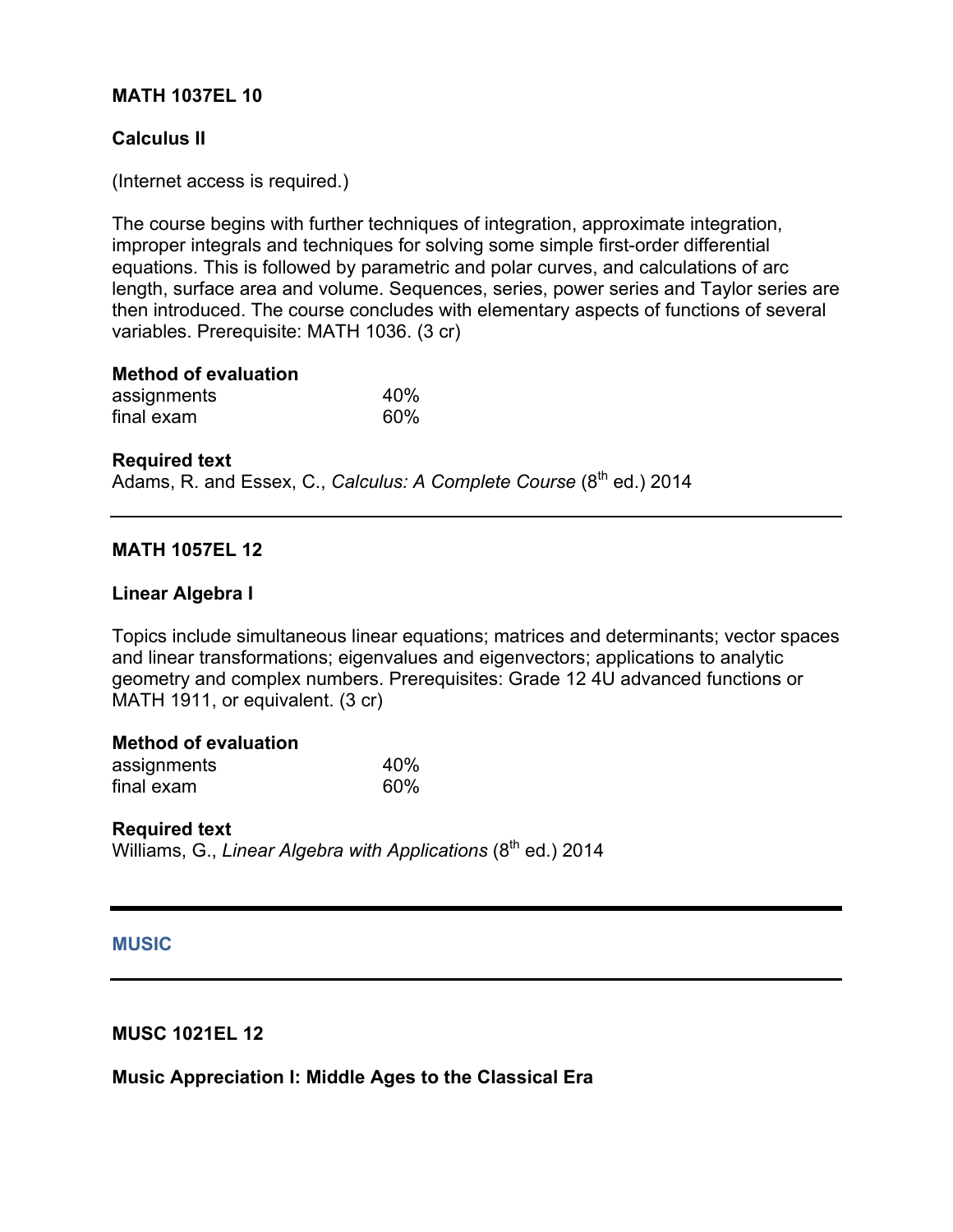**MATH 1037EL 10**

**Calculus II**

(Internet access is required.)

The course begins with further techniques of integration, approximate integration, improper integrals and techniques for solving some simple first-order differential equations. This is followed by parametric and polar curves, and calculations of arc length, surface area and volume. Sequences, series, power series and Taylor series are then introduced. The course concludes with elementary aspects of functions of several variables. Prerequisite: MATH 1036. (3 cr)

**Method of evaluation**

| | |
|---|---|
| assignments | 40% |
| final exam | 60% |

**Required text**
Adams, R. and Essex, C., *Calculus: A Complete Course* (8th ed.) 2014

---

**MATH 1057EL 12**

**Linear Algebra I**

Topics include simultaneous linear equations; matrices and determinants; vector spaces and linear transformations; eigenvalues and eigenvectors; applications to analytic geometry and complex numbers. Prerequisites: Grade 12 4U advanced functions or MATH 1911, or equivalent. (3 cr)

**Method of evaluation**

| | |
|---|---|
| assignments | 40% |
| final exam | 60% |

**Required text**
Williams, G., *Linear Algebra with Applications* (8th ed.) 2014

---

## MUSIC

---

**MUSC 1021EL 12**

**Music Appreciation I: Middle Ages to the Classical Era**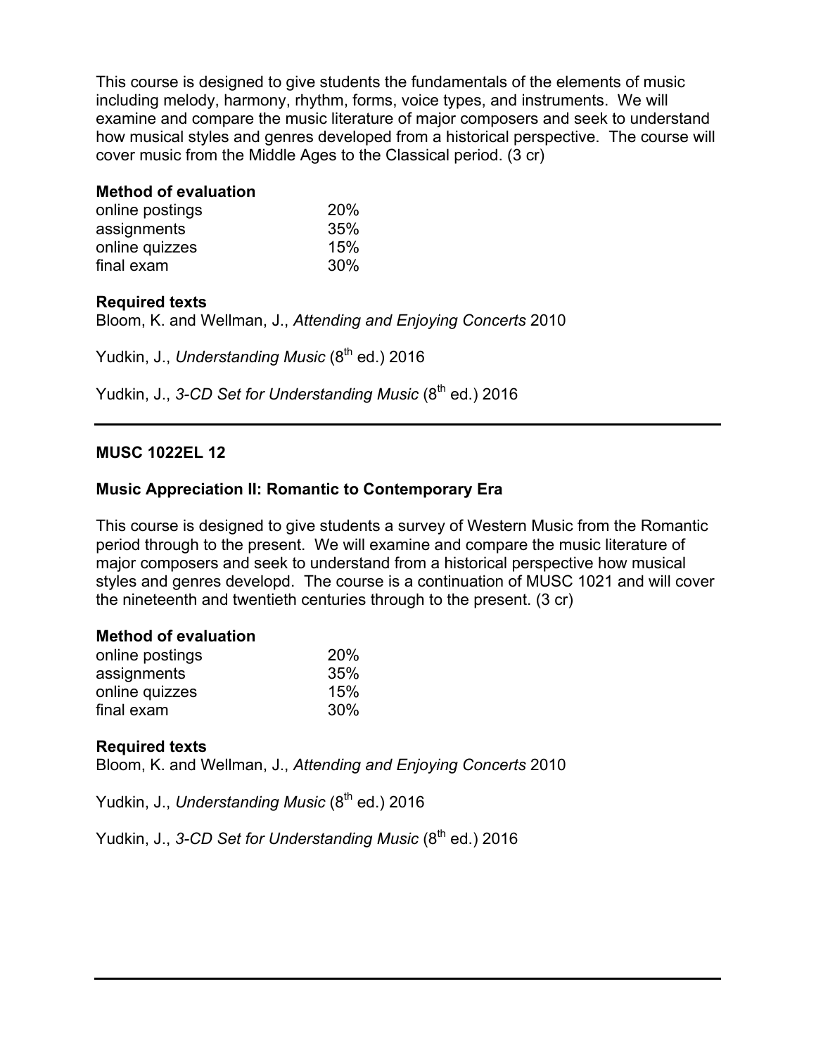This course is designed to give students the fundamentals of the elements of music including melody, harmony, rhythm, forms, voice types, and instruments. We will examine and compare the music literature of major composers and seek to understand how musical styles and genres developed from a historical perspective. The course will cover music from the Middle Ages to the Classical period. (3 cr)

**Method of evaluation**

| | |
|---|---|
| online postings | 20% |
| assignments | 35% |
| online quizzes | 15% |
| final exam | 30% |

**Required texts**

Bloom, K. and Wellman, J., *Attending and Enjoying Concerts* 2010

Yudkin, J., *Understanding Music* (8th ed.) 2016

Yudkin, J., *3-CD Set for Understanding Music* (8th ed.) 2016

---

**MUSC 1022EL 12**

**Music Appreciation II: Romantic to Contemporary Era**

This course is designed to give students a survey of Western Music from the Romantic period through to the present. We will examine and compare the music literature of major composers and seek to understand from a historical perspective how musical styles and genres developd. The course is a continuation of MUSC 1021 and will cover the nineteenth and twentieth centuries through to the present. (3 cr)

**Method of evaluation**

| | |
|---|---|
| online postings | 20% |
| assignments | 35% |
| online quizzes | 15% |
| final exam | 30% |

**Required texts**

Bloom, K. and Wellman, J., *Attending and Enjoying Concerts* 2010

Yudkin, J., *Understanding Music* (8th ed.) 2016

Yudkin, J., *3-CD Set for Understanding Music* (8th ed.) 2016

---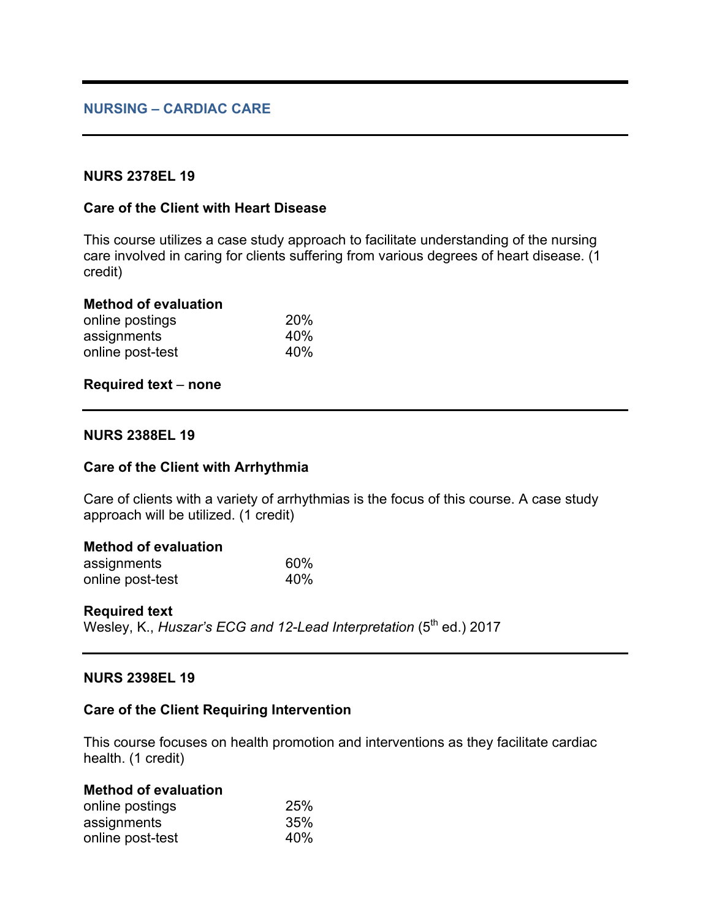## NURSING – CARDIAC CARE

---

### NURS 2378EL 19

**Care of the Client with Heart Disease**

This course utilizes a case study approach to facilitate understanding of the nursing care involved in caring for clients suffering from various degrees of heart disease. (1 credit)

**Method of evaluation**

| | |
|---|---|
| online postings | 20% |
| assignments | 40% |
| online post-test | 40% |

**Required text** – **none**

---

### NURS 2388EL 19

**Care of the Client with Arrhythmia**

Care of clients with a variety of arrhythmias is the focus of this course. A case study approach will be utilized. (1 credit)

**Method of evaluation**

| | |
|---|---|
| assignments | 60% |
| online post-test | 40% |

**Required text**
Wesley, K., *Huszar's ECG and 12-Lead Interpretation* (5th ed.) 2017

---

### NURS 2398EL 19

**Care of the Client Requiring Intervention**

This course focuses on health promotion and interventions as they facilitate cardiac health. (1 credit)

**Method of evaluation**

| | |
|---|---|
| online postings | 25% |
| assignments | 35% |
| online post-test | 40% |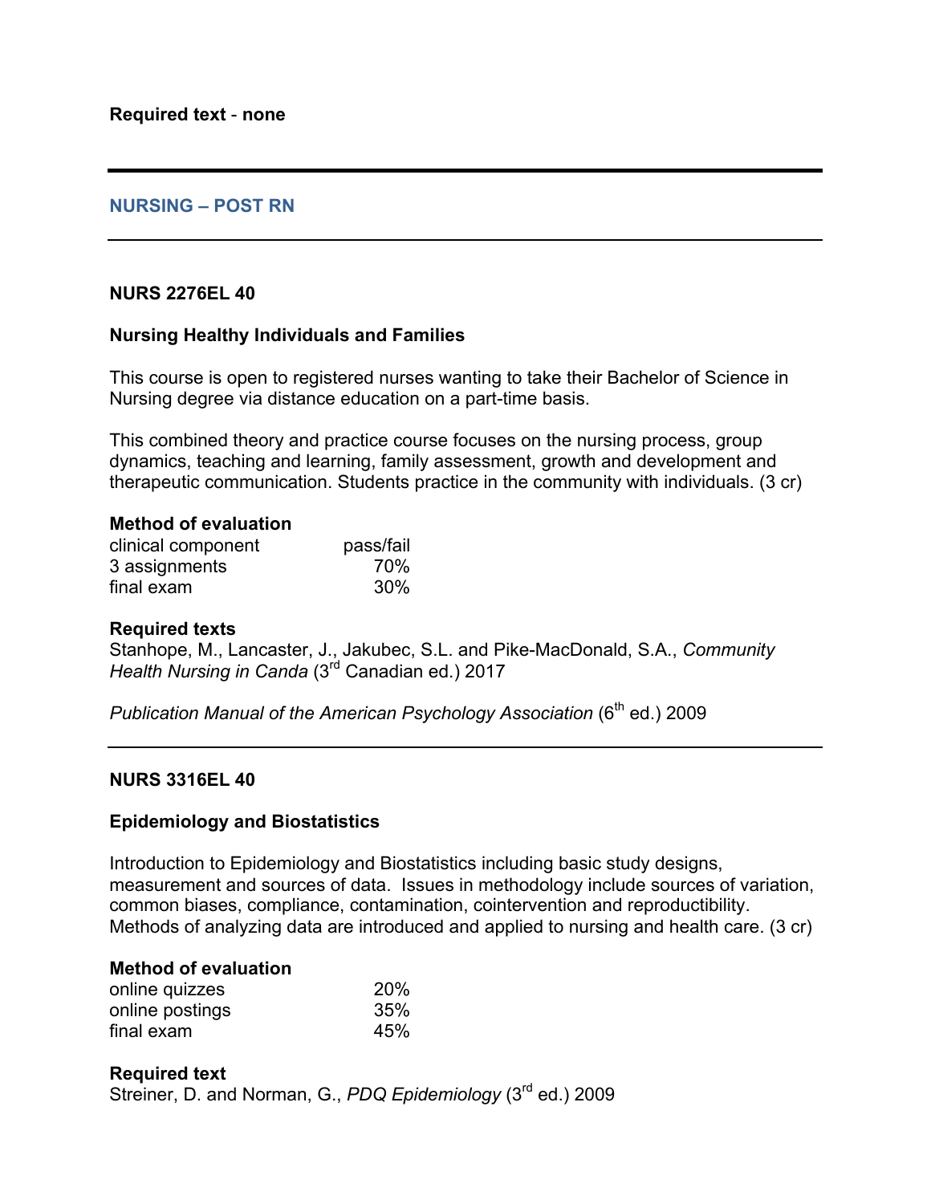**Required text** - **none**

---

## NURSING – POST RN

---

### NURS 2276EL 40

### Nursing Healthy Individuals and Families

This course is open to registered nurses wanting to take their Bachelor of Science in Nursing degree via distance education on a part-time basis.

This combined theory and practice course focuses on the nursing process, group dynamics, teaching and learning, family assessment, growth and development and therapeutic communication. Students practice in the community with individuals. (3 cr)

**Method of evaluation**

| | |
|---|---|
| clinical component | pass/fail |
| 3 assignments | 70% |
| final exam | 30% |

**Required texts**

Stanhope, M., Lancaster, J., Jakubec, S.L. and Pike-MacDonald, S.A., *Community Health Nursing in Canda* (3rd Canadian ed.) 2017

*Publication Manual of the American Psychology Association* (6th ed.) 2009

---

### NURS 3316EL 40

### Epidemiology and Biostatistics

Introduction to Epidemiology and Biostatistics including basic study designs, measurement and sources of data. Issues in methodology include sources of variation, common biases, compliance, contamination, cointervention and reproductibility. Methods of analyzing data are introduced and applied to nursing and health care. (3 cr)

**Method of evaluation**

| | |
|---|---|
| online quizzes | 20% |
| online postings | 35% |
| final exam | 45% |

**Required text**

Streiner, D. and Norman, G., *PDQ Epidemiology* (3rd ed.) 2009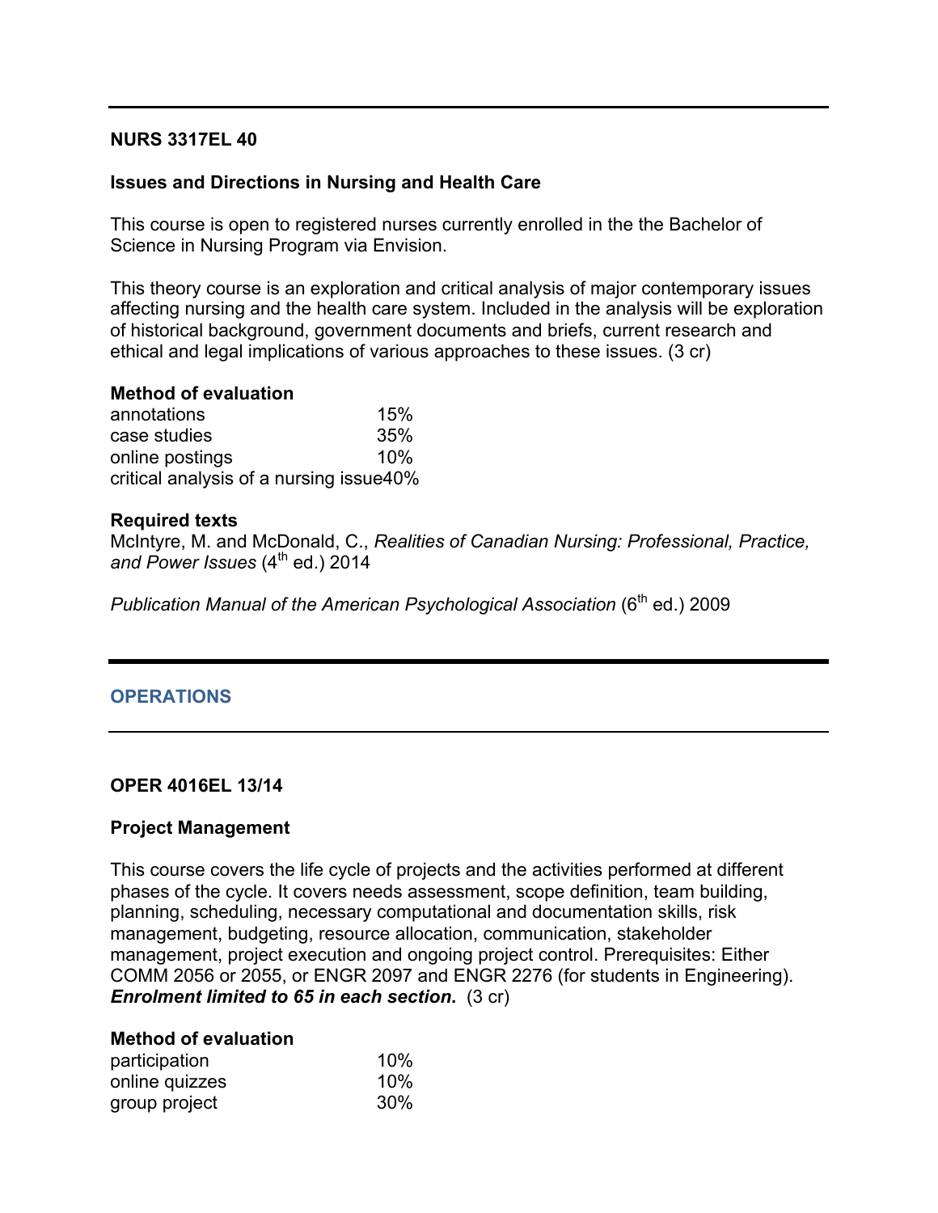**NURS 3317EL 40**

**Issues and Directions in Nursing and Health Care**

This course is open to registered nurses currently enrolled in the the Bachelor of Science in Nursing Program via Envision.

This theory course is an exploration and critical analysis of major contemporary issues affecting nursing and the health care system. Included in the analysis will be exploration of historical background, government documents and briefs, current research and ethical and legal implications of various approaches to these issues. (3 cr)

**Method of evaluation**

| | |
|---|---|
| annotations | 15% |
| case studies | 35% |
| online postings | 10% |
| critical analysis of a nursing issue | 40% |

**Required texts**

McIntyre, M. and McDonald, C., *Realities of Canadian Nursing: Professional, Practice, and Power Issues* (4th ed.) 2014

*Publication Manual of the American Psychological Association* (6th ed.) 2009

## OPERATIONS

**OPER 4016EL 13/14**

**Project Management**

This course covers the life cycle of projects and the activities performed at different phases of the cycle. It covers needs assessment, scope definition, team building, planning, scheduling, necessary computational and documentation skills, risk management, budgeting, resource allocation, communication, stakeholder management, project execution and ongoing project control. Prerequisites: Either COMM 2056 or 2055, or ENGR 2097 and ENGR 2276 (for students in Engineering). ***Enrolment limited to 65 in each section.*** (3 cr)

**Method of evaluation**

| | |
|---|---|
| participation | 10% |
| online quizzes | 10% |
| group project | 30% |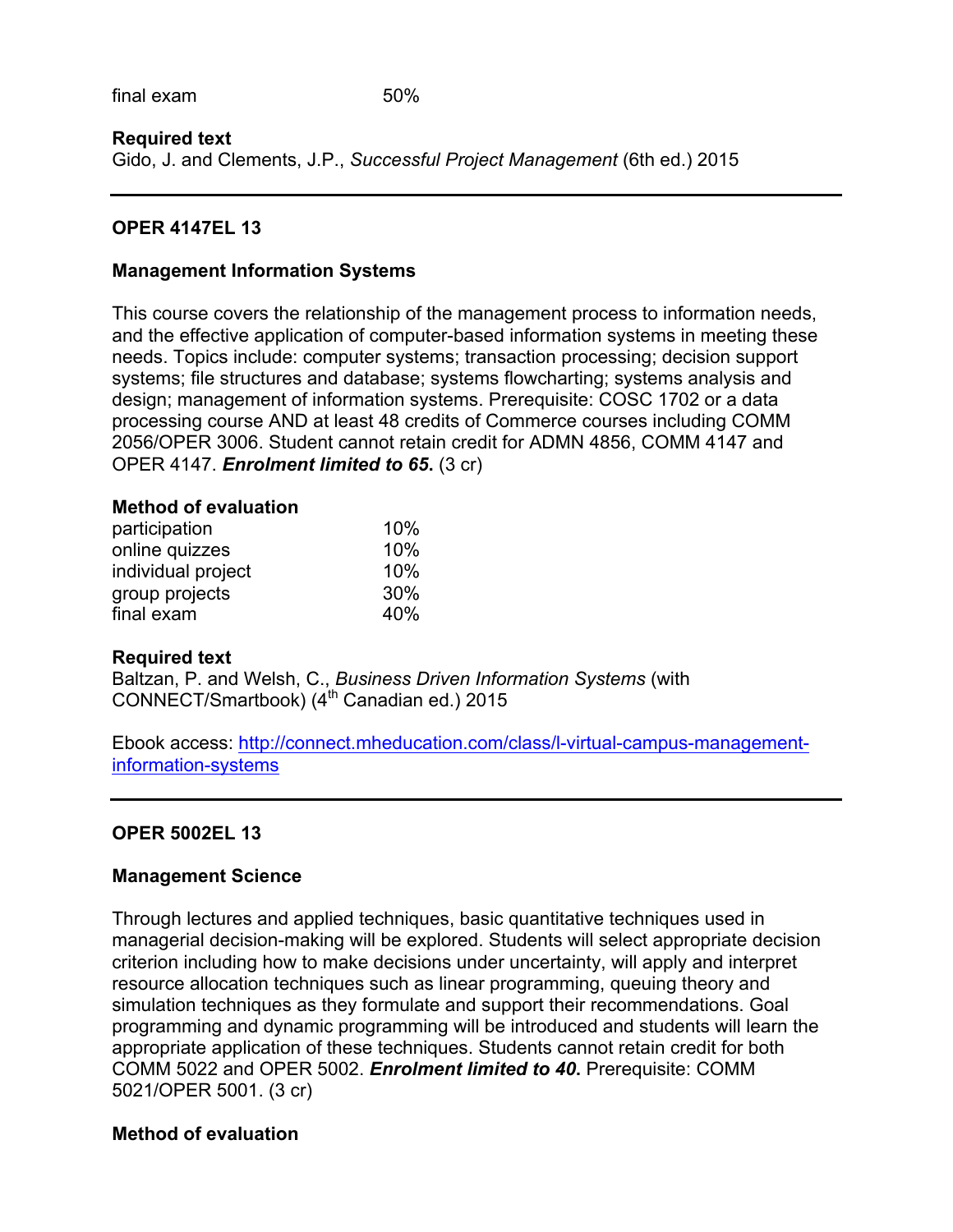| | |
|---|---|
| final exam | 50% |

**Required text**
Gido, J. and Clements, J.P., *Successful Project Management* (6th ed.) 2015

---

**OPER 4147EL 13**

**Management Information Systems**

This course covers the relationship of the management process to information needs, and the effective application of computer-based information systems in meeting these needs. Topics include: computer systems; transaction processing; decision support systems; file structures and database; systems flowcharting; systems analysis and design; management of information systems. Prerequisite: COSC 1702 or a data processing course AND at least 48 credits of Commerce courses including COMM 2056/OPER 3006. Student cannot retain credit for ADMN 4856, COMM 4147 and OPER 4147. ***Enrolment limited to 65.*** (3 cr)

**Method of evaluation**

| | |
|---|---|
| participation | 10% |
| online quizzes | 10% |
| individual project | 10% |
| group projects | 30% |
| final exam | 40% |

**Required text**
Baltzan, P. and Welsh, C., *Business Driven Information Systems* (with CONNECT/Smartbook) (4th Canadian ed.) 2015

Ebook access: http://connect.mheducation.com/class/l-virtual-campus-management-information-systems

---

**OPER 5002EL 13**

**Management Science**

Through lectures and applied techniques, basic quantitative techniques used in managerial decision-making will be explored. Students will select appropriate decision criterion including how to make decisions under uncertainty, will apply and interpret resource allocation techniques such as linear programming, queuing theory and simulation techniques as they formulate and support their recommendations. Goal programming and dynamic programming will be introduced and students will learn the appropriate application of these techniques. Students cannot retain credit for both COMM 5022 and OPER 5002. ***Enrolment limited to 40.*** Prerequisite: COMM 5021/OPER 5001. (3 cr)

**Method of evaluation**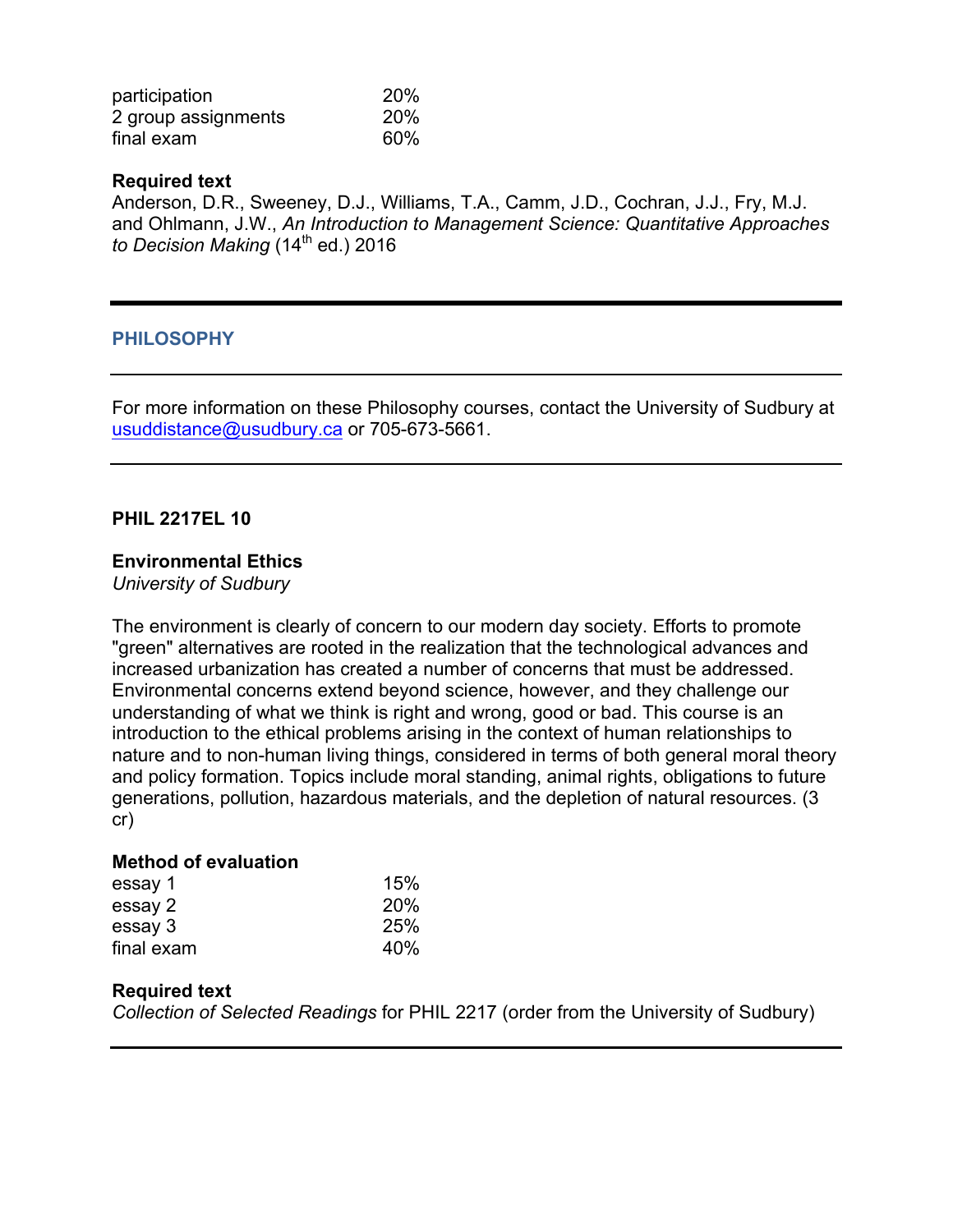| | |
|---|---|
| participation | 20% |
| 2 group assignments | 20% |
| final exam | 60% |

**Required text**
Anderson, D.R., Sweeney, D.J., Williams, T.A., Camm, J.D., Cochran, J.J., Fry, M.J. and Ohlmann, J.W., *An Introduction to Management Science: Quantitative Approaches to Decision Making* (14th ed.) 2016

---

## PHILOSOPHY

---

For more information on these Philosophy courses, contact the University of Sudbury at usuddistance@usudbury.ca or 705-673-5661.

---

### PHIL 2217EL 10

**Environmental Ethics**
*University of Sudbury*

The environment is clearly of concern to our modern day society. Efforts to promote "green" alternatives are rooted in the realization that the technological advances and increased urbanization has created a number of concerns that must be addressed. Environmental concerns extend beyond science, however, and they challenge our understanding of what we think is right and wrong, good or bad. This course is an introduction to the ethical problems arising in the context of human relationships to nature and to non-human living things, considered in terms of both general moral theory and policy formation. Topics include moral standing, animal rights, obligations to future generations, pollution, hazardous materials, and the depletion of natural resources. (3 cr)

**Method of evaluation**

| | |
|---|---|
| essay 1 | 15% |
| essay 2 | 20% |
| essay 3 | 25% |
| final exam | 40% |

**Required text**
*Collection of Selected Readings* for PHIL 2217 (order from the University of Sudbury)

---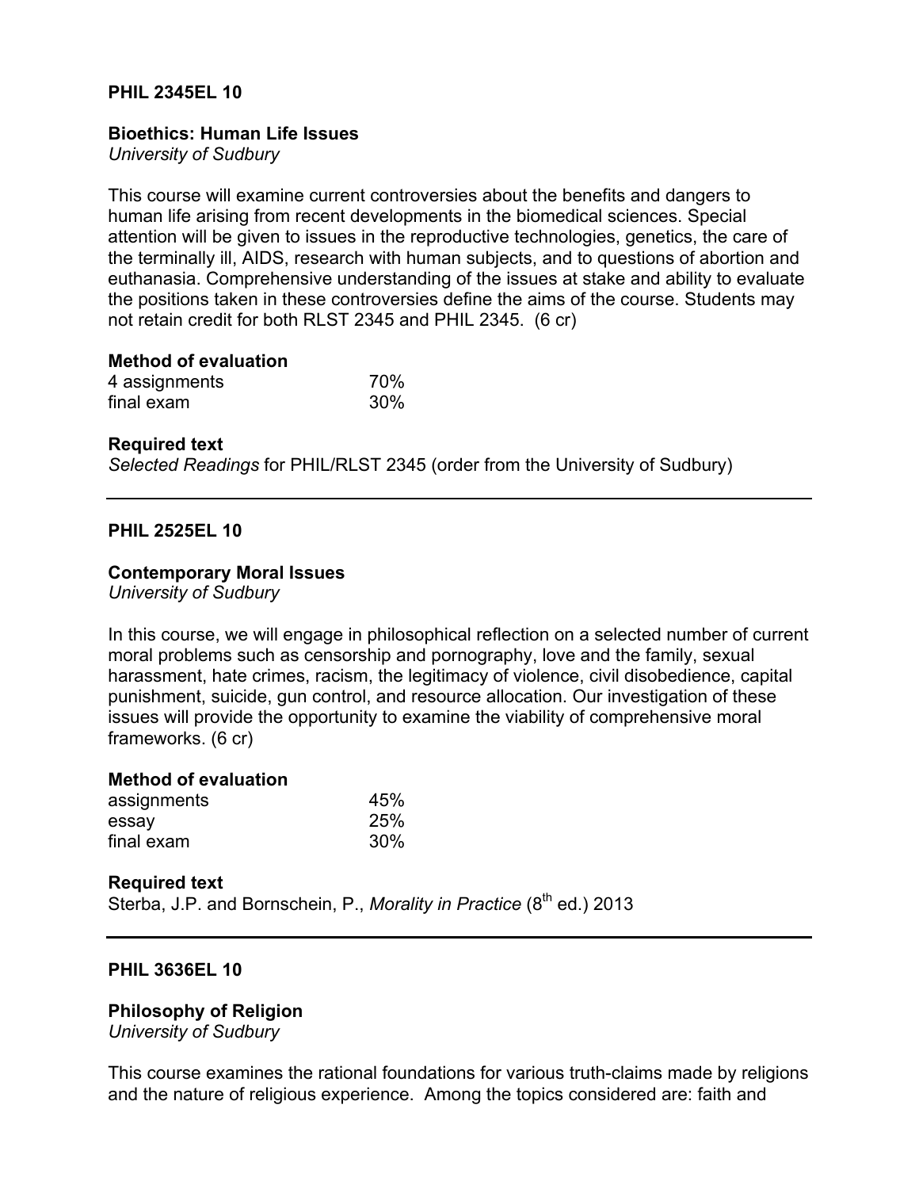**PHIL 2345EL 10**

**Bioethics: Human Life Issues**
*University of Sudbury*

This course will examine current controversies about the benefits and dangers to human life arising from recent developments in the biomedical sciences. Special attention will be given to issues in the reproductive technologies, genetics, the care of the terminally ill, AIDS, research with human subjects, and to questions of abortion and euthanasia. Comprehensive understanding of the issues at stake and ability to evaluate the positions taken in these controversies define the aims of the course. Students may not retain credit for both RLST 2345 and PHIL 2345. (6 cr)

**Method of evaluation**

| | |
|---|---|
| 4 assignments | 70% |
| final exam | 30% |

**Required text**
*Selected Readings* for PHIL/RLST 2345 (order from the University of Sudbury)

---

**PHIL 2525EL 10**

**Contemporary Moral Issues**
*University of Sudbury*

In this course, we will engage in philosophical reflection on a selected number of current moral problems such as censorship and pornography, love and the family, sexual harassment, hate crimes, racism, the legitimacy of violence, civil disobedience, capital punishment, suicide, gun control, and resource allocation. Our investigation of these issues will provide the opportunity to examine the viability of comprehensive moral frameworks. (6 cr)

**Method of evaluation**

| | |
|---|---|
| assignments | 45% |
| essay | 25% |
| final exam | 30% |

**Required text**
Sterba, J.P. and Bornschein, P., *Morality in Practice* (8th ed.) 2013

---

**PHIL 3636EL 10**

**Philosophy of Religion**
*University of Sudbury*

This course examines the rational foundations for various truth-claims made by religions and the nature of religious experience. Among the topics considered are: faith and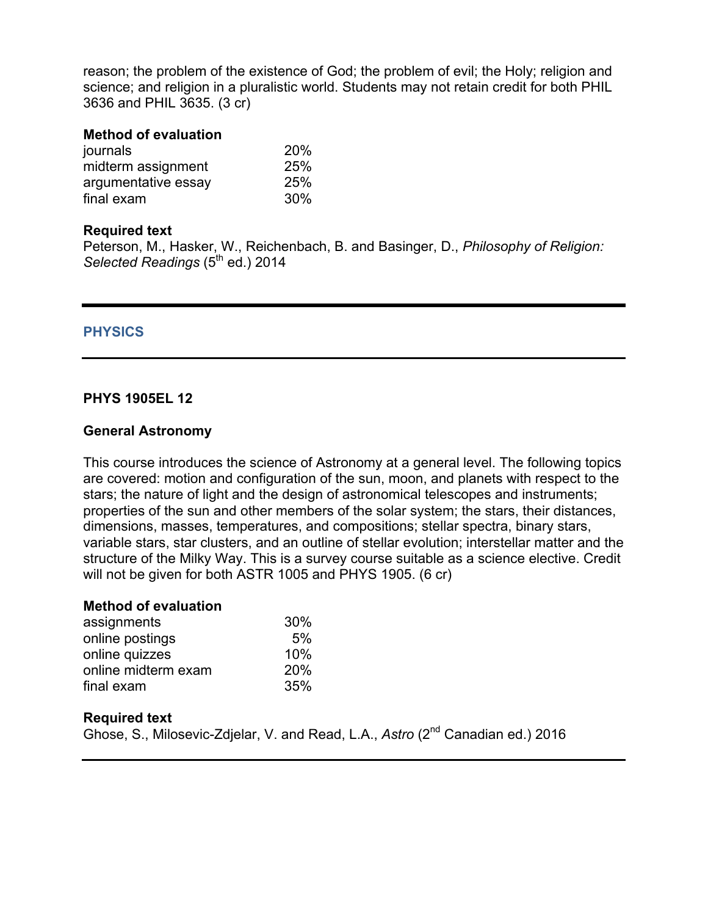reason; the problem of the existence of God; the problem of evil; the Holy; religion and science; and religion in a pluralistic world. Students may not retain credit for both PHIL 3636 and PHIL 3635. (3 cr)

**Method of evaluation**

| | |
|---|---|
| journals | 20% |
| midterm assignment | 25% |
| argumentative essay | 25% |
| final exam | 30% |

**Required text**

Peterson, M., Hasker, W., Reichenbach, B. and Basinger, D., *Philosophy of Religion: Selected Readings* (5th ed.) 2014

---

## PHYSICS

---

### PHYS 1905EL 12

### General Astronomy

This course introduces the science of Astronomy at a general level. The following topics are covered: motion and configuration of the sun, moon, and planets with respect to the stars; the nature of light and the design of astronomical telescopes and instruments; properties of the sun and other members of the solar system; the stars, their distances, dimensions, masses, temperatures, and compositions; stellar spectra, binary stars, variable stars, star clusters, and an outline of stellar evolution; interstellar matter and the structure of the Milky Way. This is a survey course suitable as a science elective. Credit will not be given for both ASTR 1005 and PHYS 1905. (6 cr)

**Method of evaluation**

| | |
|---|---|
| assignments | 30% |
| online postings | 5% |
| online quizzes | 10% |
| online midterm exam | 20% |
| final exam | 35% |

**Required text**

Ghose, S., Milosevic-Zdjelar, V. and Read, L.A., *Astro* (2nd Canadian ed.) 2016

---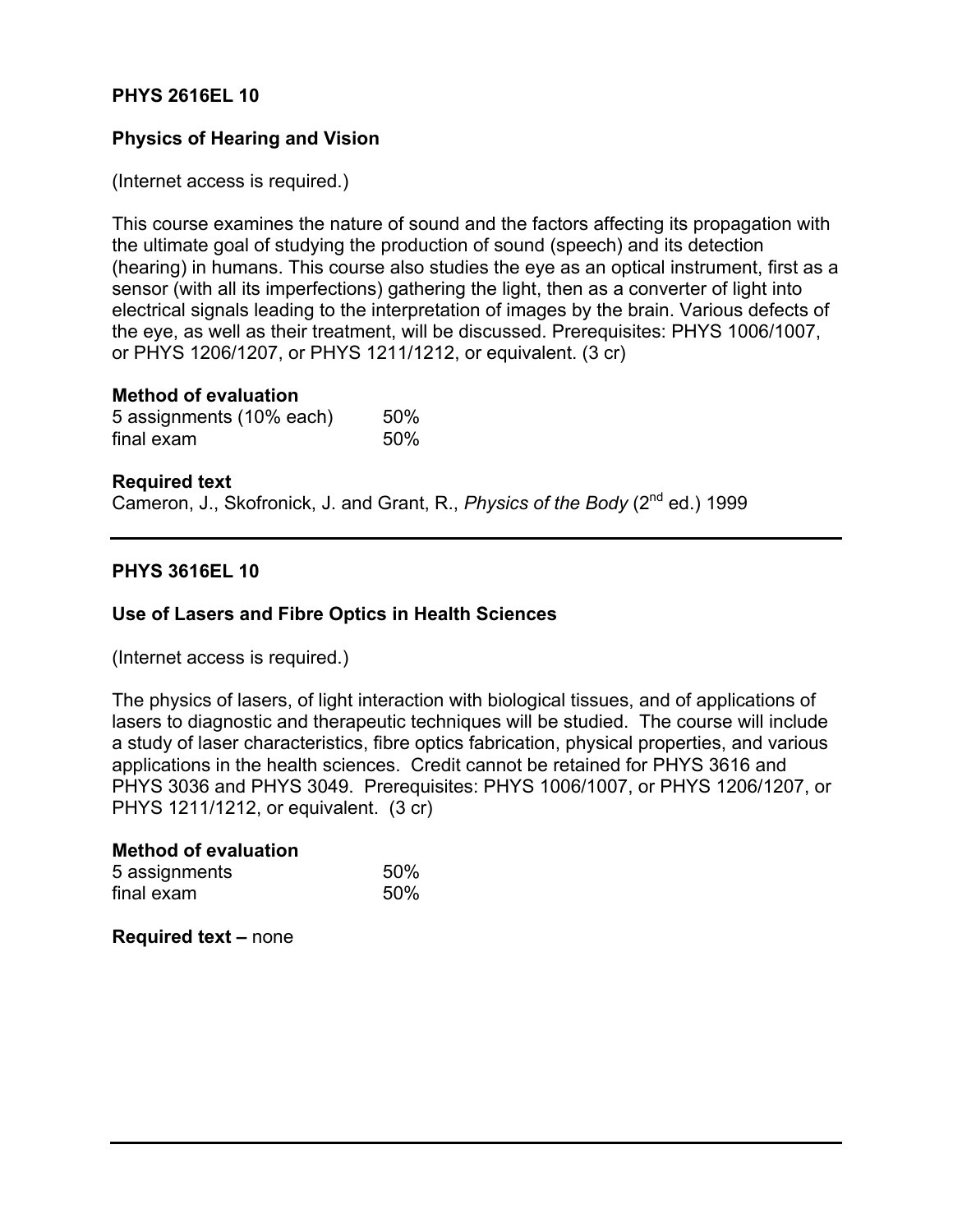**PHYS 2616EL 10**

**Physics of Hearing and Vision**

(Internet access is required.)

This course examines the nature of sound and the factors affecting its propagation with the ultimate goal of studying the production of sound (speech) and its detection (hearing) in humans. This course also studies the eye as an optical instrument, first as a sensor (with all its imperfections) gathering the light, then as a converter of light into electrical signals leading to the interpretation of images by the brain. Various defects of the eye, as well as their treatment, will be discussed. Prerequisites: PHYS 1006/1007, or PHYS 1206/1207, or PHYS 1211/1212, or equivalent. (3 cr)

**Method of evaluation**

| | |
|---|---|
| 5 assignments (10% each) | 50% |
| final exam | 50% |

**Required text**

Cameron, J., Skofronick, J. and Grant, R., *Physics of the Body* (2nd ed.) 1999

---

**PHYS 3616EL 10**

**Use of Lasers and Fibre Optics in Health Sciences**

(Internet access is required.)

The physics of lasers, of light interaction with biological tissues, and of applications of lasers to diagnostic and therapeutic techniques will be studied. The course will include a study of laser characteristics, fibre optics fabrication, physical properties, and various applications in the health sciences. Credit cannot be retained for PHYS 3616 and PHYS 3036 and PHYS 3049. Prerequisites: PHYS 1006/1007, or PHYS 1206/1207, or PHYS 1211/1212, or equivalent. (3 cr)

**Method of evaluation**

| | |
|---|---|
| 5 assignments | 50% |
| final exam | 50% |

**Required text –** none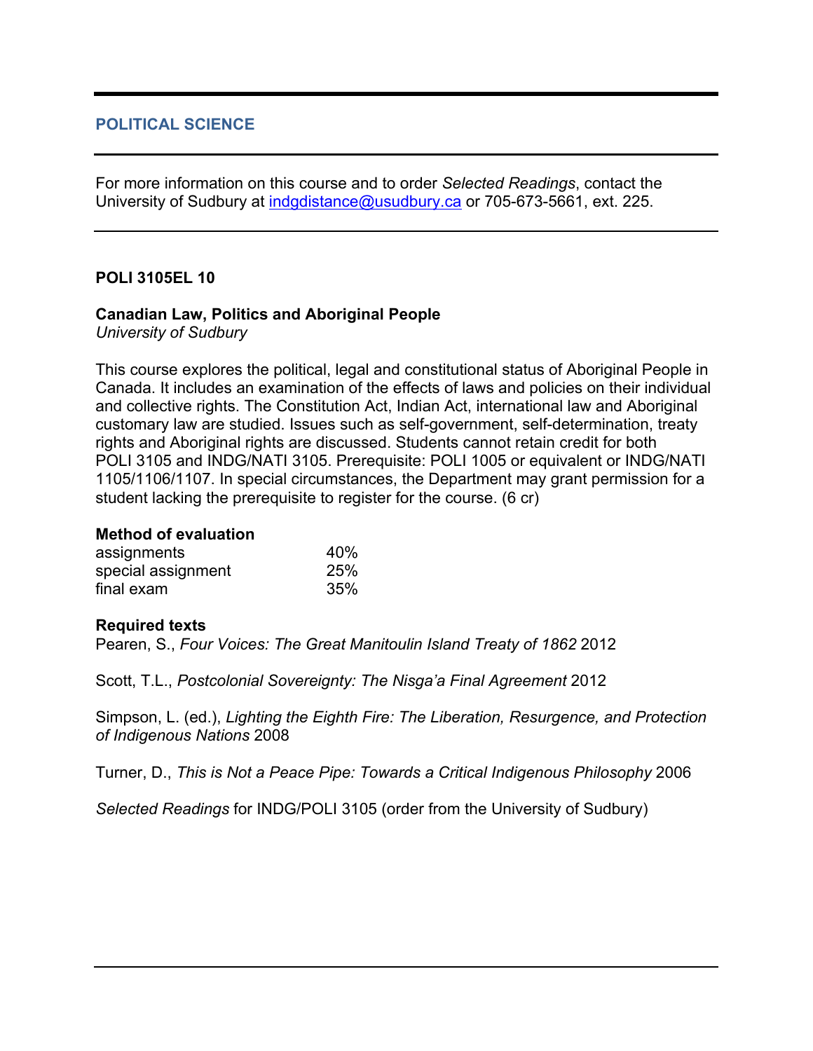## POLITICAL SCIENCE

For more information on this course and to order *Selected Readings*, contact the University of Sudbury at [indgdistance@usudbury.ca](mailto:indgdistance@usudbury.ca) or 705-673-5661, ext. 225.

### POLI 3105EL 10

**Canadian Law, Politics and Aboriginal People**
*University of Sudbury*

This course explores the political, legal and constitutional status of Aboriginal People in Canada. It includes an examination of the effects of laws and policies on their individual and collective rights. The Constitution Act, Indian Act, international law and Aboriginal customary law are studied. Issues such as self-government, self-determination, treaty rights and Aboriginal rights are discussed. Students cannot retain credit for both POLI 3105 and INDG/NATI 3105. Prerequisite: POLI 1005 or equivalent or INDG/NATI 1105/1106/1107. In special circumstances, the Department may grant permission for a student lacking the prerequisite to register for the course. (6 cr)

**Method of evaluation**

| | |
|---|---|
| assignments | 40% |
| special assignment | 25% |
| final exam | 35% |

**Required texts**

Pearen, S., *Four Voices: The Great Manitoulin Island Treaty of 1862* 2012

Scott, T.L., *Postcolonial Sovereignty: The Nisga'a Final Agreement* 2012

Simpson, L. (ed.), *Lighting the Eighth Fire: The Liberation, Resurgence, and Protection of Indigenous Nations* 2008

Turner, D., *This is Not a Peace Pipe: Towards a Critical Indigenous Philosophy* 2006

*Selected Readings* for INDG/POLI 3105 (order from the University of Sudbury)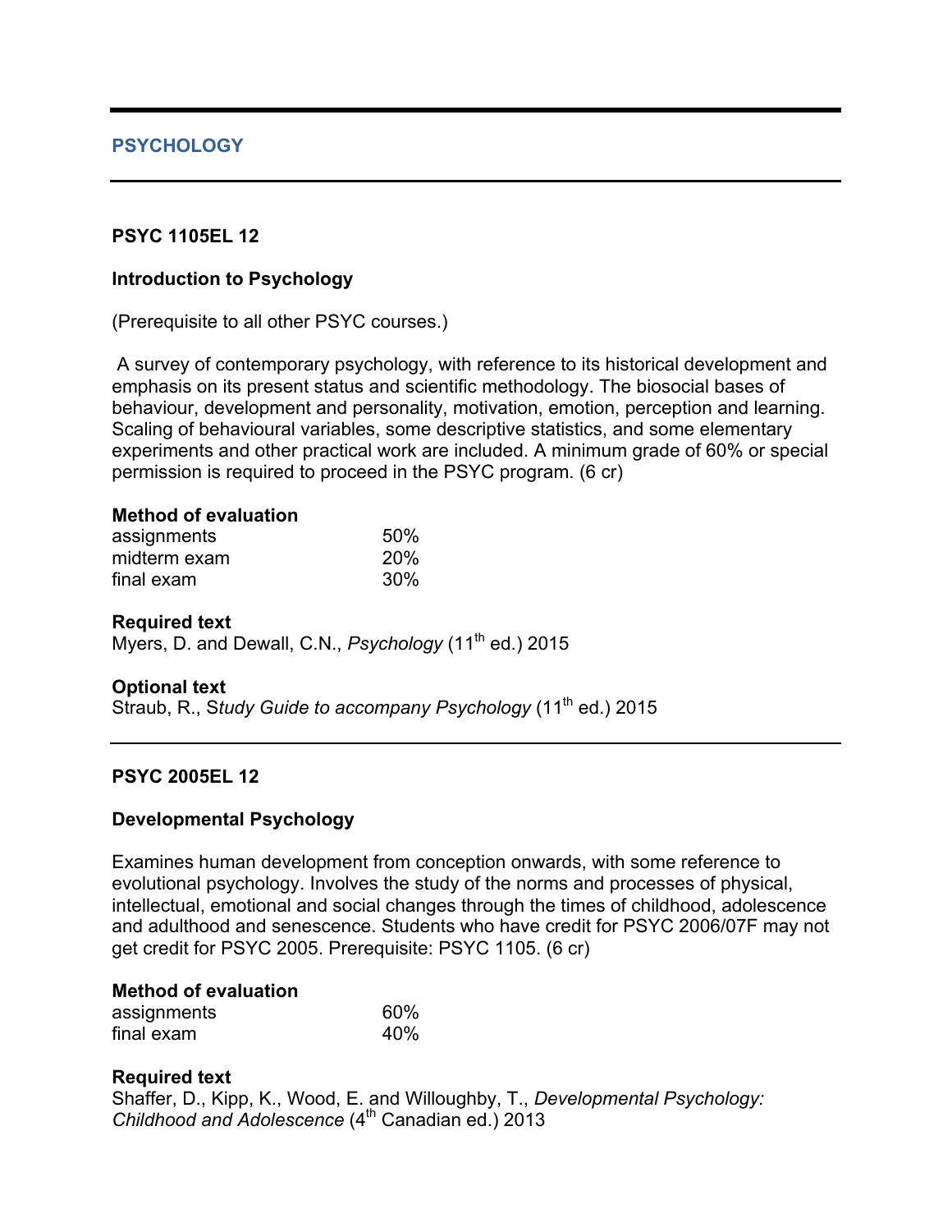## PSYCHOLOGY

---

### PSYC 1105EL 12

**Introduction to Psychology**

(Prerequisite to all other PSYC courses.)

A survey of contemporary psychology, with reference to its historical development and emphasis on its present status and scientific methodology. The biosocial bases of behaviour, development and personality, motivation, emotion, perception and learning. Scaling of behavioural variables, some descriptive statistics, and some elementary experiments and other practical work are included. A minimum grade of 60% or special permission is required to proceed in the PSYC program. (6 cr)

**Method of evaluation**

| | |
|---|---|
| assignments | 50% |
| midterm exam | 20% |
| final exam | 30% |

**Required text**
Myers, D. and Dewall, C.N., *Psychology* (11th ed.) 2015

**Optional text**
Straub, R., S*tudy Guide to accompany Psychology* (11th ed.) 2015

---

### PSYC 2005EL 12

**Developmental Psychology**

Examines human development from conception onwards, with some reference to evolutional psychology. Involves the study of the norms and processes of physical, intellectual, emotional and social changes through the times of childhood, adolescence and adulthood and senescence. Students who have credit for PSYC 2006/07F may not get credit for PSYC 2005. Prerequisite: PSYC 1105. (6 cr)

**Method of evaluation**

| | |
|---|---|
| assignments | 60% |
| final exam | 40% |

**Required text**
Shaffer, D., Kipp, K., Wood, E. and Willoughby, T., *Developmental Psychology: Childhood and Adolescence* (4th Canadian ed.) 2013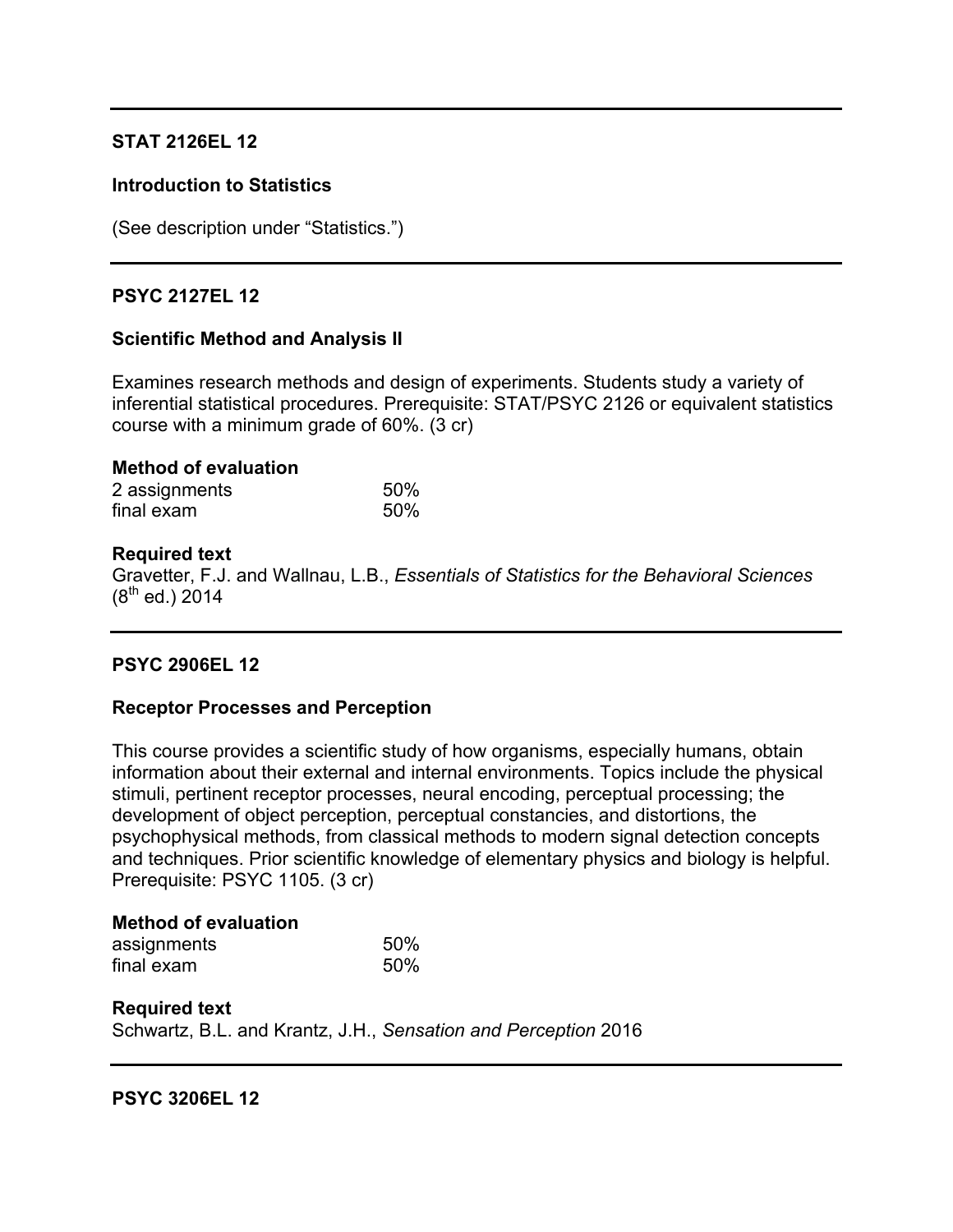---

**STAT 2126EL 12**

**Introduction to Statistics**

(See description under "Statistics.")

---

**PSYC 2127EL 12**

**Scientific Method and Analysis II**

Examines research methods and design of experiments. Students study a variety of inferential statistical procedures. Prerequisite: STAT/PSYC 2126 or equivalent statistics course with a minimum grade of 60%. (3 cr)

**Method of evaluation**

| | |
|---|---|
| 2 assignments | 50% |
| final exam | 50% |

**Required text**
Gravetter, F.J. and Wallnau, L.B., *Essentials of Statistics for the Behavioral Sciences* (8th ed.) 2014

---

**PSYC 2906EL 12**

**Receptor Processes and Perception**

This course provides a scientific study of how organisms, especially humans, obtain information about their external and internal environments. Topics include the physical stimuli, pertinent receptor processes, neural encoding, perceptual processing; the development of object perception, perceptual constancies, and distortions, the psychophysical methods, from classical methods to modern signal detection concepts and techniques. Prior scientific knowledge of elementary physics and biology is helpful. Prerequisite: PSYC 1105. (3 cr)

**Method of evaluation**

| | |
|---|---|
| assignments | 50% |
| final exam | 50% |

**Required text**
Schwartz, B.L. and Krantz, J.H., *Sensation and Perception* 2016

---

**PSYC 3206EL 12**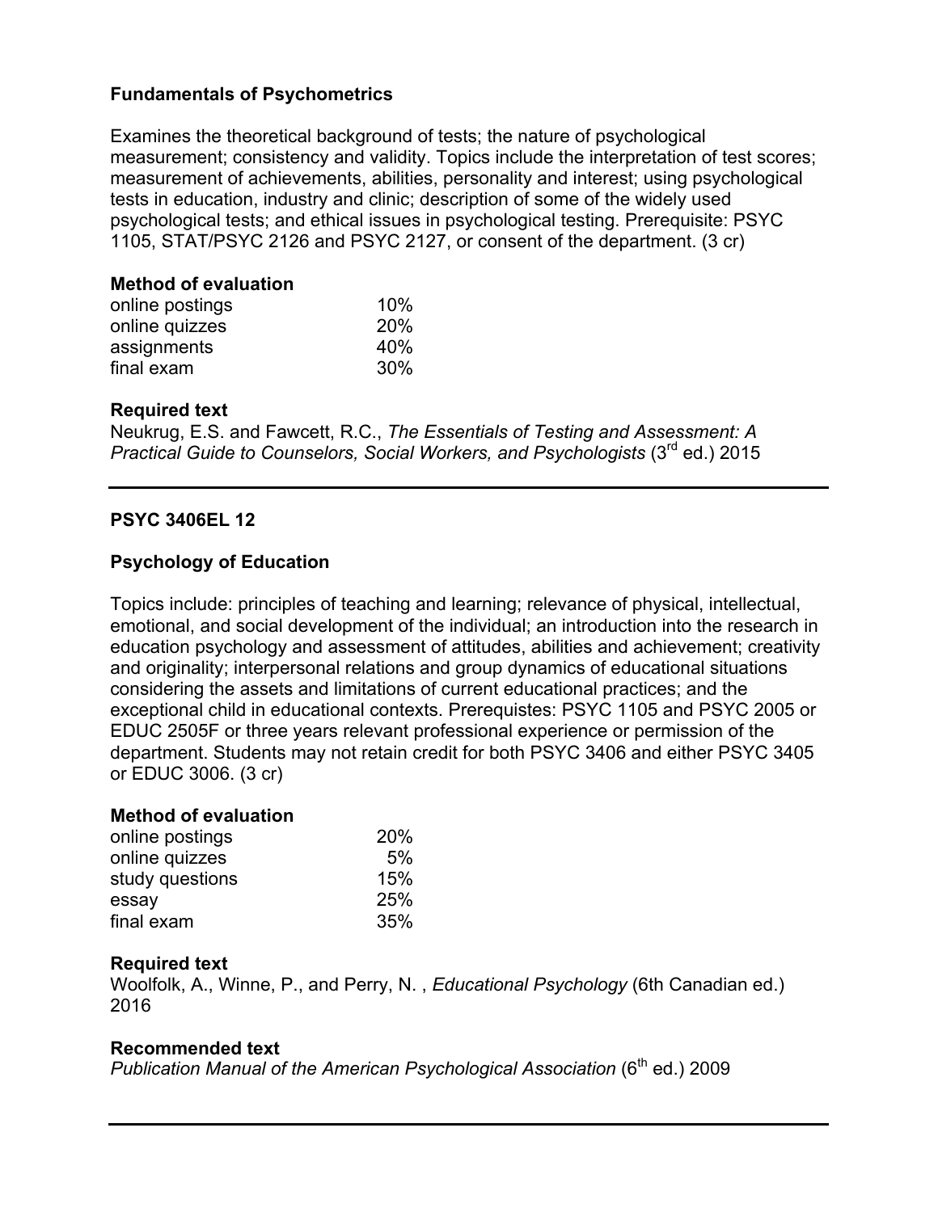### Fundamentals of Psychometrics

Examines the theoretical background of tests; the nature of psychological measurement; consistency and validity. Topics include the interpretation of test scores; measurement of achievements, abilities, personality and interest; using psychological tests in education, industry and clinic; description of some of the widely used psychological tests; and ethical issues in psychological testing. Prerequisite: PSYC 1105, STAT/PSYC 2126 and PSYC 2127, or consent of the department. (3 cr)

**Method of evaluation**

| | |
|---|---|
| online postings | 10% |
| online quizzes | 20% |
| assignments | 40% |
| final exam | 30% |

**Required text**

Neukrug, E.S. and Fawcett, R.C., *The Essentials of Testing and Assessment: A Practical Guide to Counselors, Social Workers, and Psychologists* (3rd ed.) 2015

---

### PSYC 3406EL 12

### Psychology of Education

Topics include: principles of teaching and learning; relevance of physical, intellectual, emotional, and social development of the individual; an introduction into the research in education psychology and assessment of attitudes, abilities and achievement; creativity and originality; interpersonal relations and group dynamics of educational situations considering the assets and limitations of current educational practices; and the exceptional child in educational contexts. Prerequistes: PSYC 1105 and PSYC 2005 or EDUC 2505F or three years relevant professional experience or permission of the department. Students may not retain credit for both PSYC 3406 and either PSYC 3405 or EDUC 3006. (3 cr)

**Method of evaluation**

| | |
|---|---|
| online postings | 20% |
| online quizzes | 5% |
| study questions | 15% |
| essay | 25% |
| final exam | 35% |

**Required text**

Woolfolk, A., Winne, P., and Perry, N. , *Educational Psychology* (6th Canadian ed.) 2016

**Recommended text**

*Publication Manual of the American Psychological Association* (6th ed.) 2009

---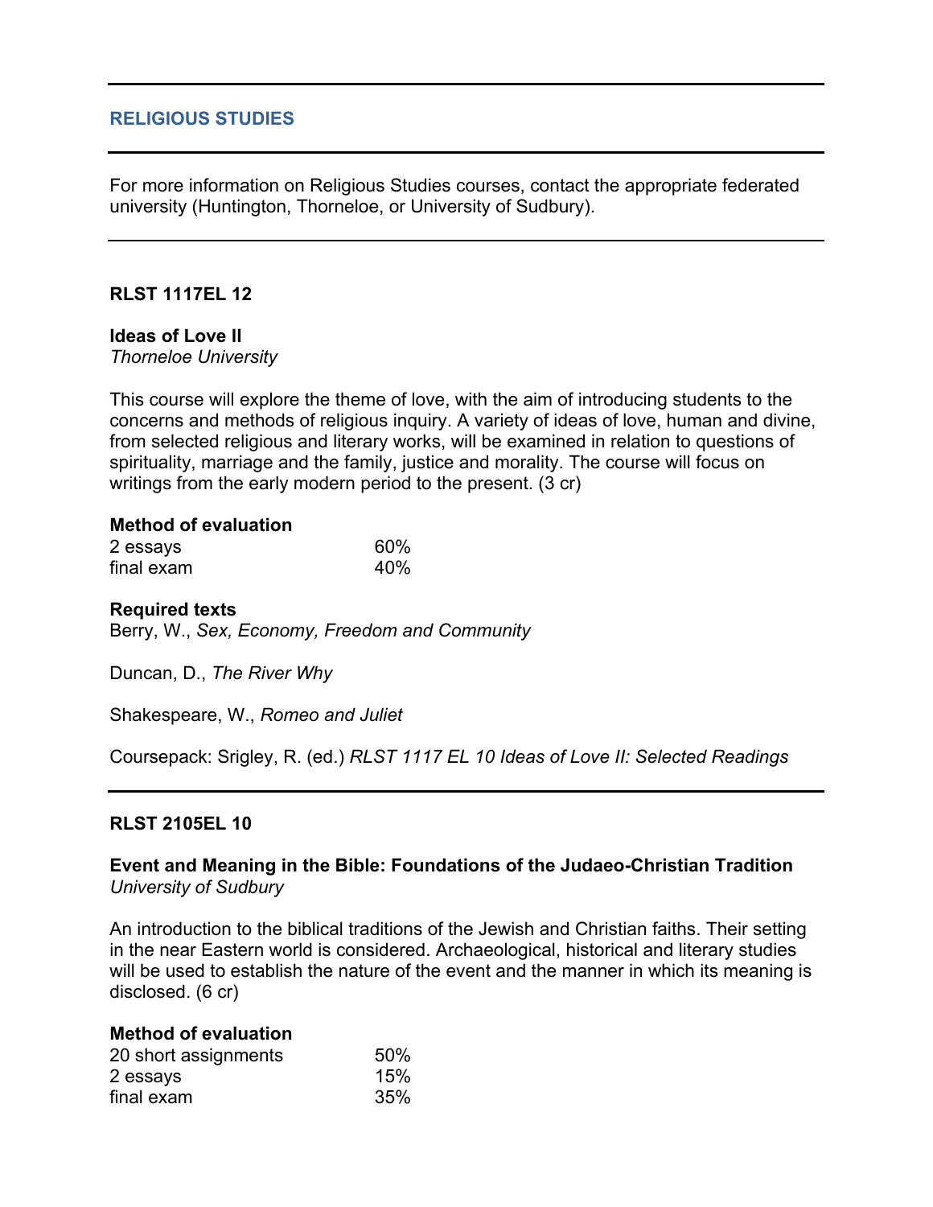## RELIGIOUS STUDIES

For more information on Religious Studies courses, contact the appropriate federated university (Huntington, Thorneloe, or University of Sudbury).

---

### RLST 1117EL 12

**Ideas of Love II**
*Thorneloe University*

This course will explore the theme of love, with the aim of introducing students to the concerns and methods of religious inquiry. A variety of ideas of love, human and divine, from selected religious and literary works, will be examined in relation to questions of spirituality, marriage and the family, justice and morality. The course will focus on writings from the early modern period to the present. (3 cr)

**Method of evaluation**

| | |
|---|---|
| 2 essays | 60% |
| final exam | 40% |

**Required texts**

Berry, W., *Sex, Economy, Freedom and Community*

Duncan, D., *The River Why*

Shakespeare, W., *Romeo and Juliet*

Coursepack: Srigley, R. (ed.) *RLST 1117 EL 10 Ideas of Love II: Selected Readings*

---

### RLST 2105EL 10

**Event and Meaning in the Bible: Foundations of the Judaeo-Christian Tradition**
*University of Sudbury*

An introduction to the biblical traditions of the Jewish and Christian faiths. Their setting in the near Eastern world is considered. Archaeological, historical and literary studies will be used to establish the nature of the event and the manner in which its meaning is disclosed. (6 cr)

**Method of evaluation**

| | |
|---|---|
| 20 short assignments | 50% |
| 2 essays | 15% |
| final exam | 35% |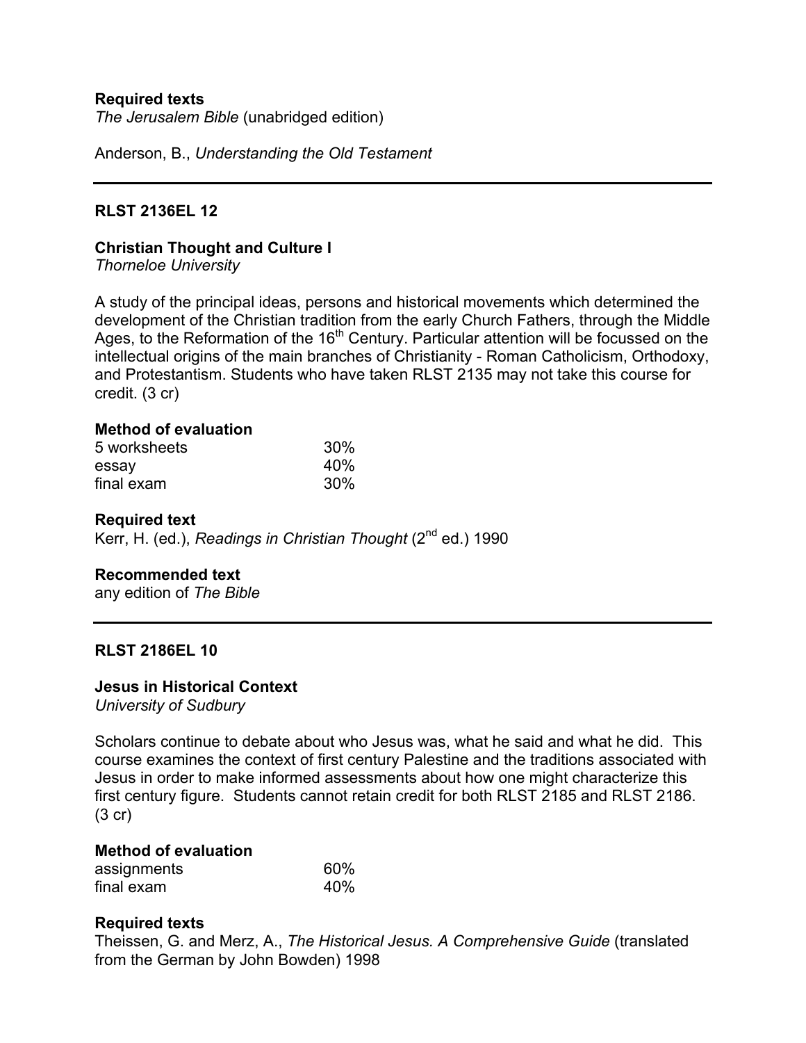**Required texts**
*The Jerusalem Bible* (unabridged edition)

Anderson, B., *Understanding the Old Testament*

---

**RLST 2136EL 12**

**Christian Thought and Culture I**
*Thorneloe University*

A study of the principal ideas, persons and historical movements which determined the development of the Christian tradition from the early Church Fathers, through the Middle Ages, to the Reformation of the 16th Century. Particular attention will be focussed on the intellectual origins of the main branches of Christianity - Roman Catholicism, Orthodoxy, and Protestantism. Students who have taken RLST 2135 may not take this course for credit. (3 cr)

**Method of evaluation**

| | |
|---|---|
| 5 worksheets | 30% |
| essay | 40% |
| final exam | 30% |

**Required text**
Kerr, H. (ed.), *Readings in Christian Thought* (2nd ed.) 1990

**Recommended text**
any edition of *The Bible*

---

**RLST 2186EL 10**

**Jesus in Historical Context**
*University of Sudbury*

Scholars continue to debate about who Jesus was, what he said and what he did. This course examines the context of first century Palestine and the traditions associated with Jesus in order to make informed assessments about how one might characterize this first century figure. Students cannot retain credit for both RLST 2185 and RLST 2186. (3 cr)

**Method of evaluation**

| | |
|---|---|
| assignments | 60% |
| final exam | 40% |

**Required texts**
Theissen, G. and Merz, A., *The Historical Jesus. A Comprehensive Guide* (translated from the German by John Bowden) 1998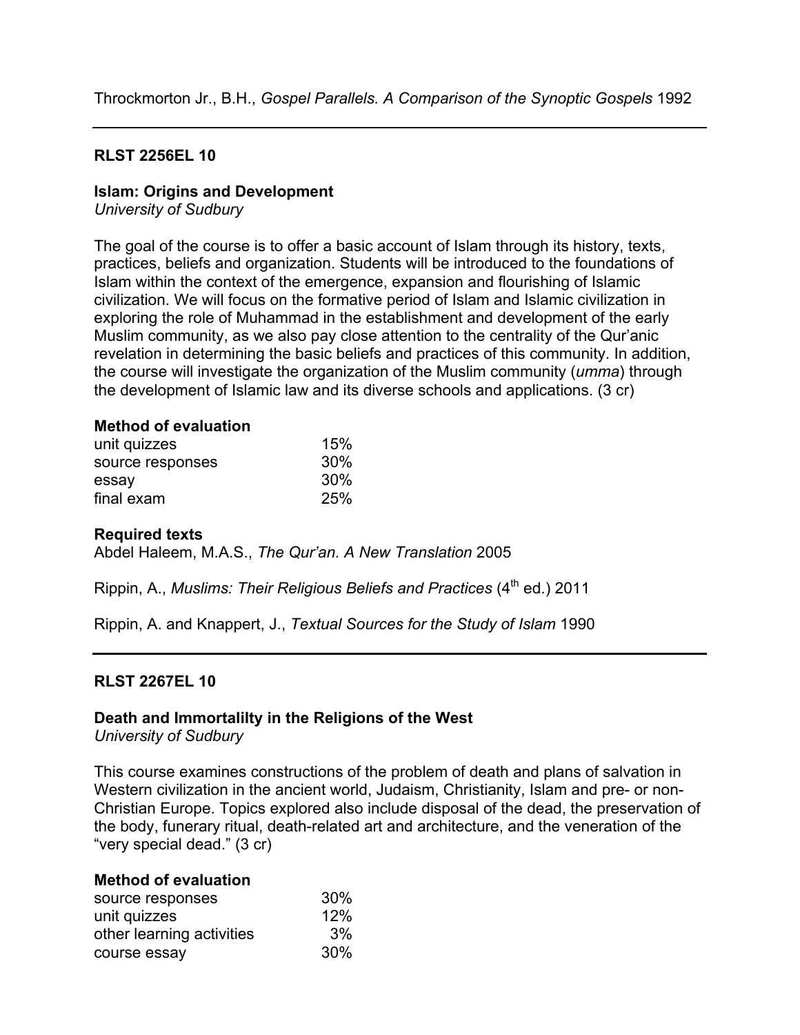Throckmorton Jr., B.H., *Gospel Parallels. A Comparison of the Synoptic Gospels* 1992

---

**RLST 2256EL 10**

**Islam: Origins and Development**
*University of Sudbury*

The goal of the course is to offer a basic account of Islam through its history, texts, practices, beliefs and organization. Students will be introduced to the foundations of Islam within the context of the emergence, expansion and flourishing of Islamic civilization. We will focus on the formative period of Islam and Islamic civilization in exploring the role of Muhammad in the establishment and development of the early Muslim community, as we also pay close attention to the centrality of the Qur'anic revelation in determining the basic beliefs and practices of this community. In addition, the course will investigate the organization of the Muslim community (*umma*) through the development of Islamic law and its diverse schools and applications. (3 cr)

**Method of evaluation**

| | |
|---|---|
| unit quizzes | 15% |
| source responses | 30% |
| essay | 30% |
| final exam | 25% |

**Required texts**

Abdel Haleem, M.A.S., *The Qur'an. A New Translation* 2005

Rippin, A., *Muslims: Their Religious Beliefs and Practices* (4th ed.) 2011

Rippin, A. and Knappert, J., *Textual Sources for the Study of Islam* 1990

---

**RLST 2267EL 10**

**Death and Immortalilty in the Religions of the West**
*University of Sudbury*

This course examines constructions of the problem of death and plans of salvation in Western civilization in the ancient world, Judaism, Christianity, Islam and pre- or non-Christian Europe. Topics explored also include disposal of the dead, the preservation of the body, funerary ritual, death-related art and architecture, and the veneration of the "very special dead." (3 cr)

**Method of evaluation**

| | |
|---|---|
| source responses | 30% |
| unit quizzes | 12% |
| other learning activities | 3% |
| course essay | 30% |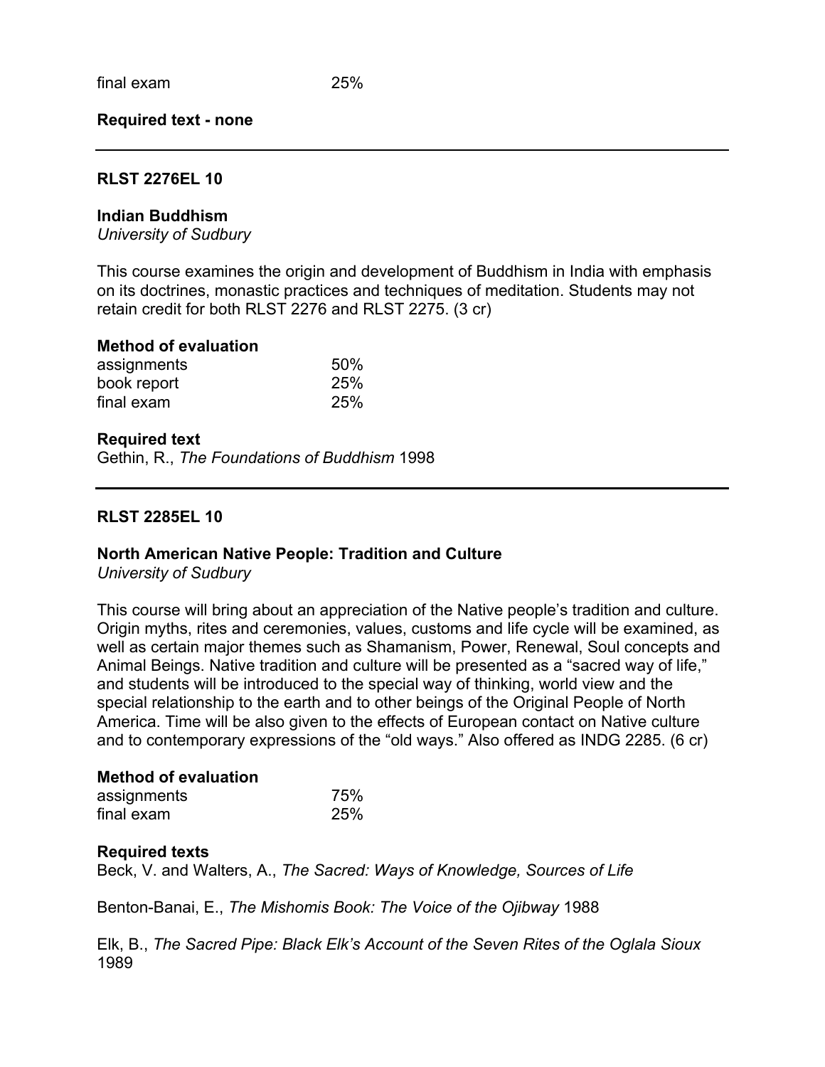| | |
|---|---|
| final exam | 25% |

**Required text - none**

---

**RLST 2276EL 10**

**Indian Buddhism**
*University of Sudbury*

This course examines the origin and development of Buddhism in India with emphasis on its doctrines, monastic practices and techniques of meditation. Students may not retain credit for both RLST 2276 and RLST 2275. (3 cr)

**Method of evaluation**

| | |
|---|---|
| assignments | 50% |
| book report | 25% |
| final exam | 25% |

**Required text**
Gethin, R., *The Foundations of Buddhism* 1998

---

**RLST 2285EL 10**

**North American Native People: Tradition and Culture**
*University of Sudbury*

This course will bring about an appreciation of the Native people's tradition and culture. Origin myths, rites and ceremonies, values, customs and life cycle will be examined, as well as certain major themes such as Shamanism, Power, Renewal, Soul concepts and Animal Beings. Native tradition and culture will be presented as a "sacred way of life," and students will be introduced to the special way of thinking, world view and the special relationship to the earth and to other beings of the Original People of North America. Time will be also given to the effects of European contact on Native culture and to contemporary expressions of the "old ways." Also offered as INDG 2285. (6 cr)

**Method of evaluation**

| | |
|---|---|
| assignments | 75% |
| final exam | 25% |

**Required texts**
Beck, V. and Walters, A., *The Sacred: Ways of Knowledge, Sources of Life*

Benton-Banai, E., *The Mishomis Book: The Voice of the Ojibway* 1988

Elk, B., *The Sacred Pipe: Black Elk's Account of the Seven Rites of the Oglala Sioux* 1989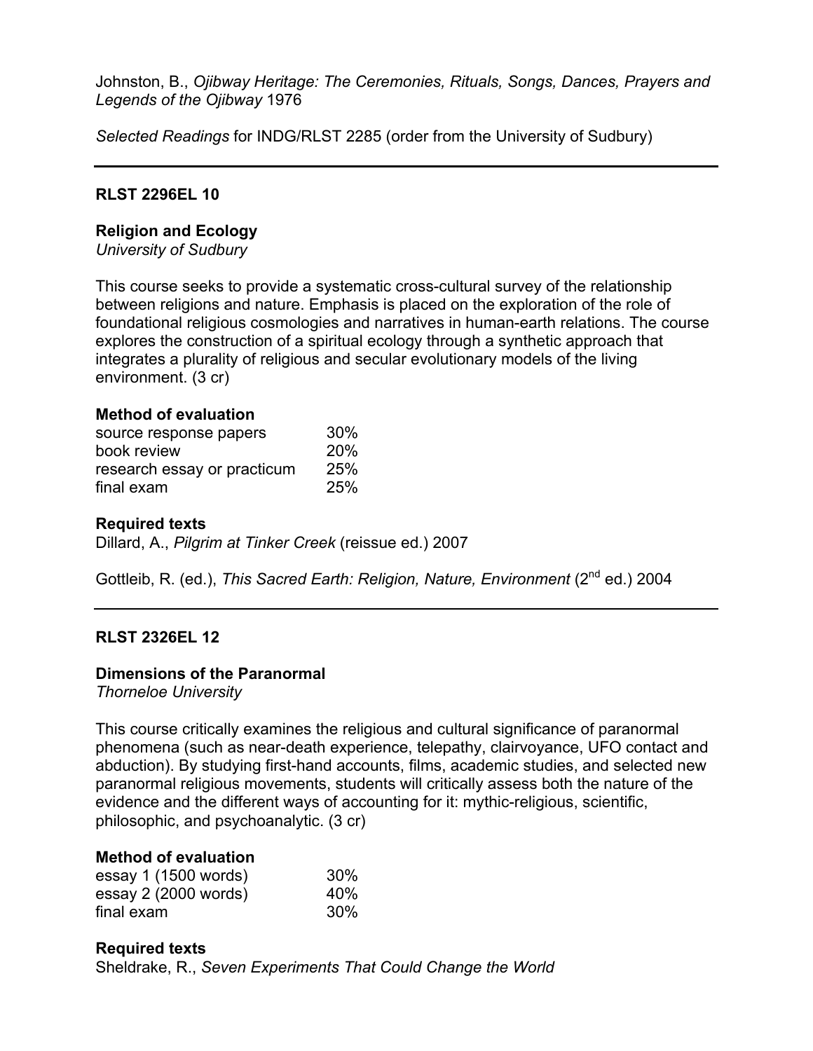Johnston, B., *Ojibway Heritage: The Ceremonies, Rituals, Songs, Dances, Prayers and Legends of the Ojibway* 1976

*Selected Readings* for INDG/RLST 2285 (order from the University of Sudbury)

---

**RLST 2296EL 10**

**Religion and Ecology**
*University of Sudbury*

This course seeks to provide a systematic cross-cultural survey of the relationship between religions and nature. Emphasis is placed on the exploration of the role of foundational religious cosmologies and narratives in human-earth relations. The course explores the construction of a spiritual ecology through a synthetic approach that integrates a plurality of religious and secular evolutionary models of the living environment. (3 cr)

**Method of evaluation**

| | |
|---|---|
| source response papers | 30% |
| book review | 20% |
| research essay or practicum | 25% |
| final exam | 25% |

**Required texts**
Dillard, A., *Pilgrim at Tinker Creek* (reissue ed.) 2007

Gottleib, R. (ed.), *This Sacred Earth: Religion, Nature, Environment* (2nd ed.) 2004

---

**RLST 2326EL 12**

**Dimensions of the Paranormal**
*Thorneloe University*

This course critically examines the religious and cultural significance of paranormal phenomena (such as near-death experience, telepathy, clairvoyance, UFO contact and abduction). By studying first-hand accounts, films, academic studies, and selected new paranormal religious movements, students will critically assess both the nature of the evidence and the different ways of accounting for it: mythic-religious, scientific, philosophic, and psychoanalytic. (3 cr)

**Method of evaluation**

| | |
|---|---|
| essay 1 (1500 words) | 30% |
| essay 2 (2000 words) | 40% |
| final exam | 30% |

**Required texts**
Sheldrake, R., *Seven Experiments That Could Change the World*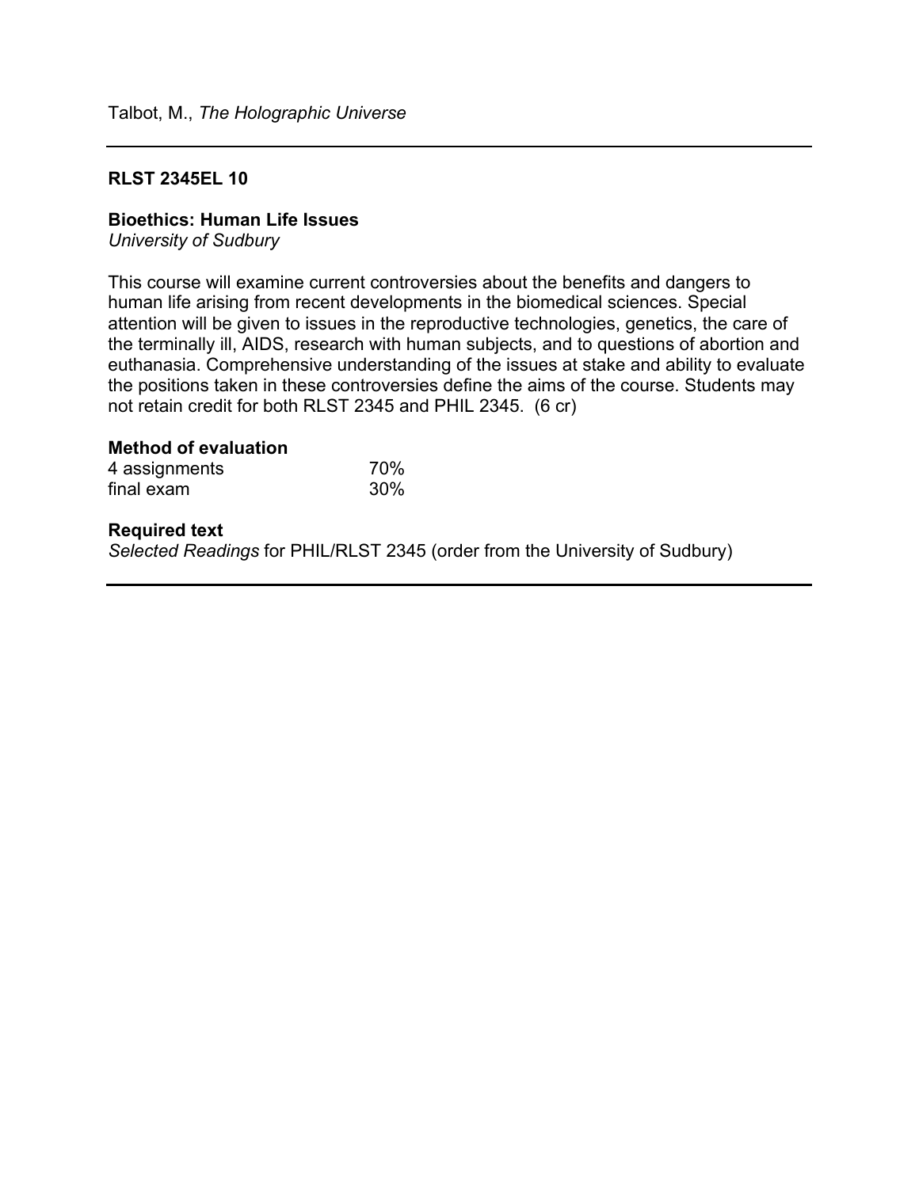Talbot, M., *The Holographic Universe*

---

**RLST 2345EL 10**

**Bioethics: Human Life Issues**
*University of Sudbury*

This course will examine current controversies about the benefits and dangers to human life arising from recent developments in the biomedical sciences. Special attention will be given to issues in the reproductive technologies, genetics, the care of the terminally ill, AIDS, research with human subjects, and to questions of abortion and euthanasia. Comprehensive understanding of the issues at stake and ability to evaluate the positions taken in these controversies define the aims of the course. Students may not retain credit for both RLST 2345 and PHIL 2345. (6 cr)

**Method of evaluation**

| | |
|---|---|
| 4 assignments | 70% |
| final exam | 30% |

**Required text**
*Selected Readings* for PHIL/RLST 2345 (order from the University of Sudbury)

---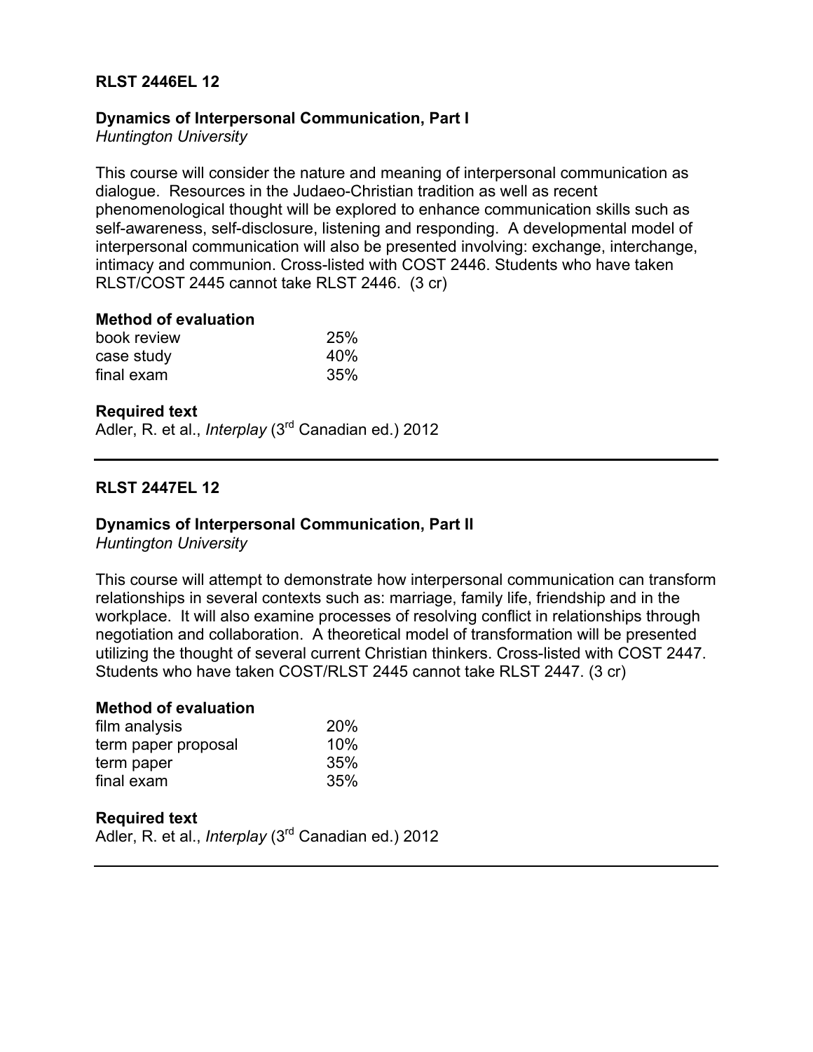### RLST 2446EL 12

**Dynamics of Interpersonal Communication, Part I**
*Huntington University*

This course will consider the nature and meaning of interpersonal communication as dialogue. Resources in the Judaeo-Christian tradition as well as recent phenomenological thought will be explored to enhance communication skills such as self-awareness, self-disclosure, listening and responding. A developmental model of interpersonal communication will also be presented involving: exchange, interchange, intimacy and communion. Cross-listed with COST 2446. Students who have taken RLST/COST 2445 cannot take RLST 2446. (3 cr)

**Method of evaluation**

| | |
|---|---|
| book review | 25% |
| case study | 40% |
| final exam | 35% |

**Required text**
Adler, R. et al., *Interplay* (3rd Canadian ed.) 2012

---

### RLST 2447EL 12

**Dynamics of Interpersonal Communication, Part II**
*Huntington University*

This course will attempt to demonstrate how interpersonal communication can transform relationships in several contexts such as: marriage, family life, friendship and in the workplace. It will also examine processes of resolving conflict in relationships through negotiation and collaboration. A theoretical model of transformation will be presented utilizing the thought of several current Christian thinkers. Cross-listed with COST 2447. Students who have taken COST/RLST 2445 cannot take RLST 2447. (3 cr)

**Method of evaluation**

| | |
|---|---|
| film analysis | 20% |
| term paper proposal | 10% |
| term paper | 35% |
| final exam | 35% |

**Required text**
Adler, R. et al., *Interplay* (3rd Canadian ed.) 2012

---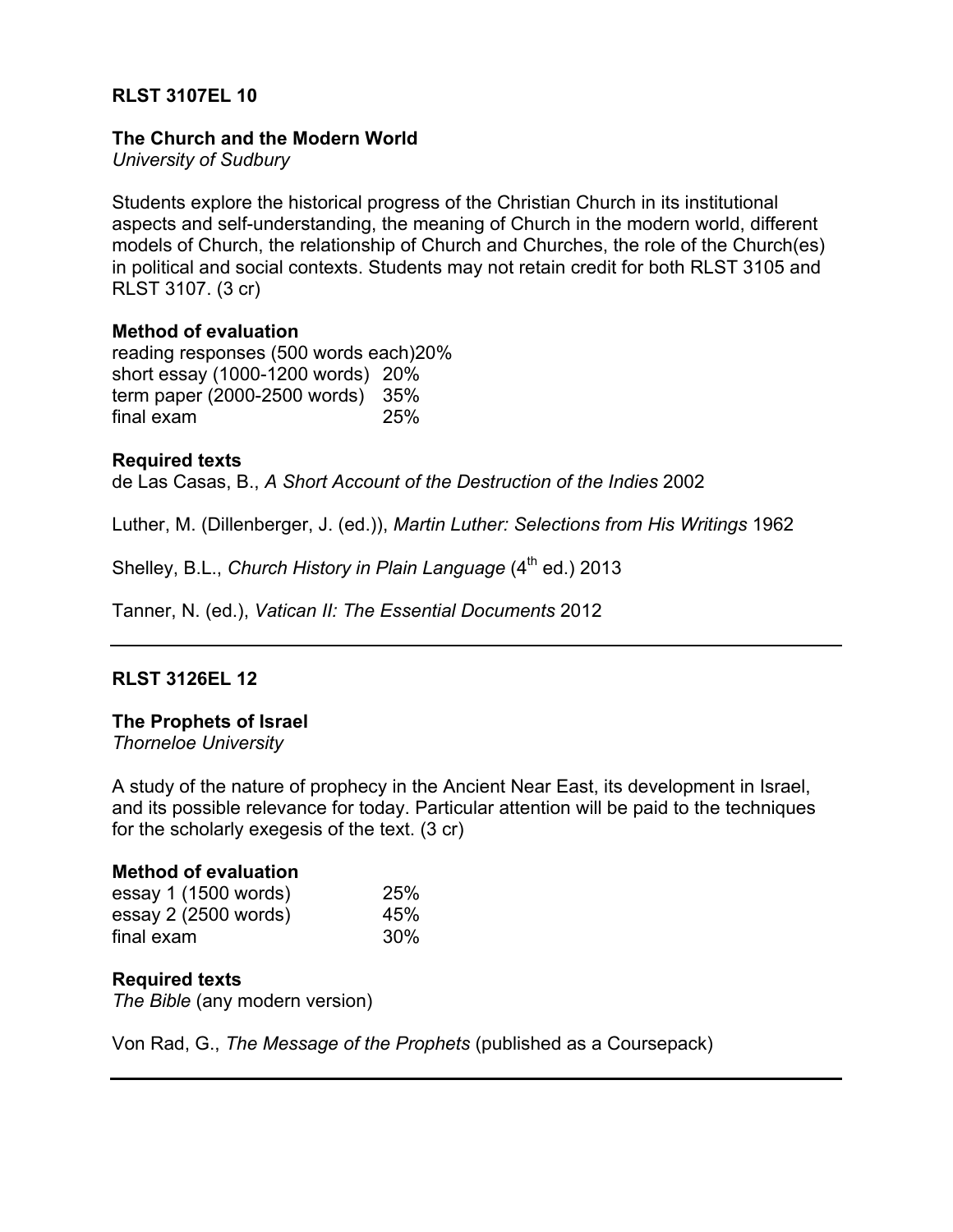**RLST 3107EL 10**

**The Church and the Modern World**
*University of Sudbury*

Students explore the historical progress of the Christian Church in its institutional aspects and self-understanding, the meaning of Church in the modern world, different models of Church, the relationship of Church and Churches, the role of the Church(es) in political and social contexts. Students may not retain credit for both RLST 3105 and RLST 3107. (3 cr)

**Method of evaluation**

| | |
|---|---|
| reading responses (500 words each) | 20% |
| short essay (1000-1200 words) | 20% |
| term paper (2000-2500 words) | 35% |
| final exam | 25% |

**Required texts**

de Las Casas, B., *A Short Account of the Destruction of the Indies* 2002

Luther, M. (Dillenberger, J. (ed.)), *Martin Luther: Selections from His Writings* 1962

Shelley, B.L., *Church History in Plain Language* (4th ed.) 2013

Tanner, N. (ed.), *Vatican II: The Essential Documents* 2012

---

**RLST 3126EL 12**

**The Prophets of Israel**
*Thorneloe University*

A study of the nature of prophecy in the Ancient Near East, its development in Israel, and its possible relevance for today. Particular attention will be paid to the techniques for the scholarly exegesis of the text. (3 cr)

**Method of evaluation**

| | |
|---|---|
| essay 1 (1500 words) | 25% |
| essay 2 (2500 words) | 45% |
| final exam | 30% |

**Required texts**

*The Bible* (any modern version)

Von Rad, G., *The Message of the Prophets* (published as a Coursepack)

---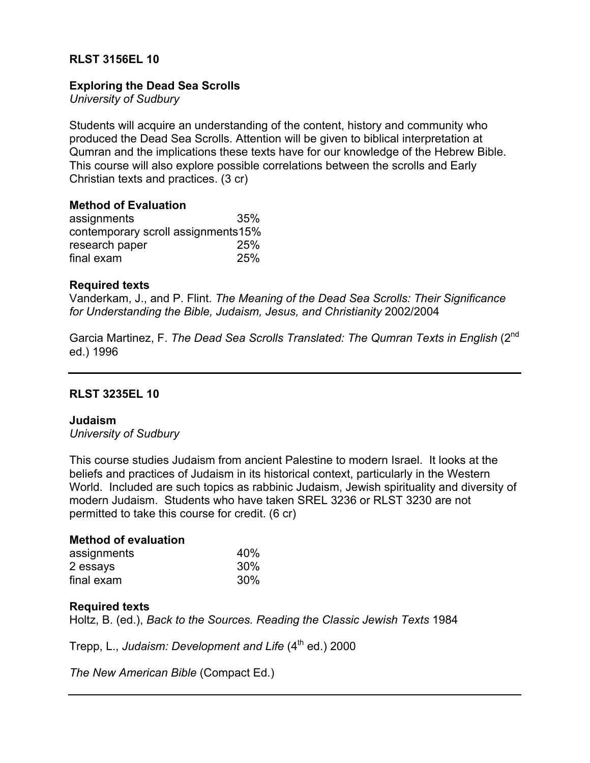**RLST 3156EL 10**

**Exploring the Dead Sea Scrolls**
*University of Sudbury*

Students will acquire an understanding of the content, history and community who produced the Dead Sea Scrolls. Attention will be given to biblical interpretation at Qumran and the implications these texts have for our knowledge of the Hebrew Bible. This course will also explore possible correlations between the scrolls and Early Christian texts and practices. (3 cr)

**Method of Evaluation**

| | |
|---|---|
| assignments | 35% |
| contemporary scroll assignments | 15% |
| research paper | 25% |
| final exam | 25% |

**Required texts**

Vanderkam, J., and P. Flint. *The Meaning of the Dead Sea Scrolls: Their Significance for Understanding the Bible, Judaism, Jesus, and Christianity* 2002/2004

Garcia Martinez, F. *The Dead Sea Scrolls Translated: The Qumran Texts in English* (2nd ed.) 1996

---

**RLST 3235EL 10**

**Judaism**
*University of Sudbury*

This course studies Judaism from ancient Palestine to modern Israel. It looks at the beliefs and practices of Judaism in its historical context, particularly in the Western World. Included are such topics as rabbinic Judaism, Jewish spirituality and diversity of modern Judaism. Students who have taken SREL 3236 or RLST 3230 are not permitted to take this course for credit. (6 cr)

**Method of evaluation**

| | |
|---|---|
| assignments | 40% |
| 2 essays | 30% |
| final exam | 30% |

**Required texts**

Holtz, B. (ed.), *Back to the Sources. Reading the Classic Jewish Texts* 1984

Trepp, L., *Judaism: Development and Life* (4th ed.) 2000

*The New American Bible* (Compact Ed.)

---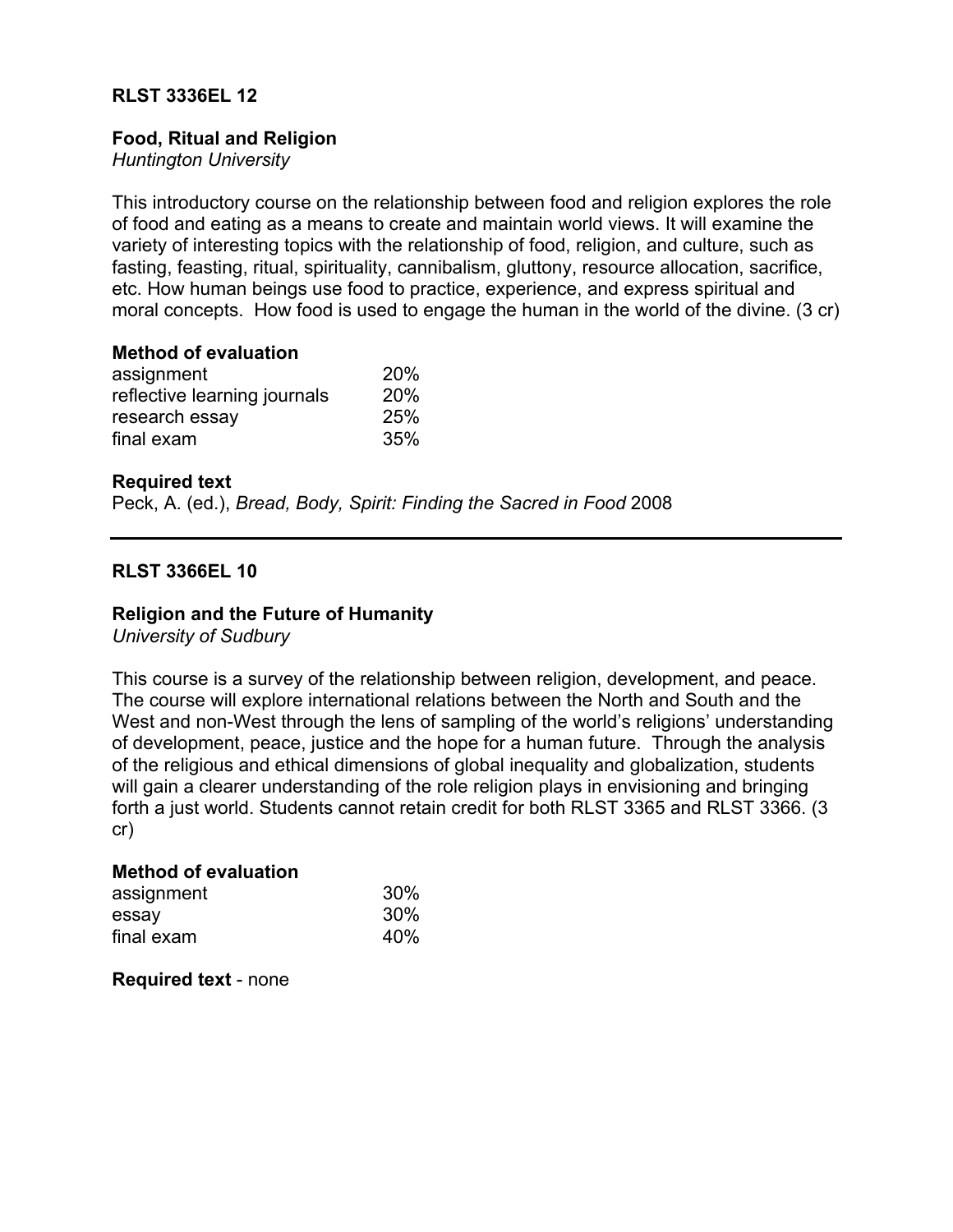**RLST 3336EL 12**

**Food, Ritual and Religion**
*Huntington University*

This introductory course on the relationship between food and religion explores the role of food and eating as a means to create and maintain world views. It will examine the variety of interesting topics with the relationship of food, religion, and culture, such as fasting, feasting, ritual, spirituality, cannibalism, gluttony, resource allocation, sacrifice, etc. How human beings use food to practice, experience, and express spiritual and moral concepts. How food is used to engage the human in the world of the divine. (3 cr)

**Method of evaluation**

| | |
|---|---|
| assignment | 20% |
| reflective learning journals | 20% |
| research essay | 25% |
| final exam | 35% |

**Required text**
Peck, A. (ed.), *Bread, Body, Spirit: Finding the Sacred in Food* 2008

---

**RLST 3366EL 10**

**Religion and the Future of Humanity**
*University of Sudbury*

This course is a survey of the relationship between religion, development, and peace. The course will explore international relations between the North and South and the West and non-West through the lens of sampling of the world's religions' understanding of development, peace, justice and the hope for a human future. Through the analysis of the religious and ethical dimensions of global inequality and globalization, students will gain a clearer understanding of the role religion plays in envisioning and bringing forth a just world. Students cannot retain credit for both RLST 3365 and RLST 3366. (3 cr)

**Method of evaluation**

| | |
|---|---|
| assignment | 30% |
| essay | 30% |
| final exam | 40% |

**Required text** - none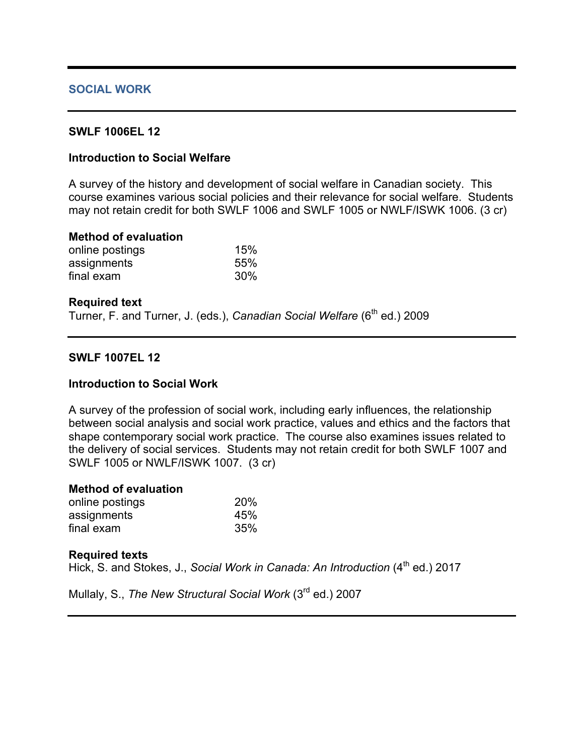## SOCIAL WORK

### SWLF 1006EL 12

### Introduction to Social Welfare

A survey of the history and development of social welfare in Canadian society. This course examines various social policies and their relevance for social welfare. Students may not retain credit for both SWLF 1006 and SWLF 1005 or NWLF/ISWK 1006. (3 cr)

**Method of evaluation**

| | |
|---|---|
| online postings | 15% |
| assignments | 55% |
| final exam | 30% |

**Required text**

Turner, F. and Turner, J. (eds.), *Canadian Social Welfare* (6th ed.) 2009

### SWLF 1007EL 12

### Introduction to Social Work

A survey of the profession of social work, including early influences, the relationship between social analysis and social work practice, values and ethics and the factors that shape contemporary social work practice. The course also examines issues related to the delivery of social services. Students may not retain credit for both SWLF 1007 and SWLF 1005 or NWLF/ISWK 1007. (3 cr)

**Method of evaluation**

| | |
|---|---|
| online postings | 20% |
| assignments | 45% |
| final exam | 35% |

**Required texts**

Hick, S. and Stokes, J., *Social Work in Canada: An Introduction* (4th ed.) 2017

Mullaly, S., *The New Structural Social Work* (3rd ed.) 2007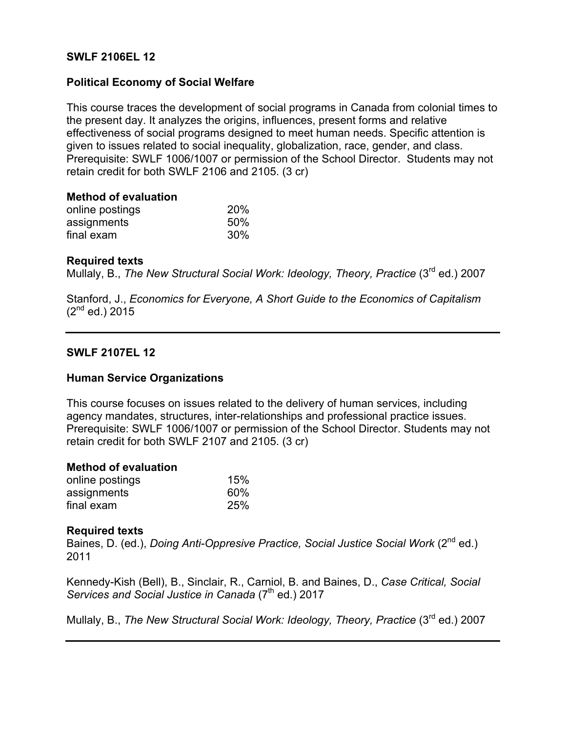**SWLF 2106EL 12**

**Political Economy of Social Welfare**

This course traces the development of social programs in Canada from colonial times to the present day. It analyzes the origins, influences, present forms and relative effectiveness of social programs designed to meet human needs. Specific attention is given to issues related to social inequality, globalization, race, gender, and class. Prerequisite: SWLF 1006/1007 or permission of the School Director. Students may not retain credit for both SWLF 2106 and 2105. (3 cr)

**Method of evaluation**

| | |
|---|---|
| online postings | 20% |
| assignments | 50% |
| final exam | 30% |

**Required texts**

Mullaly, B., *The New Structural Social Work: Ideology, Theory, Practice* (3rd ed.) 2007

Stanford, J., *Economics for Everyone, A Short Guide to the Economics of Capitalism* (2nd ed.) 2015

---

**SWLF 2107EL 12**

**Human Service Organizations**

This course focuses on issues related to the delivery of human services, including agency mandates, structures, inter-relationships and professional practice issues. Prerequisite: SWLF 1006/1007 or permission of the School Director. Students may not retain credit for both SWLF 2107 and 2105. (3 cr)

**Method of evaluation**

| | |
|---|---|
| online postings | 15% |
| assignments | 60% |
| final exam | 25% |

**Required texts**

Baines, D. (ed.), *Doing Anti-Oppresive Practice, Social Justice Social Work* (2nd ed.) 2011

Kennedy-Kish (Bell), B., Sinclair, R., Carniol, B. and Baines, D., *Case Critical, Social Services and Social Justice in Canada* (7th ed.) 2017

Mullaly, B., *The New Structural Social Work: Ideology, Theory, Practice* (3rd ed.) 2007

---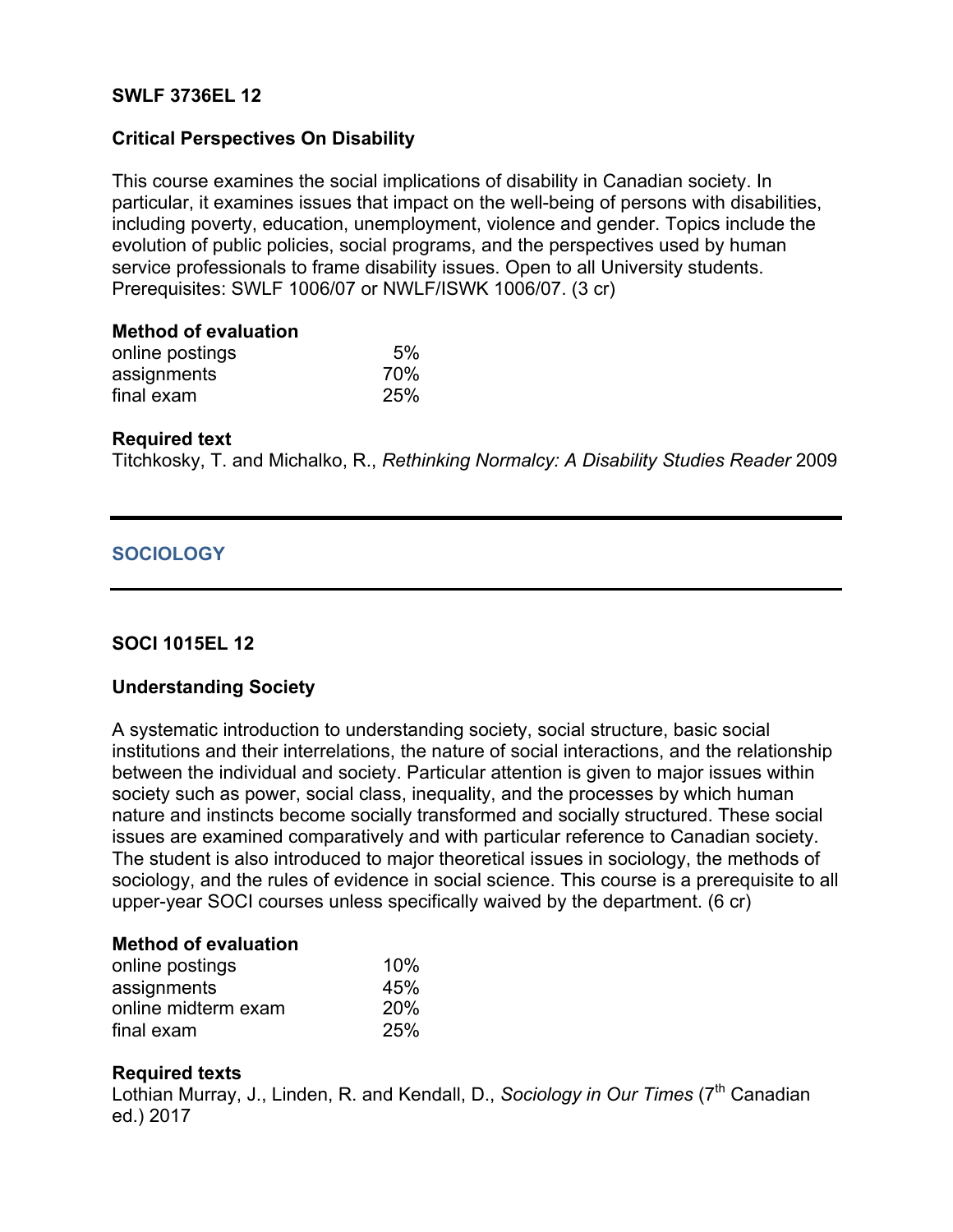**SWLF 3736EL 12**

**Critical Perspectives On Disability**

This course examines the social implications of disability in Canadian society. In particular, it examines issues that impact on the well-being of persons with disabilities, including poverty, education, unemployment, violence and gender. Topics include the evolution of public policies, social programs, and the perspectives used by human service professionals to frame disability issues. Open to all University students. Prerequisites: SWLF 1006/07 or NWLF/ISWK 1006/07. (3 cr)

**Method of evaluation**

| | |
|---|---|
| online postings | 5% |
| assignments | 70% |
| final exam | 25% |

**Required text**

Titchkosky, T. and Michalko, R., *Rethinking Normalcy: A Disability Studies Reader* 2009

---

## SOCIOLOGY

---

**SOCI 1015EL 12**

**Understanding Society**

A systematic introduction to understanding society, social structure, basic social institutions and their interrelations, the nature of social interactions, and the relationship between the individual and society. Particular attention is given to major issues within society such as power, social class, inequality, and the processes by which human nature and instincts become socially transformed and socially structured. These social issues are examined comparatively and with particular reference to Canadian society. The student is also introduced to major theoretical issues in sociology, the methods of sociology, and the rules of evidence in social science. This course is a prerequisite to all upper-year SOCI courses unless specifically waived by the department. (6 cr)

**Method of evaluation**

| | |
|---|---|
| online postings | 10% |
| assignments | 45% |
| online midterm exam | 20% |
| final exam | 25% |

**Required texts**

Lothian Murray, J., Linden, R. and Kendall, D., *Sociology in Our Times* (7th Canadian ed.) 2017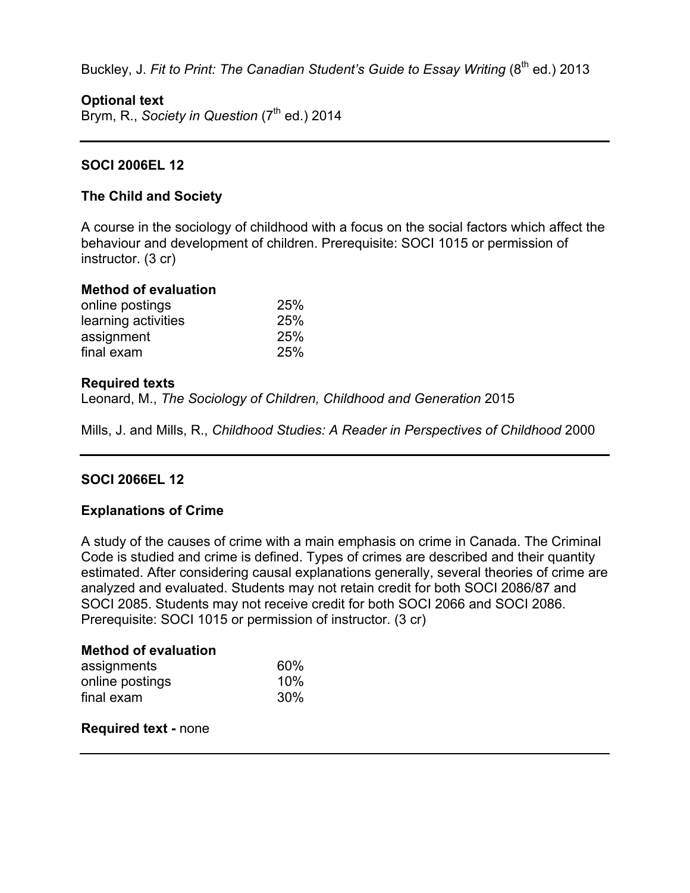Buckley, J. *Fit to Print: The Canadian Student's Guide to Essay Writing* (8th ed.) 2013

**Optional text**
Brym, R., *Society in Question* (7th ed.) 2014

---

**SOCI 2006EL 12**

**The Child and Society**

A course in the sociology of childhood with a focus on the social factors which affect the behaviour and development of children. Prerequisite: SOCI 1015 or permission of instructor. (3 cr)

**Method of evaluation**

| | |
|---|---|
| online postings | 25% |
| learning activities | 25% |
| assignment | 25% |
| final exam | 25% |

**Required texts**
Leonard, M., *The Sociology of Children, Childhood and Generation* 2015

Mills, J. and Mills, R., *Childhood Studies: A Reader in Perspectives of Childhood* 2000

---

**SOCI 2066EL 12**

**Explanations of Crime**

A study of the causes of crime with a main emphasis on crime in Canada. The Criminal Code is studied and crime is defined. Types of crimes are described and their quantity estimated. After considering causal explanations generally, several theories of crime are analyzed and evaluated. Students may not retain credit for both SOCI 2086/87 and SOCI 2085. Students may not receive credit for both SOCI 2066 and SOCI 2086. Prerequisite: SOCI 1015 or permission of instructor. (3 cr)

**Method of evaluation**

| | |
|---|---|
| assignments | 60% |
| online postings | 10% |
| final exam | 30% |

**Required text -** none

---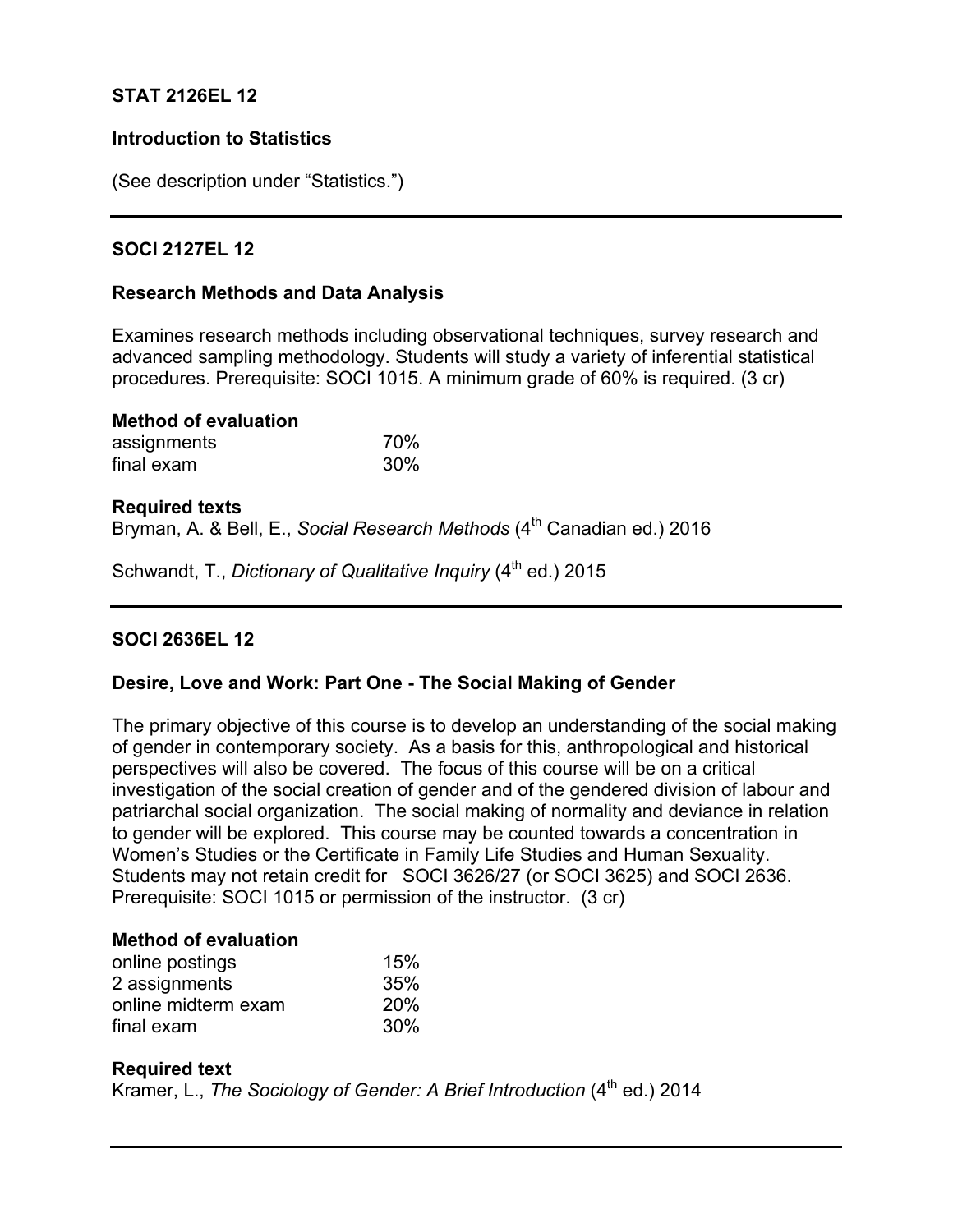**STAT 2126EL 12**

**Introduction to Statistics**

(See description under "Statistics.")

---

**SOCI 2127EL 12**

**Research Methods and Data Analysis**

Examines research methods including observational techniques, survey research and advanced sampling methodology. Students will study a variety of inferential statistical procedures. Prerequisite: SOCI 1015. A minimum grade of 60% is required. (3 cr)

**Method of evaluation**

| | |
|---|---|
| assignments | 70% |
| final exam | 30% |

**Required texts**

Bryman, A. & Bell, E., *Social Research Methods* (4th Canadian ed.) 2016

Schwandt, T., *Dictionary of Qualitative Inquiry* (4th ed.) 2015

---

**SOCI 2636EL 12**

**Desire, Love and Work: Part One - The Social Making of Gender**

The primary objective of this course is to develop an understanding of the social making of gender in contemporary society. As a basis for this, anthropological and historical perspectives will also be covered. The focus of this course will be on a critical investigation of the social creation of gender and of the gendered division of labour and patriarchal social organization. The social making of normality and deviance in relation to gender will be explored. This course may be counted towards a concentration in Women's Studies or the Certificate in Family Life Studies and Human Sexuality. Students may not retain credit for SOCI 3626/27 (or SOCI 3625) and SOCI 2636. Prerequisite: SOCI 1015 or permission of the instructor. (3 cr)

**Method of evaluation**

| | |
|---|---|
| online postings | 15% |
| 2 assignments | 35% |
| online midterm exam | 20% |
| final exam | 30% |

**Required text**

Kramer, L., *The Sociology of Gender: A Brief Introduction* (4th ed.) 2014

---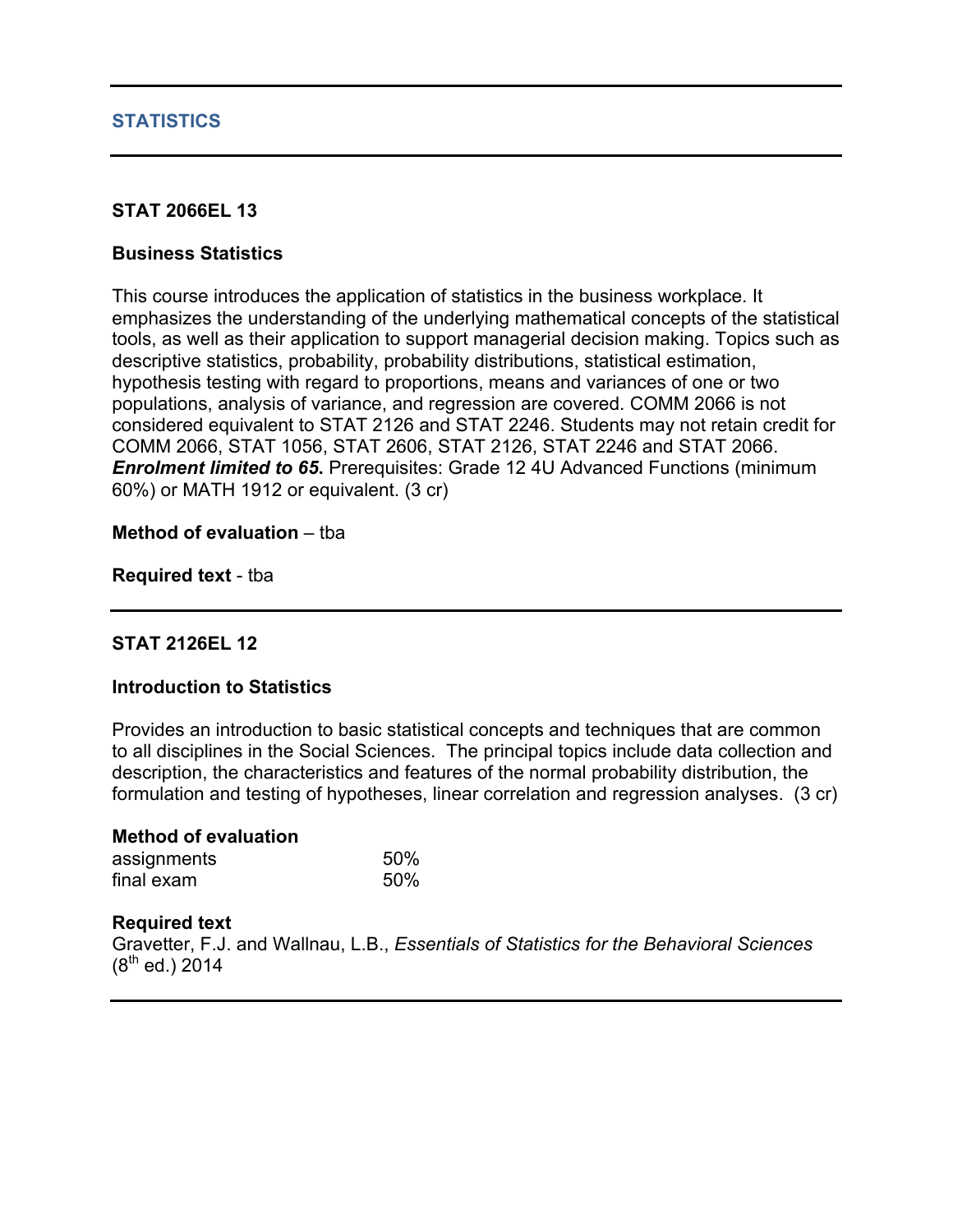## STATISTICS

### STAT 2066EL 13

**Business Statistics**

This course introduces the application of statistics in the business workplace. It emphasizes the understanding of the underlying mathematical concepts of the statistical tools, as well as their application to support managerial decision making. Topics such as descriptive statistics, probability, probability distributions, statistical estimation, hypothesis testing with regard to proportions, means and variances of one or two populations, analysis of variance, and regression are covered. COMM 2066 is not considered equivalent to STAT 2126 and STAT 2246. Students may not retain credit for COMM 2066, STAT 1056, STAT 2606, STAT 2126, STAT 2246 and STAT 2066. ***Enrolment limited to 65*.** Prerequisites: Grade 12 4U Advanced Functions (minimum 60%) or MATH 1912 or equivalent. (3 cr)

**Method of evaluation** – tba

**Required text** - tba

### STAT 2126EL 12

**Introduction to Statistics**

Provides an introduction to basic statistical concepts and techniques that are common to all disciplines in the Social Sciences. The principal topics include data collection and description, the characteristics and features of the normal probability distribution, the formulation and testing of hypotheses, linear correlation and regression analyses. (3 cr)

**Method of evaluation**

| | |
|---|---|
| assignments | 50% |
| final exam | 50% |

**Required text**

Gravetter, F.J. and Wallnau, L.B., *Essentials of Statistics for the Behavioral Sciences* (8th ed.) 2014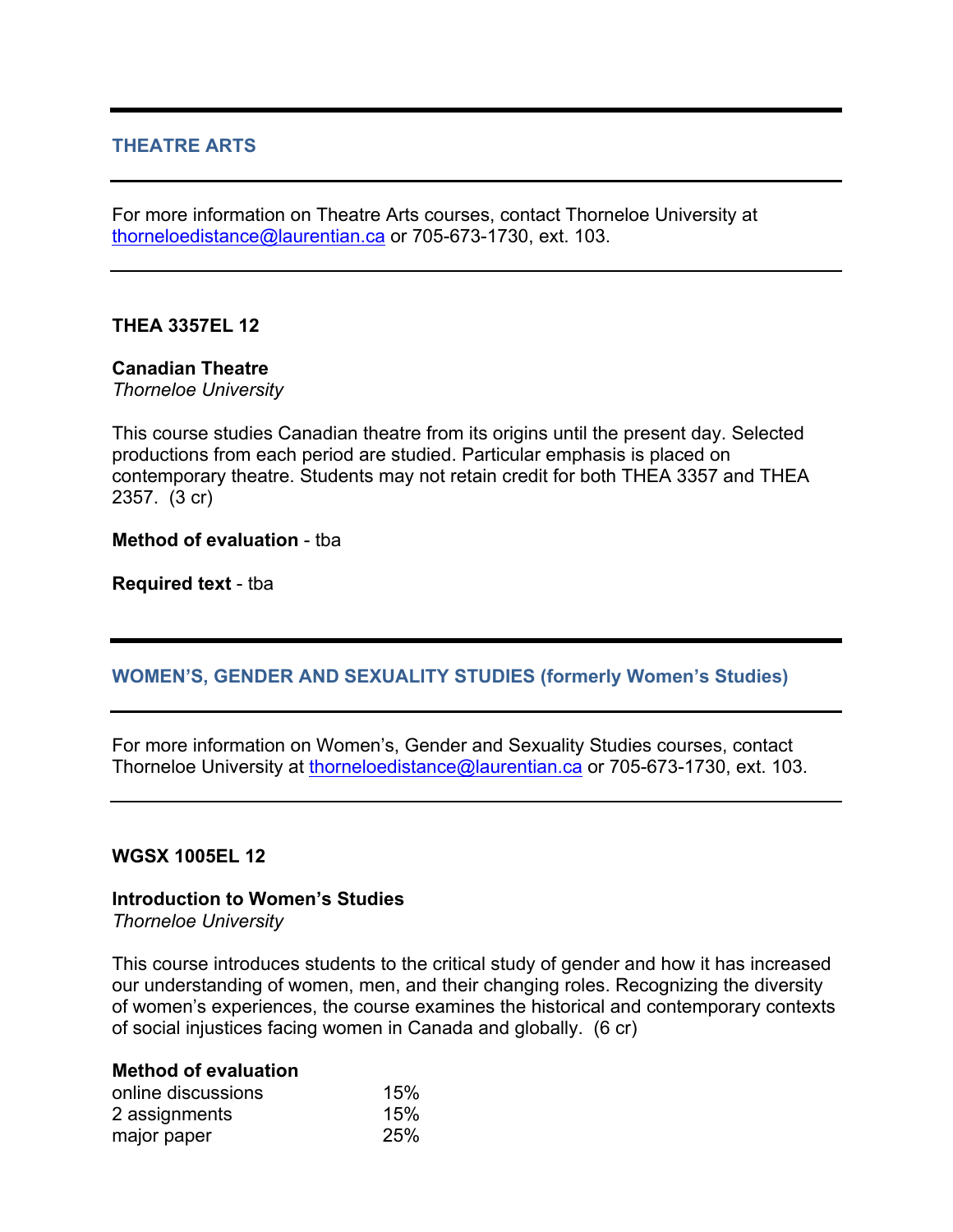## THEATRE ARTS

For more information on Theatre Arts courses, contact Thorneloe University at thorneloedistance@laurentian.ca or 705-673-1730, ext. 103.

### THEA 3357EL 12

**Canadian Theatre**
*Thorneloe University*

This course studies Canadian theatre from its origins until the present day. Selected productions from each period are studied. Particular emphasis is placed on contemporary theatre. Students may not retain credit for both THEA 3357 and THEA 2357. (3 cr)

**Method of evaluation** - tba

**Required text** - tba

## WOMEN'S, GENDER AND SEXUALITY STUDIES (formerly Women's Studies)

For more information on Women's, Gender and Sexuality Studies courses, contact Thorneloe University at thorneloedistance@laurentian.ca or 705-673-1730, ext. 103.

### WGSX 1005EL 12

**Introduction to Women's Studies**
*Thorneloe University*

This course introduces students to the critical study of gender and how it has increased our understanding of women, men, and their changing roles. Recognizing the diversity of women's experiences, the course examines the historical and contemporary contexts of social injustices facing women in Canada and globally. (6 cr)

**Method of evaluation**

| | |
|---|---|
| online discussions | 15% |
| 2 assignments | 15% |
| major paper | 25% |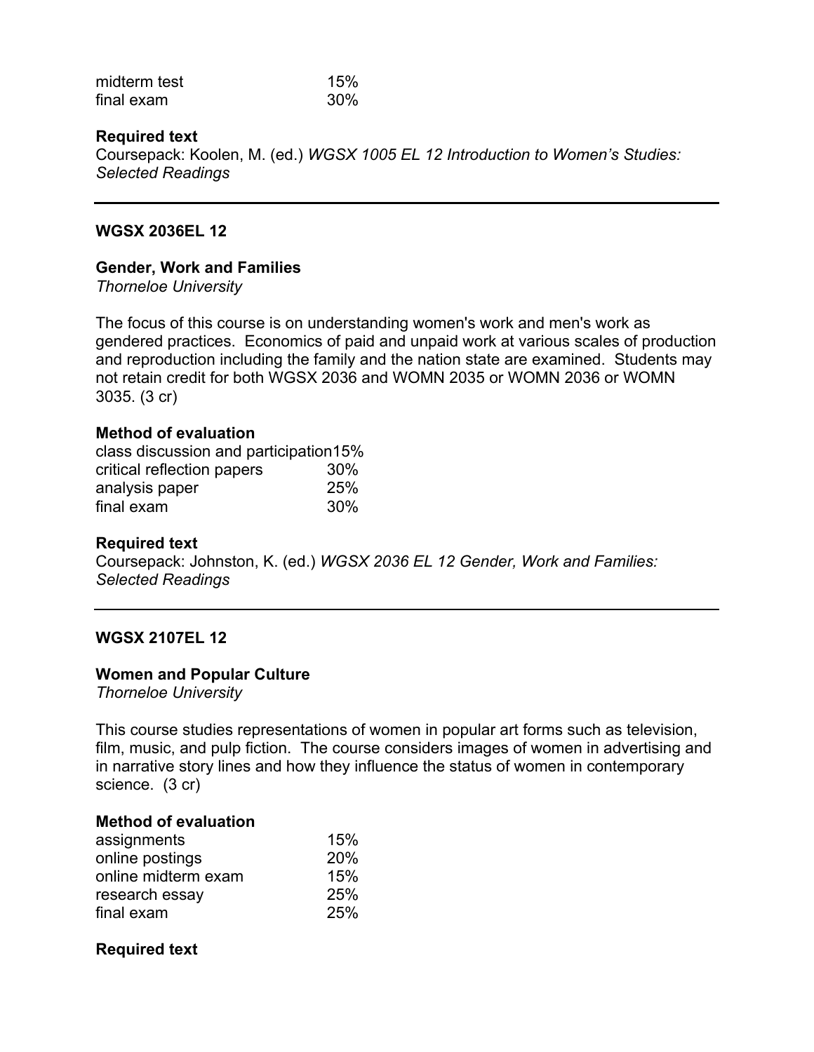| | |
|---|---|
| midterm test | 15% |
| final exam | 30% |

**Required text**
Coursepack: Koolen, M. (ed.) *WGSX 1005 EL 12 Introduction to Women's Studies: Selected Readings*

---

**WGSX 2036EL 12**

**Gender, Work and Families**
*Thorneloe University*

The focus of this course is on understanding women's work and men's work as gendered practices. Economics of paid and unpaid work at various scales of production and reproduction including the family and the nation state are examined. Students may not retain credit for both WGSX 2036 and WOMN 2035 or WOMN 2036 or WOMN 3035. (3 cr)

**Method of evaluation**

| | |
|---|---|
| class discussion and participation | 15% |
| critical reflection papers | 30% |
| analysis paper | 25% |
| final exam | 30% |

**Required text**
Coursepack: Johnston, K. (ed.) *WGSX 2036 EL 12 Gender, Work and Families: Selected Readings*

---

**WGSX 2107EL 12**

**Women and Popular Culture**
*Thorneloe University*

This course studies representations of women in popular art forms such as television, film, music, and pulp fiction. The course considers images of women in advertising and in narrative story lines and how they influence the status of women in contemporary science. (3 cr)

**Method of evaluation**

| | |
|---|---|
| assignments | 15% |
| online postings | 20% |
| online midterm exam | 15% |
| research essay | 25% |
| final exam | 25% |

**Required text**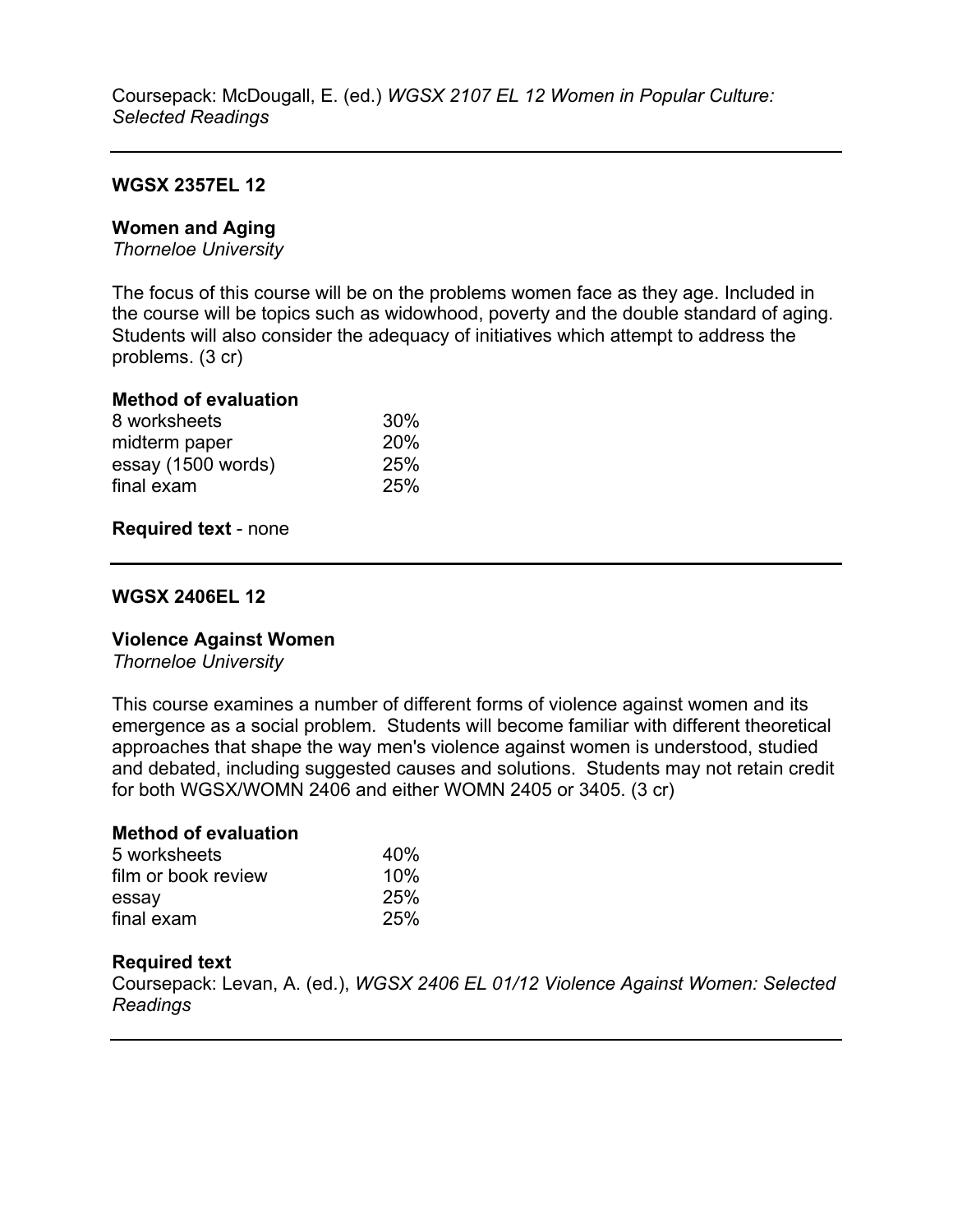Coursepack: McDougall, E. (ed.) *WGSX 2107 EL 12 Women in Popular Culture: Selected Readings*

---

**WGSX 2357EL 12**

**Women and Aging**
*Thorneloe University*

The focus of this course will be on the problems women face as they age. Included in the course will be topics such as widowhood, poverty and the double standard of aging. Students will also consider the adequacy of initiatives which attempt to address the problems. (3 cr)

**Method of evaluation**

| | |
|---|---|
| 8 worksheets | 30% |
| midterm paper | 20% |
| essay (1500 words) | 25% |
| final exam | 25% |

**Required text** - none

---

**WGSX 2406EL 12**

**Violence Against Women**
*Thorneloe University*

This course examines a number of different forms of violence against women and its emergence as a social problem. Students will become familiar with different theoretical approaches that shape the way men's violence against women is understood, studied and debated, including suggested causes and solutions. Students may not retain credit for both WGSX/WOMN 2406 and either WOMN 2405 or 3405. (3 cr)

**Method of evaluation**

| | |
|---|---|
| 5 worksheets | 40% |
| film or book review | 10% |
| essay | 25% |
| final exam | 25% |

**Required text**
Coursepack: Levan, A. (ed.), *WGSX 2406 EL 01/12 Violence Against Women: Selected Readings*

---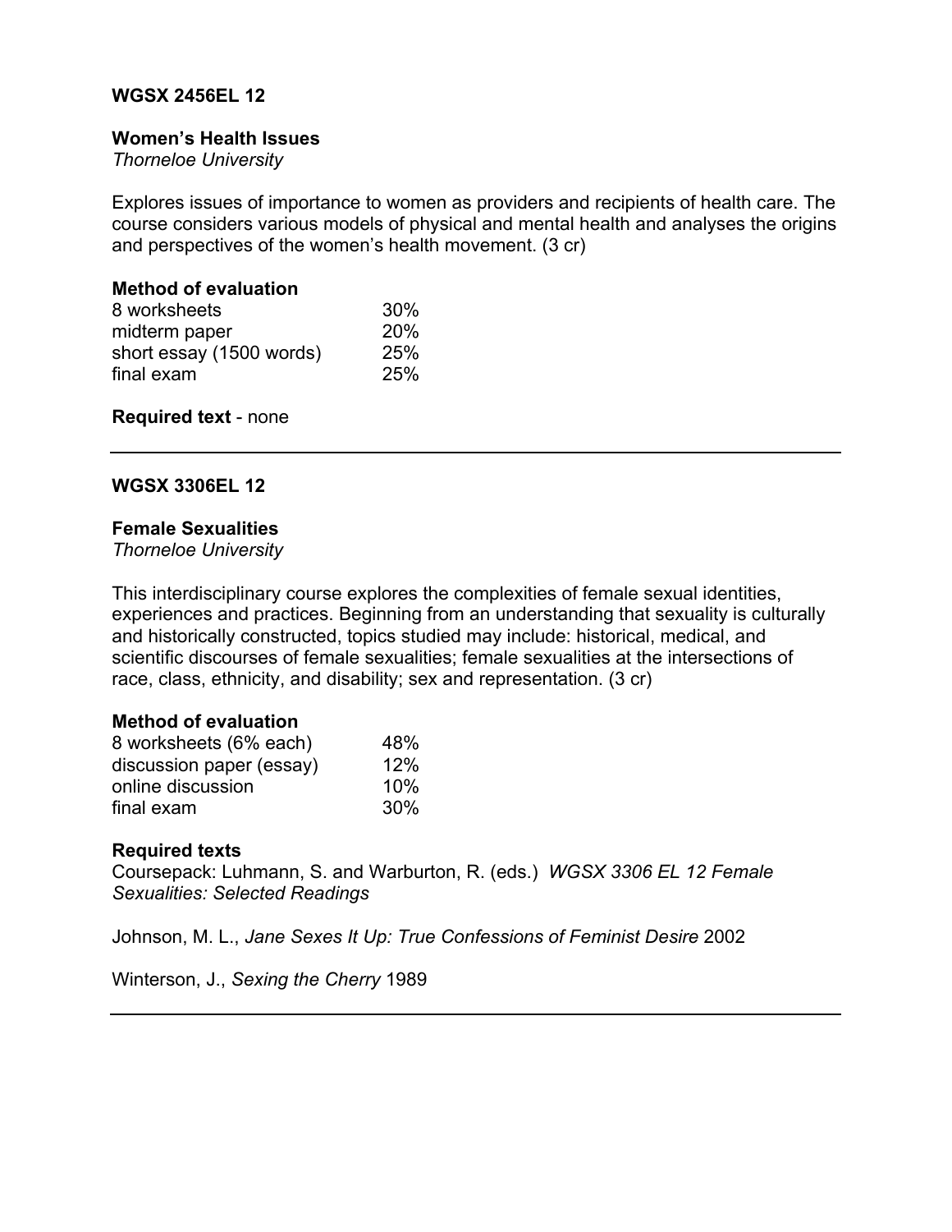**WGSX 2456EL 12**

**Women's Health Issues**
*Thorneloe University*

Explores issues of importance to women as providers and recipients of health care. The course considers various models of physical and mental health and analyses the origins and perspectives of the women's health movement. (3 cr)

**Method of evaluation**

| | |
|---|---|
| 8 worksheets | 30% |
| midterm paper | 20% |
| short essay (1500 words) | 25% |
| final exam | 25% |

**Required text** - none

---

**WGSX 3306EL 12**

**Female Sexualities**
*Thorneloe University*

This interdisciplinary course explores the complexities of female sexual identities, experiences and practices. Beginning from an understanding that sexuality is culturally and historically constructed, topics studied may include: historical, medical, and scientific discourses of female sexualities; female sexualities at the intersections of race, class, ethnicity, and disability; sex and representation. (3 cr)

**Method of evaluation**

| | |
|---|---|
| 8 worksheets (6% each) | 48% |
| discussion paper (essay) | 12% |
| online discussion | 10% |
| final exam | 30% |

**Required texts**

Coursepack: Luhmann, S. and Warburton, R. (eds.) *WGSX 3306 EL 12 Female Sexualities: Selected Readings*

Johnson, M. L., *Jane Sexes It Up: True Confessions of Feminist Desire* 2002

Winterson, J., *Sexing the Cherry* 1989

---